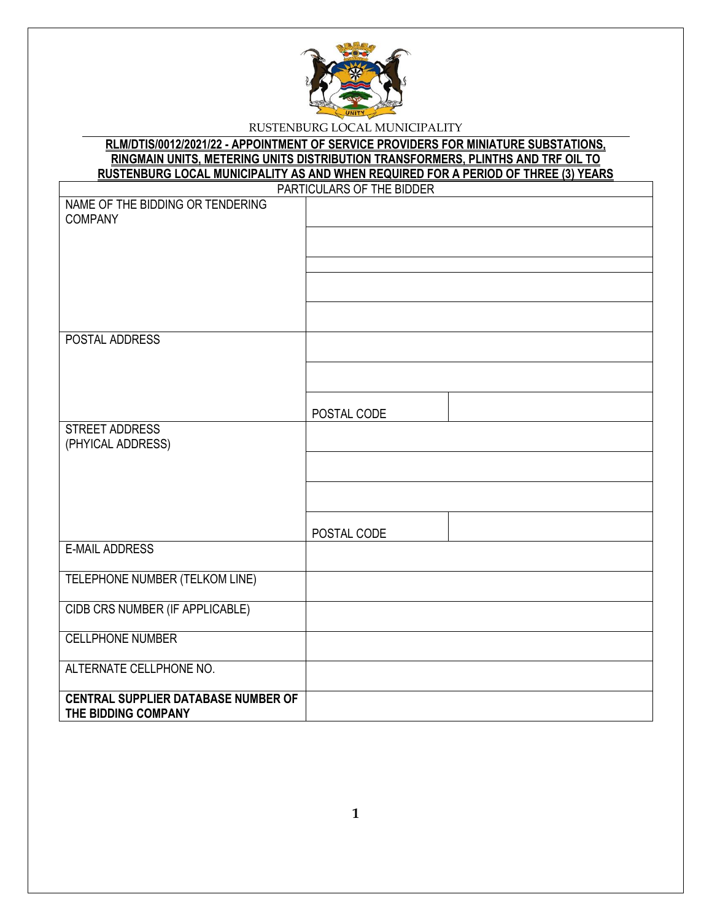RUSTENBURG LOCAL MUNICIPALITY

**RLM/DTIS/0012/2021/22 - APPOINTMENT OF SERVICE PROVIDERS FOR MINIATURE SUBSTATIONS, RINGMAIN UNITS, METERING UNITS DISTRIBUTION TRANSFORMERS, PLINTHS AND TRF OIL TO RUSTENBURG LOCAL MUNICIPALITY AS AND WHEN REQUIRED FOR A PERIOD OF THREE (3) YEARS**

| PARTICULARS OF THE BIDDER | | |
|---|---|---|
| NAME OF THE BIDDING OR TENDERING COMPANY | | |
| | | |
| | | |
| | | |
| | | |
| POSTAL ADDRESS | | |
| | | |
| | POSTAL CODE | |
| STREET ADDRESS (PHYICAL ADDRESS) | | |
| | | |
| | | |
| | POSTAL CODE | |
| E-MAIL ADDRESS | | |
| TELEPHONE NUMBER (TELKOM LINE) | | |
| CIDB CRS NUMBER (IF APPLICABLE) | | |
| CELLPHONE NUMBER | | |
| ALTERNATE CELLPHONE NO. | | |
| **CENTRAL SUPPLIER DATABASE NUMBER OF THE BIDDING COMPANY** | | |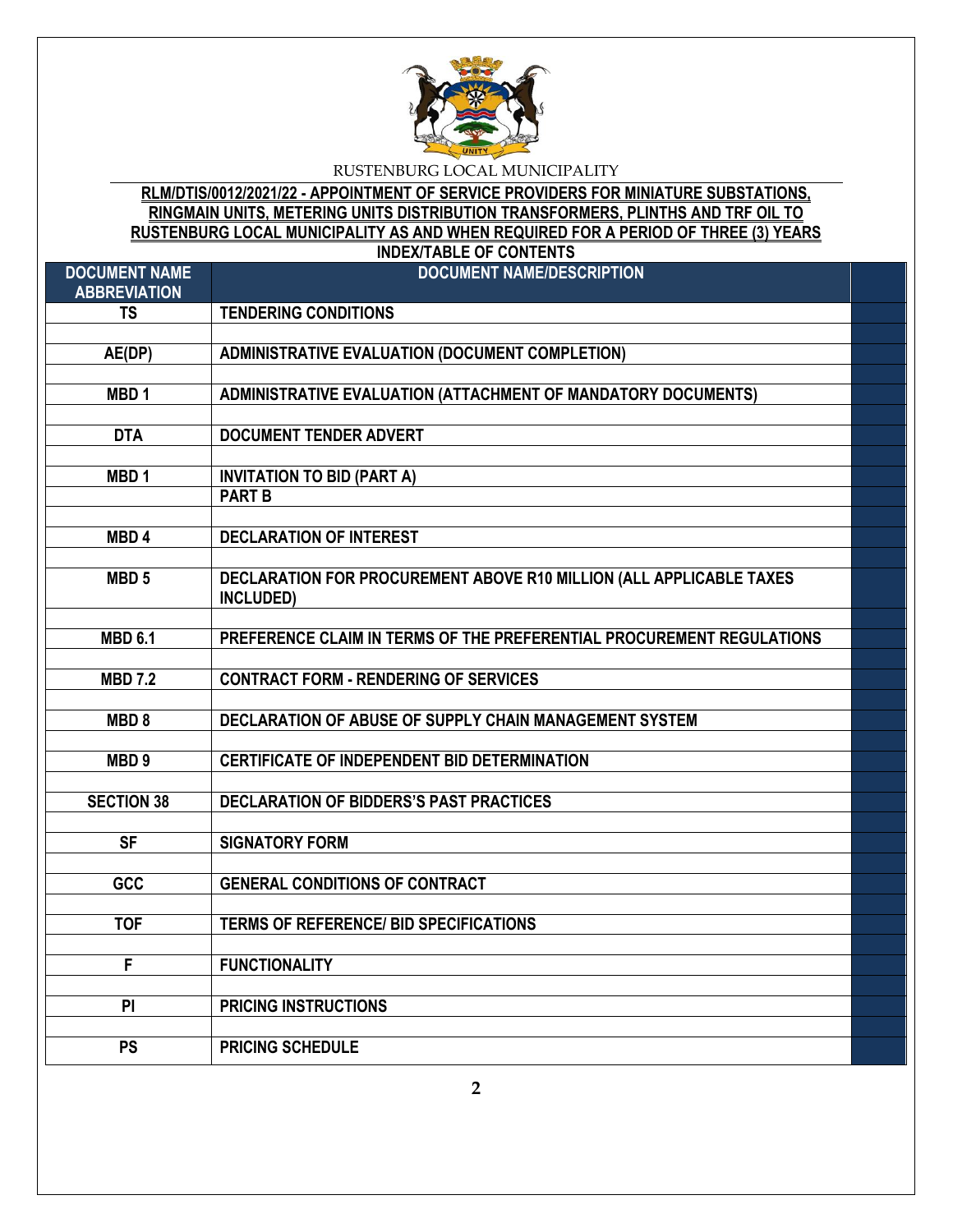RUSTENBURG LOCAL MUNICIPALITY

**RLM/DTIS/0012/2021/22 - APPOINTMENT OF SERVICE PROVIDERS FOR MINIATURE SUBSTATIONS, RINGMAIN UNITS, METERING UNITS DISTRIBUTION TRANSFORMERS, PLINTHS AND TRF OIL TO RUSTENBURG LOCAL MUNICIPALITY AS AND WHEN REQUIRED FOR A PERIOD OF THREE (3) YEARS**

**INDEX/TABLE OF CONTENTS**

| DOCUMENT NAME ABBREVIATION | DOCUMENT NAME/DESCRIPTION | |
|---|---|---|
| TS | TENDERING CONDITIONS | |
| | | |
| AE(DP) | ADMINISTRATIVE EVALUATION (DOCUMENT COMPLETION) | |
| | | |
| MBD 1 | ADMINISTRATIVE EVALUATION (ATTACHMENT OF MANDATORY DOCUMENTS) | |
| | | |
| DTA | DOCUMENT TENDER ADVERT | |
| | | |
| MBD 1 | INVITATION TO BID (PART A) | |
| | PART B | |
| | | |
| MBD 4 | DECLARATION OF INTEREST | |
| | | |
| MBD 5 | DECLARATION FOR PROCUREMENT ABOVE R10 MILLION (ALL APPLICABLE TAXES INCLUDED) | |
| | | |
| MBD 6.1 | PREFERENCE CLAIM IN TERMS OF THE PREFERENTIAL PROCUREMENT REGULATIONS | |
| | | |
| MBD 7.2 | CONTRACT FORM - RENDERING OF SERVICES | |
| | | |
| MBD 8 | DECLARATION OF ABUSE OF SUPPLY CHAIN MANAGEMENT SYSTEM | |
| | | |
| MBD 9 | CERTIFICATE OF INDEPENDENT BID DETERMINATION | |
| | | |
| SECTION 38 | DECLARATION OF BIDDERS'S PAST PRACTICES | |
| | | |
| SF | SIGNATORY FORM | |
| | | |
| GCC | GENERAL CONDITIONS OF CONTRACT | |
| | | |
| TOF | TERMS OF REFERENCE/ BID SPECIFICATIONS | |
| | | |
| F | FUNCTIONALITY | |
| | | |
| PI | PRICING INSTRUCTIONS | |
| | | |
| PS | PRICING SCHEDULE | |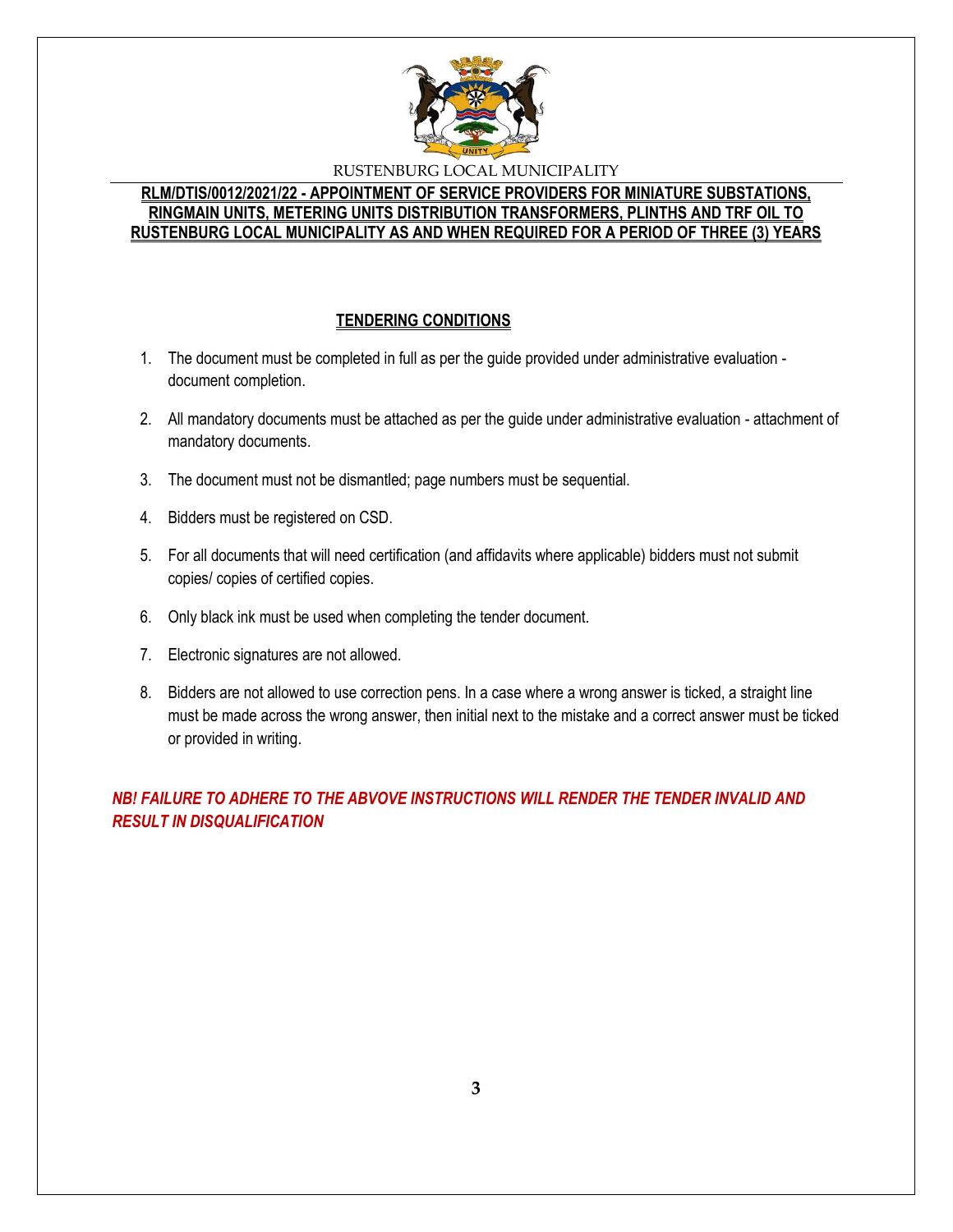RUSTENBURG LOCAL MUNICIPALITY

**RLM/DTIS/0012/2021/22 - APPOINTMENT OF SERVICE PROVIDERS FOR MINIATURE SUBSTATIONS, RINGMAIN UNITS, METERING UNITS DISTRIBUTION TRANSFORMERS, PLINTHS AND TRF OIL TO RUSTENBURG LOCAL MUNICIPALITY AS AND WHEN REQUIRED FOR A PERIOD OF THREE (3) YEARS**

## TENDERING CONDITIONS

1. The document must be completed in full as per the guide provided under administrative evaluation - document completion.
2. All mandatory documents must be attached as per the guide under administrative evaluation - attachment of mandatory documents.
3. The document must not be dismantled; page numbers must be sequential.
4. Bidders must be registered on CSD.
5. For all documents that will need certification (and affidavits where applicable) bidders must not submit copies/ copies of certified copies.
6. Only black ink must be used when completing the tender document.
7. Electronic signatures are not allowed.
8. Bidders are not allowed to use correction pens. In a case where a wrong answer is ticked, a straight line must be made across the wrong answer, then initial next to the mistake and a correct answer must be ticked or provided in writing.

***NB! FAILURE TO ADHERE TO THE ABVOVE INSTRUCTIONS WILL RENDER THE TENDER INVALID AND RESULT IN DISQUALIFICATION***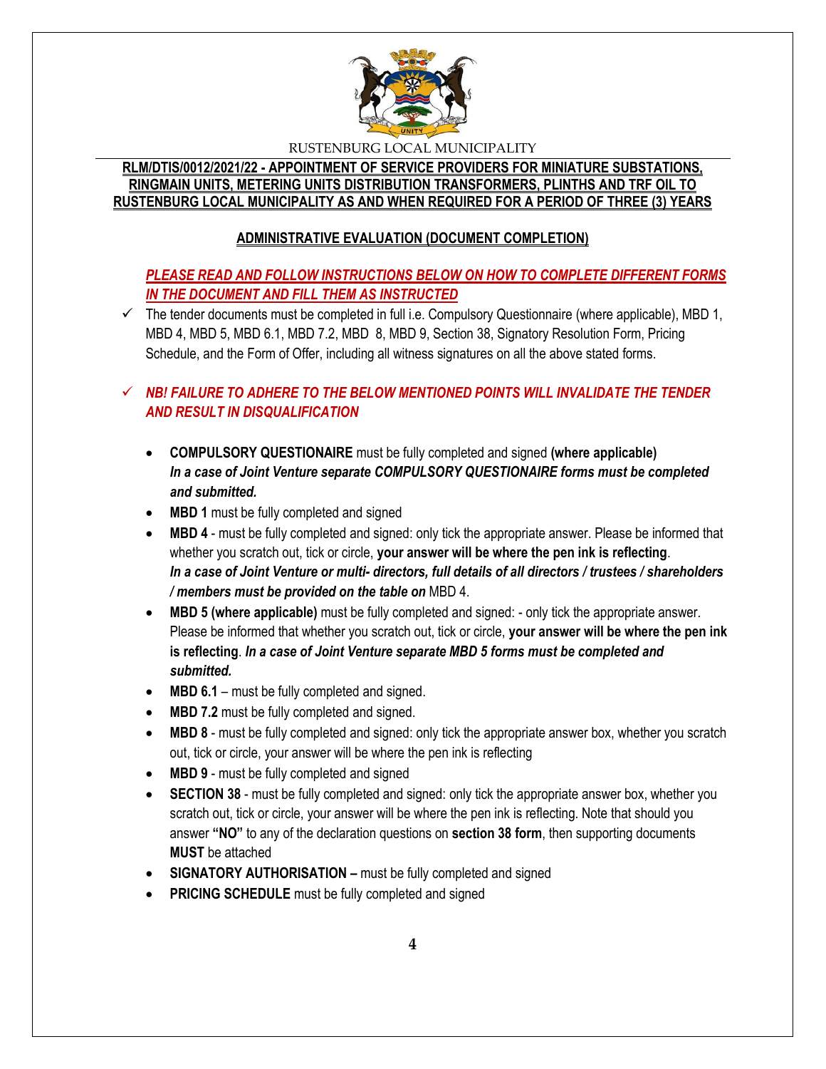RUSTENBURG LOCAL MUNICIPALITY

**RLM/DTIS/0012/2021/22 - APPOINTMENT OF SERVICE PROVIDERS FOR MINIATURE SUBSTATIONS, RINGMAIN UNITS, METERING UNITS DISTRIBUTION TRANSFORMERS, PLINTHS AND TRF OIL TO RUSTENBURG LOCAL MUNICIPALITY AS AND WHEN REQUIRED FOR A PERIOD OF THREE (3) YEARS**

## ADMINISTRATIVE EVALUATION (DOCUMENT COMPLETION)

***PLEASE READ AND FOLLOW INSTRUCTIONS BELOW ON HOW TO COMPLETE DIFFERENT FORMS IN THE DOCUMENT AND FILL THEM AS INSTRUCTED***

- ✓ The tender documents must be completed in full i.e. Compulsory Questionnaire (where applicable), MBD 1, MBD 4, MBD 5, MBD 6.1, MBD 7.2, MBD 8, MBD 9, Section 38, Signatory Resolution Form, Pricing Schedule, and the Form of Offer, including all witness signatures on all the above stated forms.

- ✓ ***NB! FAILURE TO ADHERE TO THE BELOW MENTIONED POINTS WILL INVALIDATE THE TENDER AND RESULT IN DISQUALIFICATION***

  - **COMPULSORY QUESTIONAIRE** must be fully completed and signed **(where applicable)** ***In a case of Joint Venture separate COMPULSORY QUESTIONAIRE forms must be completed and submitted.***
  - **MBD 1** must be fully completed and signed
  - **MBD 4** - must be fully completed and signed: only tick the appropriate answer. Please be informed that whether you scratch out, tick or circle, **your answer will be where the pen ink is reflecting**. ***In a case of Joint Venture or multi- directors, full details of all directors / trustees / shareholders / members must be provided on the table on*** MBD 4.
  - **MBD 5 (where applicable)** must be fully completed and signed: - only tick the appropriate answer. Please be informed that whether you scratch out, tick or circle, **your answer will be where the pen ink is reflecting**. ***In a case of Joint Venture separate MBD 5 forms must be completed and submitted.***
  - **MBD 6.1** – must be fully completed and signed.
  - **MBD 7.2** must be fully completed and signed.
  - **MBD 8** - must be fully completed and signed: only tick the appropriate answer box, whether you scratch out, tick or circle, your answer will be where the pen ink is reflecting
  - **MBD 9** - must be fully completed and signed
  - **SECTION 38** - must be fully completed and signed: only tick the appropriate answer box, whether you scratch out, tick or circle, your answer will be where the pen ink is reflecting. Note that should you answer **"NO"** to any of the declaration questions on **section 38 form**, then supporting documents **MUST** be attached
  - **SIGNATORY AUTHORISATION –** must be fully completed and signed
  - **PRICING SCHEDULE** must be fully completed and signed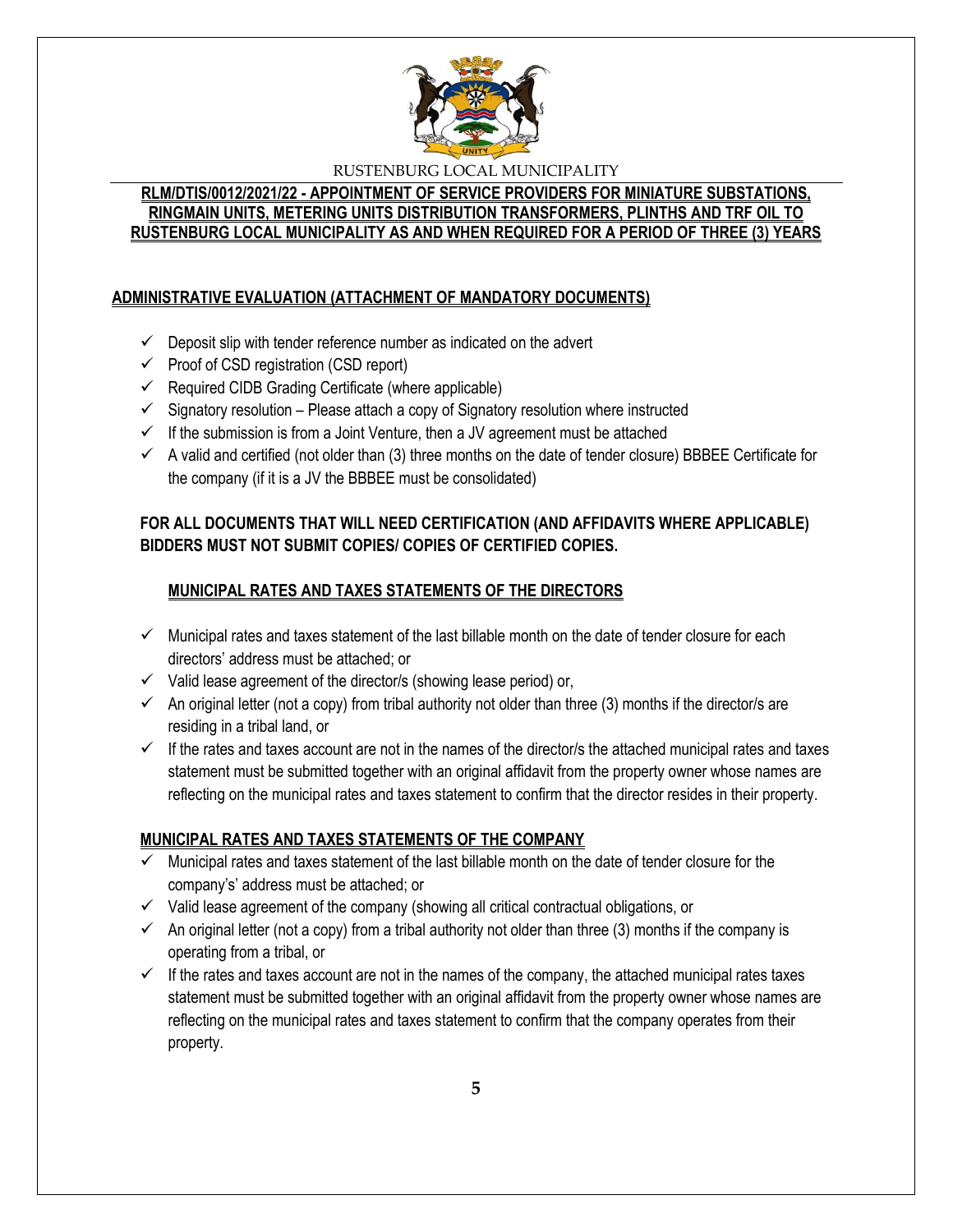## ADMINISTRATIVE EVALUATION (ATTACHMENT OF MANDATORY DOCUMENTS)

- ✓ Deposit slip with tender reference number as indicated on the advert
- ✓ Proof of CSD registration (CSD report)
- ✓ Required CIDB Grading Certificate (where applicable)
- ✓ Signatory resolution – Please attach a copy of Signatory resolution where instructed
- ✓ If the submission is from a Joint Venture, then a JV agreement must be attached
- ✓ A valid and certified (not older than (3) three months on the date of tender closure) BBBEE Certificate for the company (if it is a JV the BBBEE must be consolidated)

**FOR ALL DOCUMENTS THAT WILL NEED CERTIFICATION (AND AFFIDAVITS WHERE APPLICABLE) BIDDERS MUST NOT SUBMIT COPIES/ COPIES OF CERTIFIED COPIES.**

### MUNICIPAL RATES AND TAXES STATEMENTS OF THE DIRECTORS

- ✓ Municipal rates and taxes statement of the last billable month on the date of tender closure for each directors' address must be attached; or
- ✓ Valid lease agreement of the director/s (showing lease period) or,
- ✓ An original letter (not a copy) from tribal authority not older than three (3) months if the director/s are residing in a tribal land, or
- ✓ If the rates and taxes account are not in the names of the director/s the attached municipal rates and taxes statement must be submitted together with an original affidavit from the property owner whose names are reflecting on the municipal rates and taxes statement to confirm that the director resides in their property.

### MUNICIPAL RATES AND TAXES STATEMENTS OF THE COMPANY

- ✓ Municipal rates and taxes statement of the last billable month on the date of tender closure for the company's' address must be attached; or
- ✓ Valid lease agreement of the company (showing all critical contractual obligations, or
- ✓ An original letter (not a copy) from a tribal authority not older than three (3) months if the company is operating from a tribal, or
- ✓ If the rates and taxes account are not in the names of the company, the attached municipal rates taxes statement must be submitted together with an original affidavit from the property owner whose names are reflecting on the municipal rates and taxes statement to confirm that the company operates from their property.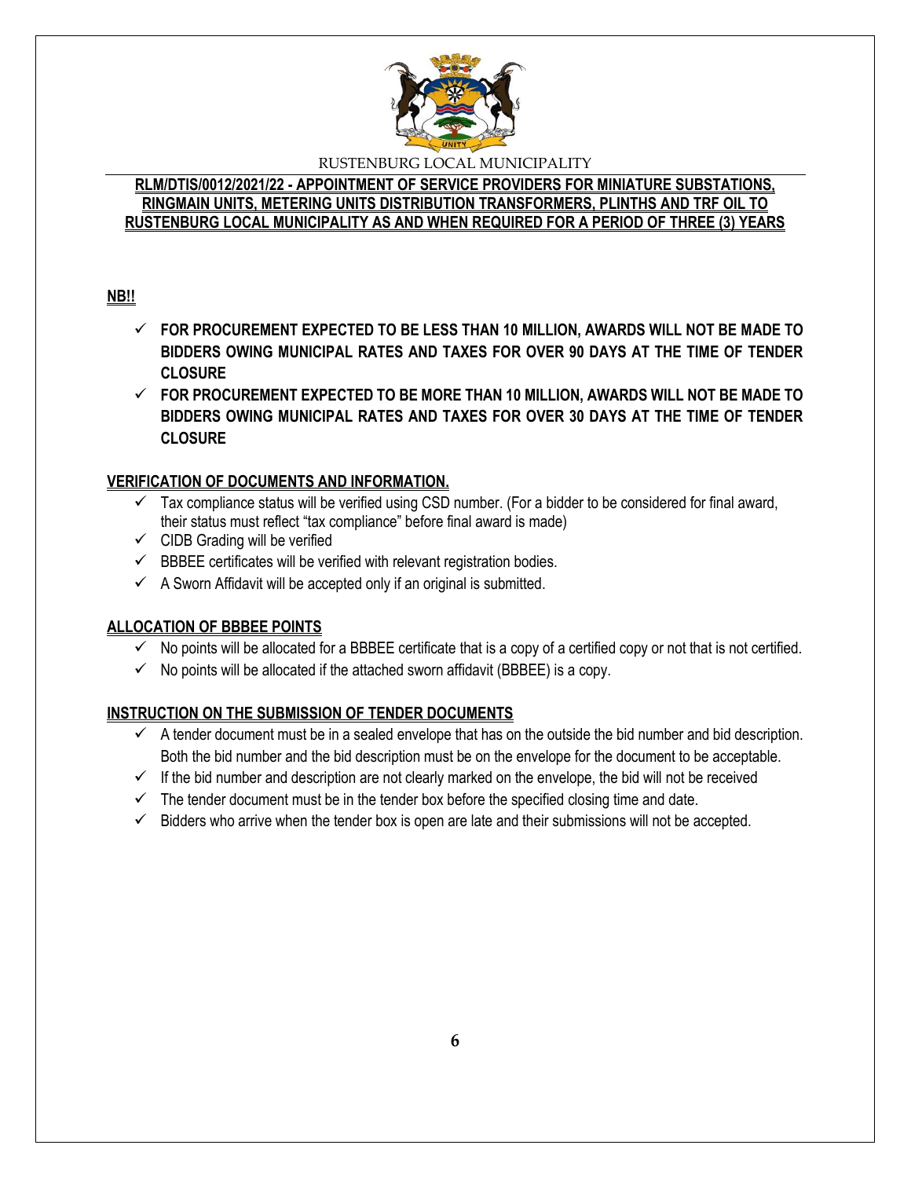RUSTENBURG LOCAL MUNICIPALITY

**RLM/DTIS/0012/2021/22 - APPOINTMENT OF SERVICE PROVIDERS FOR MINIATURE SUBSTATIONS, RINGMAIN UNITS, METERING UNITS DISTRIBUTION TRANSFORMERS, PLINTHS AND TRF OIL TO RUSTENBURG LOCAL MUNICIPALITY AS AND WHEN REQUIRED FOR A PERIOD OF THREE (3) YEARS**

**NB!!**

- ✓ **FOR PROCUREMENT EXPECTED TO BE LESS THAN 10 MILLION, AWARDS WILL NOT BE MADE TO BIDDERS OWING MUNICIPAL RATES AND TAXES FOR OVER 90 DAYS AT THE TIME OF TENDER CLOSURE**
- ✓ **FOR PROCUREMENT EXPECTED TO BE MORE THAN 10 MILLION, AWARDS WILL NOT BE MADE TO BIDDERS OWING MUNICIPAL RATES AND TAXES FOR OVER 30 DAYS AT THE TIME OF TENDER CLOSURE**

**VERIFICATION OF DOCUMENTS AND INFORMATION.**

- ✓ Tax compliance status will be verified using CSD number. (For a bidder to be considered for final award, their status must reflect "tax compliance" before final award is made)
- ✓ CIDB Grading will be verified
- ✓ BBBEE certificates will be verified with relevant registration bodies.
- ✓ A Sworn Affidavit will be accepted only if an original is submitted.

**ALLOCATION OF BBBEE POINTS**

- ✓ No points will be allocated for a BBBEE certificate that is a copy of a certified copy or not that is not certified.
- ✓ No points will be allocated if the attached sworn affidavit (BBBEE) is a copy.

**INSTRUCTION ON THE SUBMISSION OF TENDER DOCUMENTS**

- ✓ A tender document must be in a sealed envelope that has on the outside the bid number and bid description. Both the bid number and the bid description must be on the envelope for the document to be acceptable.
- ✓ If the bid number and description are not clearly marked on the envelope, the bid will not be received
- ✓ The tender document must be in the tender box before the specified closing time and date.
- ✓ Bidders who arrive when the tender box is open are late and their submissions will not be accepted.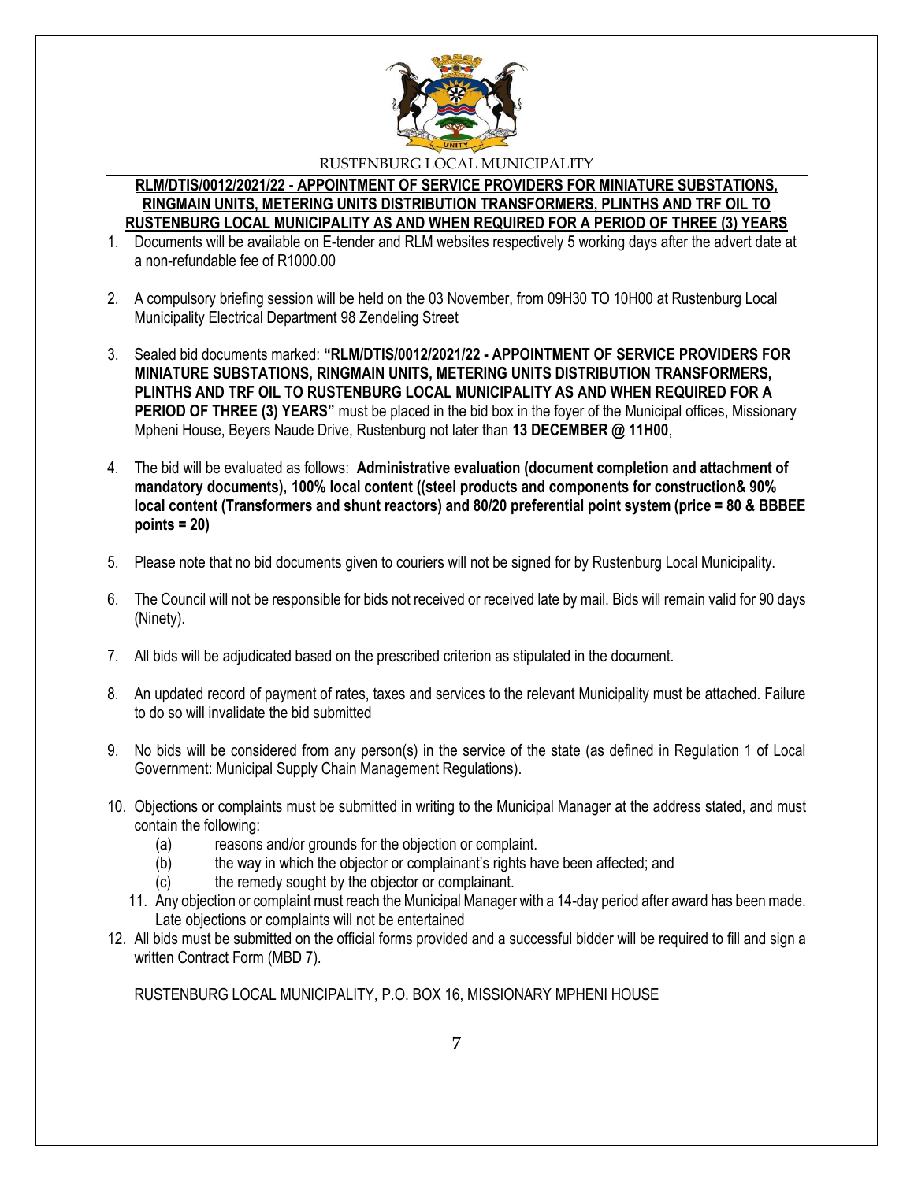RUSTENBURG LOCAL MUNICIPALITY

**RLM/DTIS/0012/2021/22 - APPOINTMENT OF SERVICE PROVIDERS FOR MINIATURE SUBSTATIONS, RINGMAIN UNITS, METERING UNITS DISTRIBUTION TRANSFORMERS, PLINTHS AND TRF OIL TO RUSTENBURG LOCAL MUNICIPALITY AS AND WHEN REQUIRED FOR A PERIOD OF THREE (3) YEARS**

1. Documents will be available on E-tender and RLM websites respectively 5 working days after the advert date at a non-refundable fee of R1000.00

2. A compulsory briefing session will be held on the 03 November, from 09H30 TO 10H00 at Rustenburg Local Municipality Electrical Department 98 Zendeling Street

3. Sealed bid documents marked: **"RLM/DTIS/0012/2021/22 - APPOINTMENT OF SERVICE PROVIDERS FOR MINIATURE SUBSTATIONS, RINGMAIN UNITS, METERING UNITS DISTRIBUTION TRANSFORMERS, PLINTHS AND TRF OIL TO RUSTENBURG LOCAL MUNICIPALITY AS AND WHEN REQUIRED FOR A PERIOD OF THREE (3) YEARS"** must be placed in the bid box in the foyer of the Municipal offices, Missionary Mpheni House, Beyers Naude Drive, Rustenburg not later than **13 DECEMBER @ 11H00**,

4. The bid will be evaluated as follows: **Administrative evaluation (document completion and attachment of mandatory documents), 100% local content ((steel products and components for construction& 90% local content (Transformers and shunt reactors) and 80/20 preferential point system (price = 80 & BBBEE points = 20)**

5. Please note that no bid documents given to couriers will not be signed for by Rustenburg Local Municipality.

6. The Council will not be responsible for bids not received or received late by mail. Bids will remain valid for 90 days (Ninety).

7. All bids will be adjudicated based on the prescribed criterion as stipulated in the document.

8. An updated record of payment of rates, taxes and services to the relevant Municipality must be attached. Failure to do so will invalidate the bid submitted

9. No bids will be considered from any person(s) in the service of the state (as defined in Regulation 1 of Local Government: Municipal Supply Chain Management Regulations).

10. Objections or complaints must be submitted in writing to the Municipal Manager at the address stated, and must contain the following:
    (a) reasons and/or grounds for the objection or complaint.
    (b) the way in which the objector or complainant's rights have been affected; and
    (c) the remedy sought by the objector or complainant.

11. Any objection or complaint must reach the Municipal Manager with a 14-day period after award has been made. Late objections or complaints will not be entertained

12. All bids must be submitted on the official forms provided and a successful bidder will be required to fill and sign a written Contract Form (MBD 7).

RUSTENBURG LOCAL MUNICIPALITY, P.O. BOX 16, MISSIONARY MPHENI HOUSE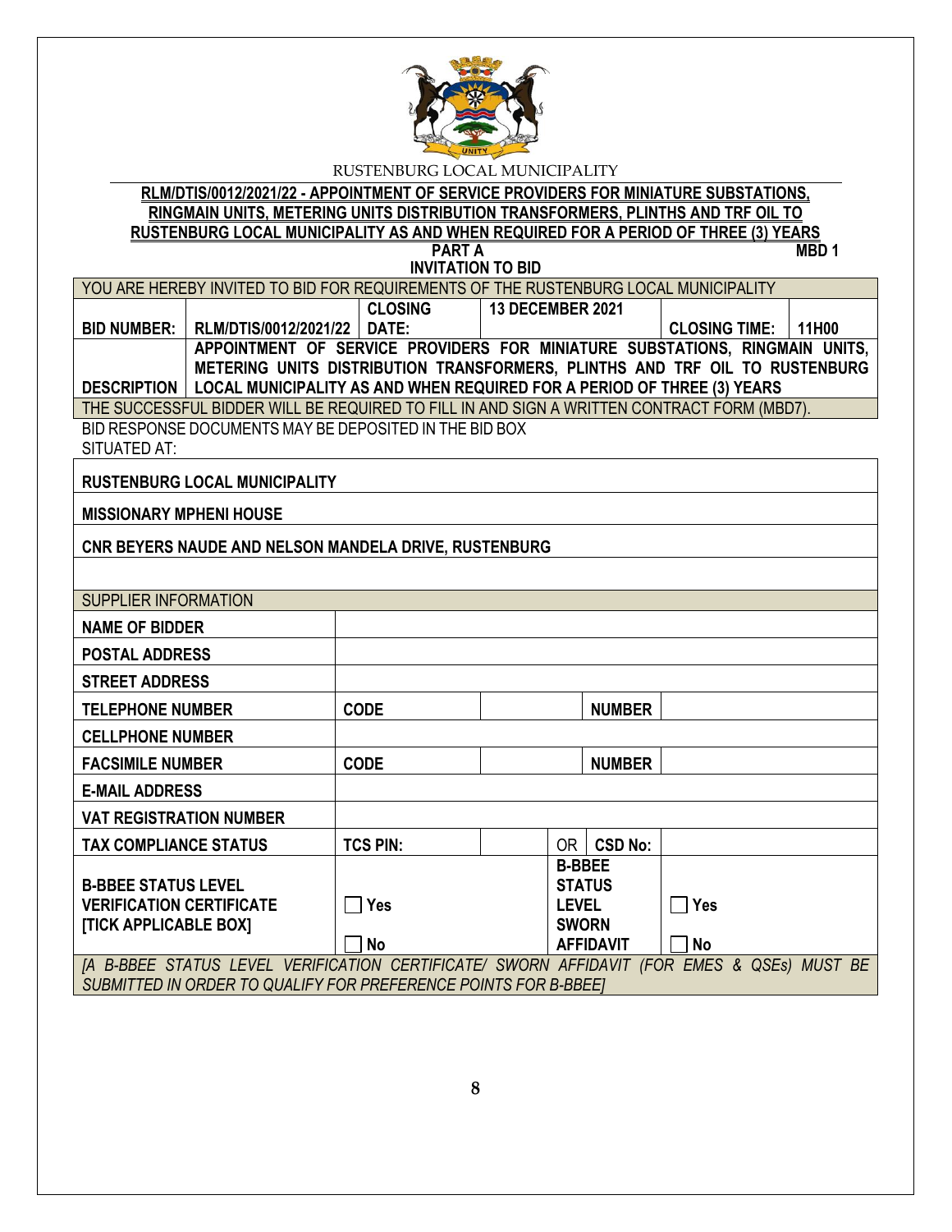RUSTENBURG LOCAL MUNICIPALITY

**RLM/DTIS/0012/2021/22 - APPOINTMENT OF SERVICE PROVIDERS FOR MINIATURE SUBSTATIONS, RINGMAIN UNITS, METERING UNITS DISTRIBUTION TRANSFORMERS, PLINTHS AND TRF OIL TO RUSTENBURG LOCAL MUNICIPALITY AS AND WHEN REQUIRED FOR A PERIOD OF THREE (3) YEARS**

**PART A** **MBD 1**

**INVITATION TO BID**

| YOU ARE HEREBY INVITED TO BID FOR REQUIREMENTS OF THE RUSTENBURG LOCAL MUNICIPALITY | | | | | |
|---|---|---|---|---|---|
| **BID NUMBER:** | **RLM/DTIS/0012/2021/22** | **CLOSING DATE:** | **13 DECEMBER 2021** | **CLOSING TIME:** | **11H00** |
| **DESCRIPTION** | **APPOINTMENT OF SERVICE PROVIDERS FOR MINIATURE SUBSTATIONS, RINGMAIN UNITS, METERING UNITS DISTRIBUTION TRANSFORMERS, PLINTHS AND TRF OIL TO RUSTENBURG LOCAL MUNICIPALITY AS AND WHEN REQUIRED FOR A PERIOD OF THREE (3) YEARS** | | | | |
| THE SUCCESSFUL BIDDER WILL BE REQUIRED TO FILL IN AND SIGN A WRITTEN CONTRACT FORM (MBD7). | | | | | |

BID RESPONSE DOCUMENTS MAY BE DEPOSITED IN THE BID BOX SITUATED AT:

| |
|---|
| **RUSTENBURG LOCAL MUNICIPALITY** |
| **MISSIONARY MPHENI HOUSE** |
| **CNR BEYERS NAUDE AND NELSON MANDELA DRIVE, RUSTENBURG** |
| |

| SUPPLIER INFORMATION | | | | | |
|---|---|---|---|---|---|
| **NAME OF BIDDER** | | | | | |
| **POSTAL ADDRESS** | | | | | |
| **STREET ADDRESS** | | | | | |
| **TELEPHONE NUMBER** | **CODE** | | | **NUMBER** | |
| **CELLPHONE NUMBER** | | | | | |
| **FACSIMILE NUMBER** | **CODE** | | | **NUMBER** | |
| **E-MAIL ADDRESS** | | | | | |
| **VAT REGISTRATION NUMBER** | | | | | |
| **TAX COMPLIANCE STATUS** | **TCS PIN:** | | OR | **CSD No:** | |
| **B-BBEE STATUS LEVEL VERIFICATION CERTIFICATE [TICK APPLICABLE BOX]** | ☐ **Yes** ☐ **No** | | **B-BBEE STATUS LEVEL SWORN AFFIDAVIT** | | ☐ **Yes** ☐ **No** |
| *[A B-BBEE STATUS LEVEL VERIFICATION CERTIFICATE/ SWORN AFFIDAVIT (FOR EMES & QSEs) MUST BE SUBMITTED IN ORDER TO QUALIFY FOR PREFERENCE POINTS FOR B-BBEE]* | | | | | |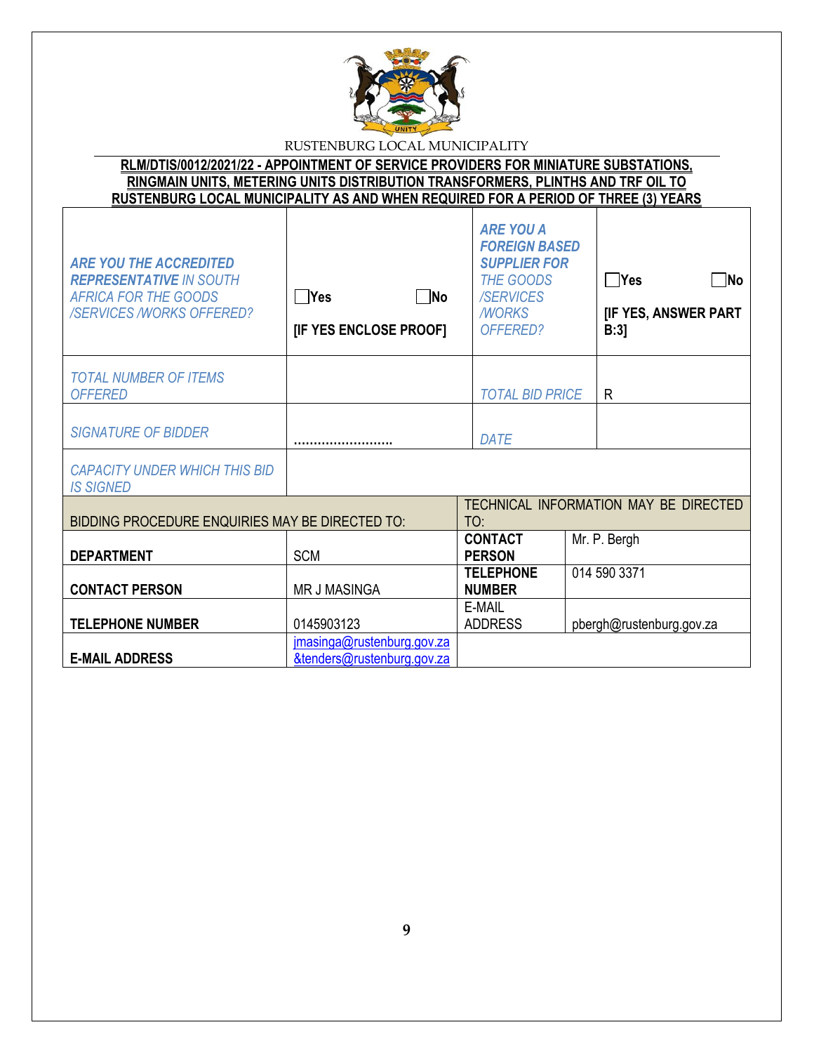RUSTENBURG LOCAL MUNICIPALITY

**RLM/DTIS/0012/2021/22 - APPOINTMENT OF SERVICE PROVIDERS FOR MINIATURE SUBSTATIONS, RINGMAIN UNITS, METERING UNITS DISTRIBUTION TRANSFORMERS, PLINTHS AND TRF OIL TO RUSTENBURG LOCAL MUNICIPALITY AS AND WHEN REQUIRED FOR A PERIOD OF THREE (3) YEARS**

| | | | |
|---|---|---|---|
| ***ARE YOU THE ACCREDITED REPRESENTATIVE*** *IN SOUTH AFRICA FOR THE GOODS /SERVICES /WORKS OFFERED?* | ☐**Yes** ☐**No** **[IF YES ENCLOSE PROOF]** | ***ARE YOU A FOREIGN BASED SUPPLIER FOR*** *THE GOODS /SERVICES /WORKS OFFERED?* | ☐**Yes** ☐**No** **[IF YES, ANSWER PART B:3]** |
| *TOTAL NUMBER OF ITEMS OFFERED* | | *TOTAL BID PRICE* | R |
| *SIGNATURE OF BIDDER* | ……………………. | *DATE* | |
| *CAPACITY UNDER WHICH THIS BID IS SIGNED* | | | |

| BIDDING PROCEDURE ENQUIRIES MAY BE DIRECTED TO: | | TECHNICAL INFORMATION MAY BE DIRECTED TO: | |
|---|---|---|---|
| **DEPARTMENT** | SCM | **CONTACT PERSON** | Mr. P. Bergh |
| **CONTACT PERSON** | MR J MASINGA | **TELEPHONE NUMBER** | 014 590 3371 |
| **TELEPHONE NUMBER** | 0145903123 | E-MAIL ADDRESS | pbergh@rustenburg.gov.za |
| **E-MAIL ADDRESS** | jmasinga@rustenburg.gov.za &tenders@rustenburg.gov.za | | |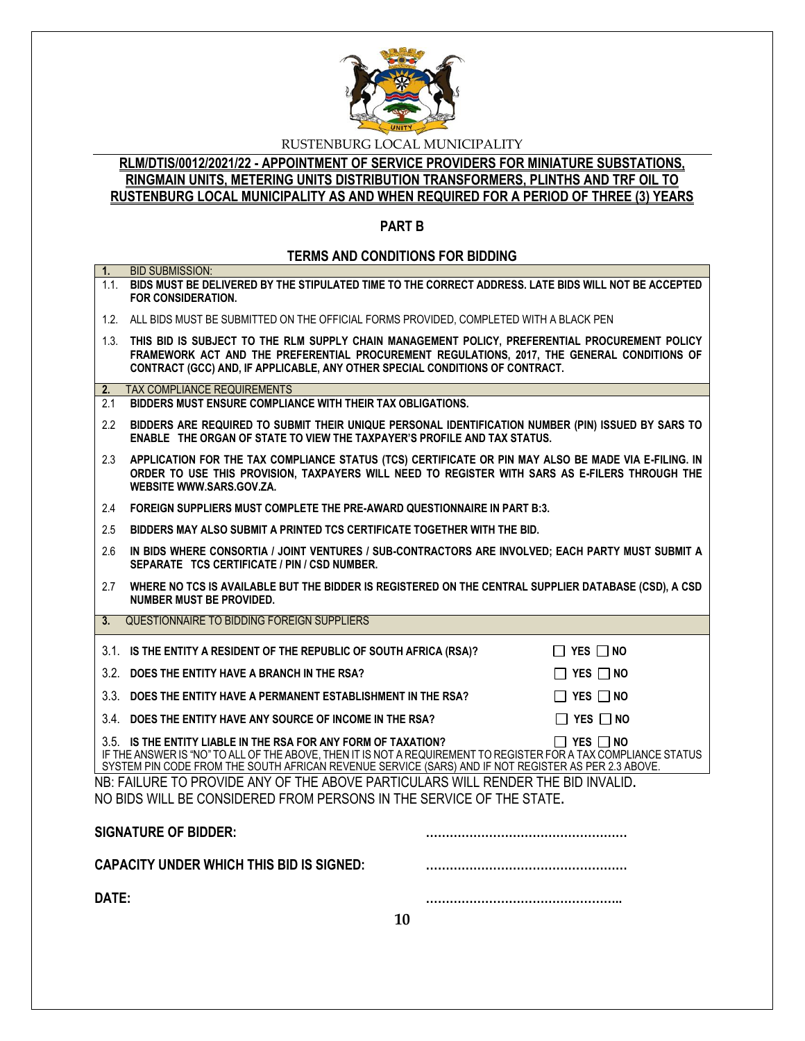RUSTENBURG LOCAL MUNICIPALITY

**RLM/DTIS/0012/2021/22 - APPOINTMENT OF SERVICE PROVIDERS FOR MINIATURE SUBSTATIONS, RINGMAIN UNITS, METERING UNITS DISTRIBUTION TRANSFORMERS, PLINTHS AND TRF OIL TO RUSTENBURG LOCAL MUNICIPALITY AS AND WHEN REQUIRED FOR A PERIOD OF THREE (3) YEARS**

## PART B

### TERMS AND CONDITIONS FOR BIDDING

**1.** BID SUBMISSION:

1.1. **BIDS MUST BE DELIVERED BY THE STIPULATED TIME TO THE CORRECT ADDRESS. LATE BIDS WILL NOT BE ACCEPTED FOR CONSIDERATION.**

1.2. ALL BIDS MUST BE SUBMITTED ON THE OFFICIAL FORMS PROVIDED, COMPLETED WITH A BLACK PEN

1.3. **THIS BID IS SUBJECT TO THE RLM SUPPLY CHAIN MANAGEMENT POLICY, PREFERENTIAL PROCUREMENT POLICY FRAMEWORK ACT AND THE PREFERENTIAL PROCUREMENT REGULATIONS, 2017, THE GENERAL CONDITIONS OF CONTRACT (GCC) AND, IF APPLICABLE, ANY OTHER SPECIAL CONDITIONS OF CONTRACT.**

**2.** TAX COMPLIANCE REQUIREMENTS

2.1 **BIDDERS MUST ENSURE COMPLIANCE WITH THEIR TAX OBLIGATIONS.**

2.2 **BIDDERS ARE REQUIRED TO SUBMIT THEIR UNIQUE PERSONAL IDENTIFICATION NUMBER (PIN) ISSUED BY SARS TO ENABLE THE ORGAN OF STATE TO VIEW THE TAXPAYER'S PROFILE AND TAX STATUS.**

2.3 **APPLICATION FOR THE TAX COMPLIANCE STATUS (TCS) CERTIFICATE OR PIN MAY ALSO BE MADE VIA E-FILING. IN ORDER TO USE THIS PROVISION, TAXPAYERS WILL NEED TO REGISTER WITH SARS AS E-FILERS THROUGH THE WEBSITE WWW.SARS.GOV.ZA.**

2.4 **FOREIGN SUPPLIERS MUST COMPLETE THE PRE-AWARD QUESTIONNAIRE IN PART B:3.**

2.5 **BIDDERS MAY ALSO SUBMIT A PRINTED TCS CERTIFICATE TOGETHER WITH THE BID.**

2.6 **IN BIDS WHERE CONSORTIA / JOINT VENTURES / SUB-CONTRACTORS ARE INVOLVED; EACH PARTY MUST SUBMIT A SEPARATE TCS CERTIFICATE / PIN / CSD NUMBER.**

2.7 **WHERE NO TCS IS AVAILABLE BUT THE BIDDER IS REGISTERED ON THE CENTRAL SUPPLIER DATABASE (CSD), A CSD NUMBER MUST BE PROVIDED.**

**3.** QUESTIONNAIRE TO BIDDING FOREIGN SUPPLIERS

3.1. **IS THE ENTITY A RESIDENT OF THE REPUBLIC OF SOUTH AFRICA (RSA)?** ☐ **YES** ☐ **NO**

3.2. **DOES THE ENTITY HAVE A BRANCH IN THE RSA?** ☐ **YES** ☐ **NO**

3.3. **DOES THE ENTITY HAVE A PERMANENT ESTABLISHMENT IN THE RSA?** ☐ **YES** ☐ **NO**

3.4. **DOES THE ENTITY HAVE ANY SOURCE OF INCOME IN THE RSA?** ☐ **YES** ☐ **NO**

3.5. **IS THE ENTITY LIABLE IN THE RSA FOR ANY FORM OF TAXATION?** ☐ **YES** ☐ **NO**

IF THE ANSWER IS "NO" TO ALL OF THE ABOVE, THEN IT IS NOT A REQUIREMENT TO REGISTER FOR A TAX COMPLIANCE STATUS SYSTEM PIN CODE FROM THE SOUTH AFRICAN REVENUE SERVICE (SARS) AND IF NOT REGISTER AS PER 2.3 ABOVE.

NB: FAILURE TO PROVIDE ANY OF THE ABOVE PARTICULARS WILL RENDER THE BID INVALID.
NO BIDS WILL BE CONSIDERED FROM PERSONS IN THE SERVICE OF THE STATE.

**SIGNATURE OF BIDDER:** ……………………………………………

**CAPACITY UNDER WHICH THIS BID IS SIGNED:** ……………………………………………

**DATE:** …………………………………………..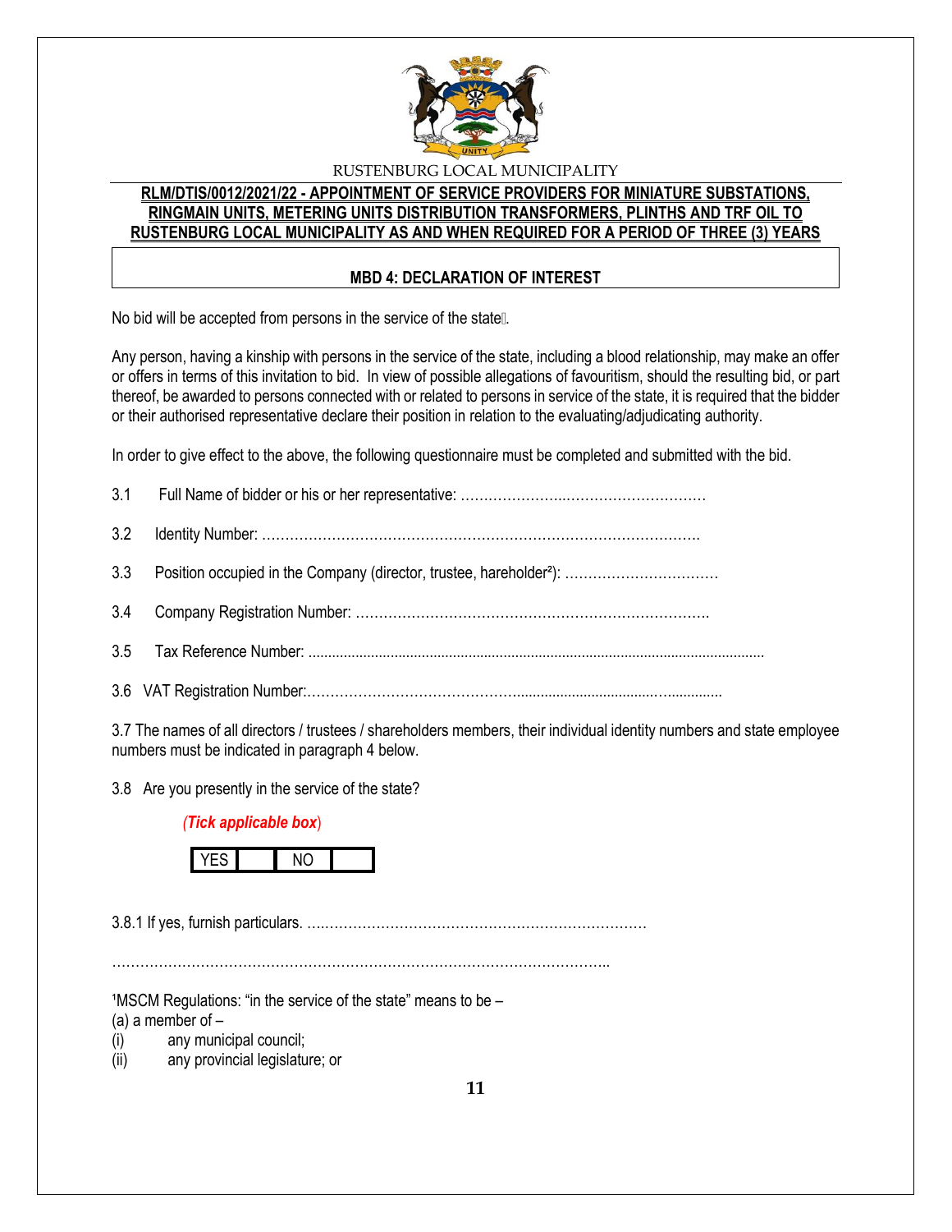RUSTENBURG LOCAL MUNICIPALITY

**RLM/DTIS/0012/2021/22 - APPOINTMENT OF SERVICE PROVIDERS FOR MINIATURE SUBSTATIONS, RINGMAIN UNITS, METERING UNITS DISTRIBUTION TRANSFORMERS, PLINTHS AND TRF OIL TO RUSTENBURG LOCAL MUNICIPALITY AS AND WHEN REQUIRED FOR A PERIOD OF THREE (3) YEARS**

## MBD 4: DECLARATION OF INTEREST

No bid will be accepted from persons in the service of the state[1].

Any person, having a kinship with persons in the service of the state, including a blood relationship, may make an offer or offers in terms of this invitation to bid. In view of possible allegations of favouritism, should the resulting bid, or part thereof, be awarded to persons connected with or related to persons in service of the state, it is required that the bidder or their authorised representative declare their position in relation to the evaluating/adjudicating authority.

In order to give effect to the above, the following questionnaire must be completed and submitted with the bid.

3.1 Full Name of bidder or his or her representative: ……………………………………………

3.2 Identity Number: …………………………………………………………………………………

3.3 Position occupied in the Company (director, trustee, hareholder[2]): ……………………………

3.4 Company Registration Number: ……………………………………………………………….

3.5 Tax Reference Number: .......................................................................................................................

3.6 VAT Registration Number:……………………………………...................................…..............

3.7 The names of all directors / trustees / shareholders members, their individual identity numbers and state employee numbers must be indicated in paragraph 4 below.

3.8 Are you presently in the service of the state?

*(Tick applicable box)*

| YES | | NO | |
|---|---|---|---|

3.8.1 If yes, furnish particulars. ….………………………………………………………………

……………………………………………………………………………………………………..

[1]MSCM Regulations: "in the service of the state" means to be –
(a) a member of –
(i) any municipal council;
(ii) any provincial legislature; or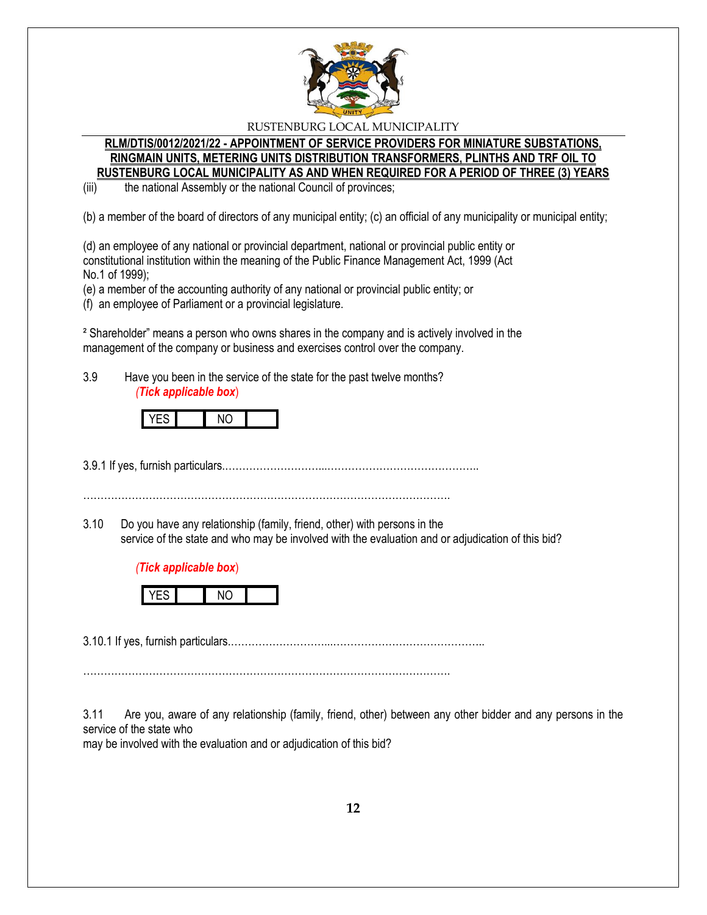(iii) the national Assembly or the national Council of provinces;

(b) a member of the board of directors of any municipal entity; (c) an official of any municipality or municipal entity;

(d) an employee of any national or provincial department, national or provincial public entity or constitutional institution within the meaning of the Public Finance Management Act, 1999 (Act No.1 of 1999);
(e) a member of the accounting authority of any national or provincial public entity; or
(f) an employee of Parliament or a provincial legislature.

² Shareholder" means a person who owns shares in the company and is actively involved in the management of the company or business and exercises control over the company.

3.9 Have you been in the service of the state for the past twelve months? *(Tick applicable box)*

| YES | | NO | |
|---|---|---|---|

3.9.1 If yes, furnish particulars……………………….……………………………………..

…………………………………………………………………………………………….

3.10 Do you have any relationship (family, friend, other) with persons in the service of the state and who may be involved with the evaluation and or adjudication of this bid?

*(Tick applicable box)*

| YES | | NO | |
|---|---|---|---|

3.10.1 If yes, furnish particulars.……………………….……………………………………..

…………………………………………………………………………………………….

3.11 Are you, aware of any relationship (family, friend, other) between any other bidder and any persons in the service of the state who may be involved with the evaluation and or adjudication of this bid?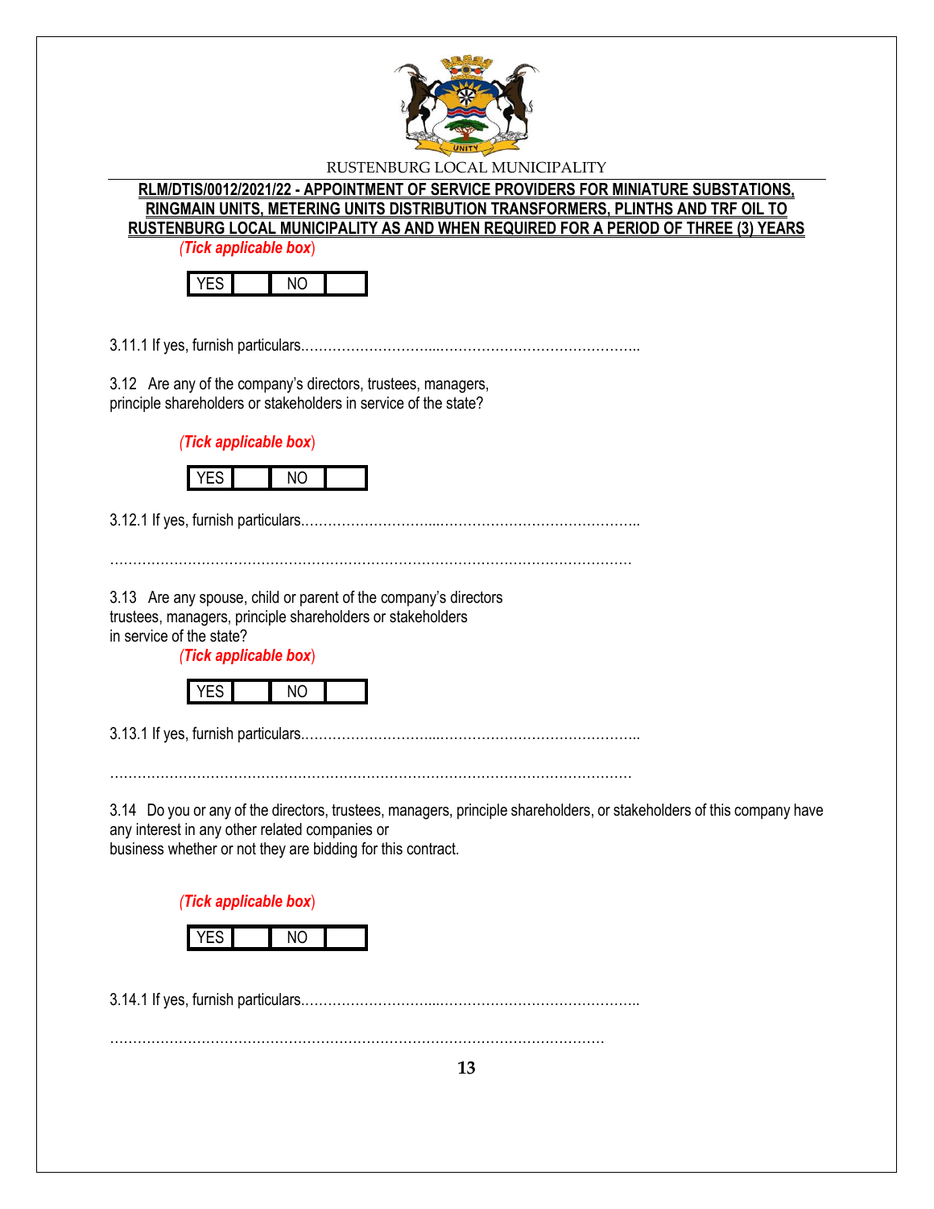RUSTENBURG LOCAL MUNICIPALITY

**RLM/DTIS/0012/2021/22 - APPOINTMENT OF SERVICE PROVIDERS FOR MINIATURE SUBSTATIONS, RINGMAIN UNITS, METERING UNITS DISTRIBUTION TRANSFORMERS, PLINTHS AND TRF OIL TO RUSTENBURG LOCAL MUNICIPALITY AS AND WHEN REQUIRED FOR A PERIOD OF THREE (3) YEARS**

*(Tick applicable box)*

| YES | | NO | |
|---|---|---|---|

3.11.1 If yes, furnish particulars.……………………….…………………………………...

3.12 Are any of the company's directors, trustees, managers, principle shareholders or stakeholders in service of the state?

*(Tick applicable box)*

| YES | | NO | |
|---|---|---|---|

3.12.1 If yes, furnish particulars.……………………….…………………………………...

……………………………………………………………………………………………………

3.13 Are any spouse, child or parent of the company's directors trustees, managers, principle shareholders or stakeholders in service of the state?

*(Tick applicable box)*

| YES | | NO | |
|---|---|---|---|

3.13.1 If yes, furnish particulars.……………………….…………………………………...

……………………………………………………………………………………………………

3.14 Do you or any of the directors, trustees, managers, principle shareholders, or stakeholders of this company have any interest in any other related companies or business whether or not they are bidding for this contract.

*(Tick applicable box)*

| YES | | NO | |
|---|---|---|---|

3.14.1 If yes, furnish particulars.……………………….…………………………………...

…………………………………………………………………………………………………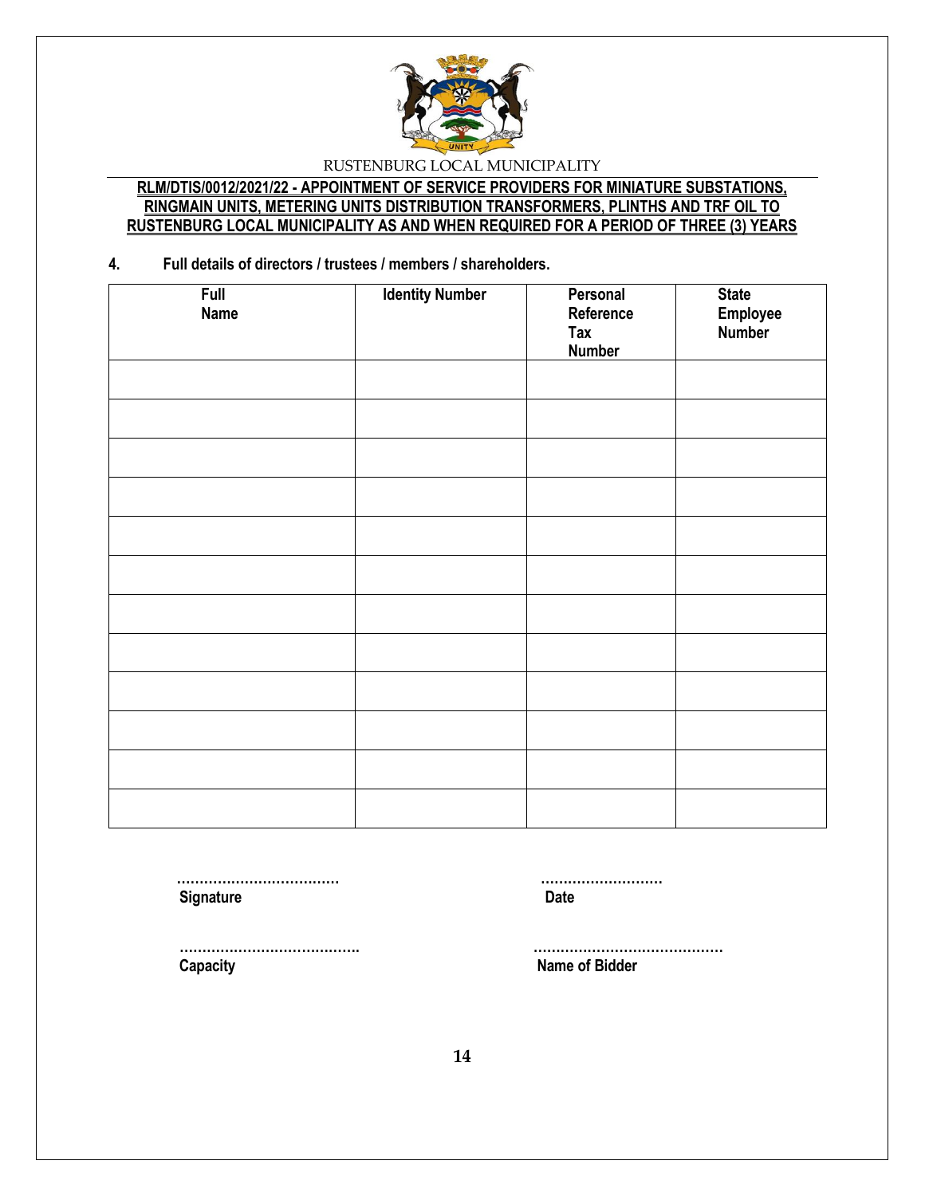RUSTENBURG LOCAL MUNICIPALITY

**RLM/DTIS/0012/2021/22 - APPOINTMENT OF SERVICE PROVIDERS FOR MINIATURE SUBSTATIONS, RINGMAIN UNITS, METERING UNITS DISTRIBUTION TRANSFORMERS, PLINTHS AND TRF OIL TO RUSTENBURG LOCAL MUNICIPALITY AS AND WHEN REQUIRED FOR A PERIOD OF THREE (3) YEARS**

**4. Full details of directors / trustees / members / shareholders.**

| Full Name | Identity Number | Personal Reference Tax Number | State Employee Number |
|---|---|---|---|
| | | | |
| | | | |
| | | | |
| | | | |
| | | | |
| | | | |
| | | | |
| | | | |
| | | | |
| | | | |
| | | | |
| | | | |

……………………………… **Signature**

……………………… **Date**

…………………………………. **Capacity**

…………………………………… **Name of Bidder**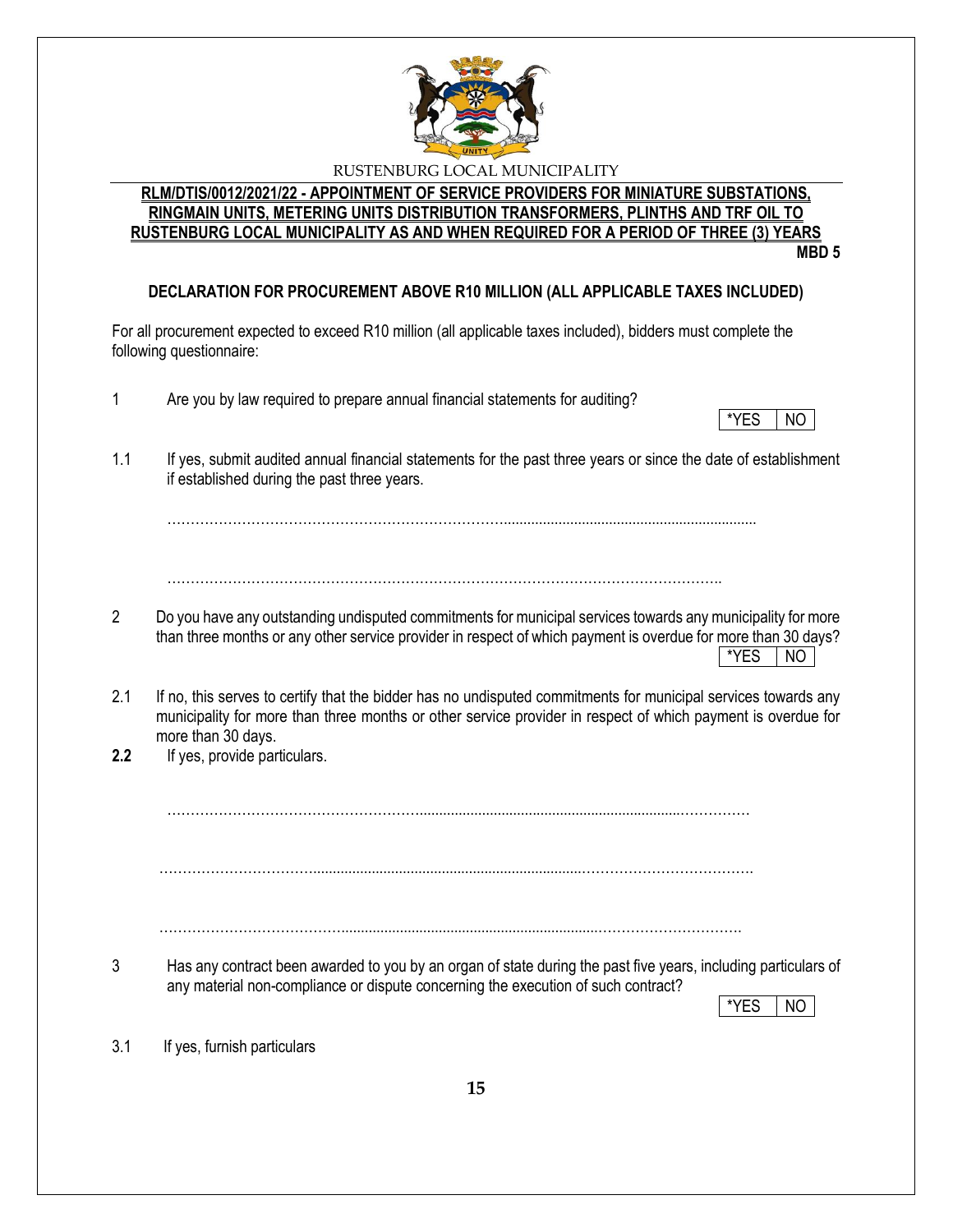RUSTENBURG LOCAL MUNICIPALITY

**RLM/DTIS/0012/2021/22 - APPOINTMENT OF SERVICE PROVIDERS FOR MINIATURE SUBSTATIONS, RINGMAIN UNITS, METERING UNITS DISTRIBUTION TRANSFORMERS, PLINTHS AND TRF OIL TO RUSTENBURG LOCAL MUNICIPALITY AS AND WHEN REQUIRED FOR A PERIOD OF THREE (3) YEARS**

**MBD 5**

**DECLARATION FOR PROCUREMENT ABOVE R10 MILLION (ALL APPLICABLE TAXES INCLUDED)**

For all procurement expected to exceed R10 million (all applicable taxes included), bidders must complete the following questionnaire:

1 Are you by law required to prepare annual financial statements for auditing?

| *YES | NO |
|---|---|

1.1 If yes, submit audited annual financial statements for the past three years or since the date of establishment if established during the past three years.

………………………………………………………………………………………………………………

………………………………………………………………………………………………………………

2 Do you have any outstanding undisputed commitments for municipal services towards any municipality for more than three months or any other service provider in respect of which payment is overdue for more than 30 days?

| *YES | NO |
|---|---|

2.1 If no, this serves to certify that the bidder has no undisputed commitments for municipal services towards any municipality for more than three months or other service provider in respect of which payment is overdue for more than 30 days.

**2.2** If yes, provide particulars.

………………………………………………………………………………………………………………

………………………………………………………………………………………………………………

………………………………………………………………………………………………………………

3 Has any contract been awarded to you by an organ of state during the past five years, including particulars of any material non-compliance or dispute concerning the execution of such contract?

| *YES | NO |
|---|---|

3.1 If yes, furnish particulars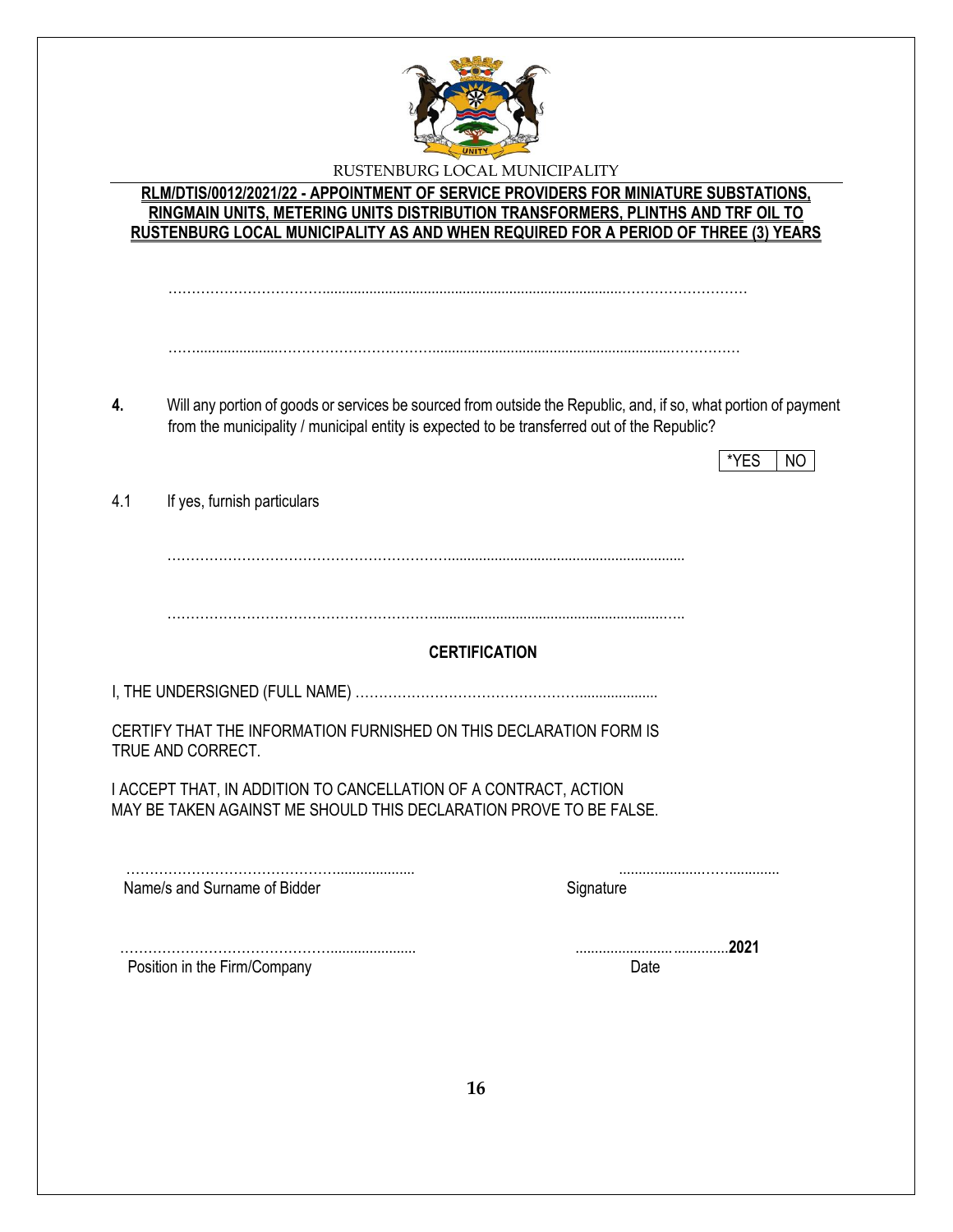RUSTENBURG LOCAL MUNICIPALITY

**RLM/DTIS/0012/2021/22 - APPOINTMENT OF SERVICE PROVIDERS FOR MINIATURE SUBSTATIONS, RINGMAIN UNITS, METERING UNITS DISTRIBUTION TRANSFORMERS, PLINTHS AND TRF OIL TO RUSTENBURG LOCAL MUNICIPALITY AS AND WHEN REQUIRED FOR A PERIOD OF THREE (3) YEARS**

……………………………………………………………………………………………………

……………………………………………………………………………………………………

**4.** Will any portion of goods or services be sourced from outside the Republic, and, if so, what portion of payment from the municipality / municipal entity is expected to be transferred out of the Republic?

| *YES | NO |
|---|---|

4.1 If yes, furnish particulars

……………………………………………………………………………………………

……………………………………………………………………………………………

**CERTIFICATION**

I, THE UNDERSIGNED (FULL NAME) ……………………………………………………

CERTIFY THAT THE INFORMATION FURNISHED ON THIS DECLARATION FORM IS TRUE AND CORRECT.

I ACCEPT THAT, IN ADDITION TO CANCELLATION OF A CONTRACT, ACTION MAY BE TAKEN AGAINST ME SHOULD THIS DECLARATION PROVE TO BE FALSE.

……………………………………………… ……………………………
Name/s and Surname of Bidder Signature

……………………………………………… …………………………**2021**
Position in the Firm/Company Date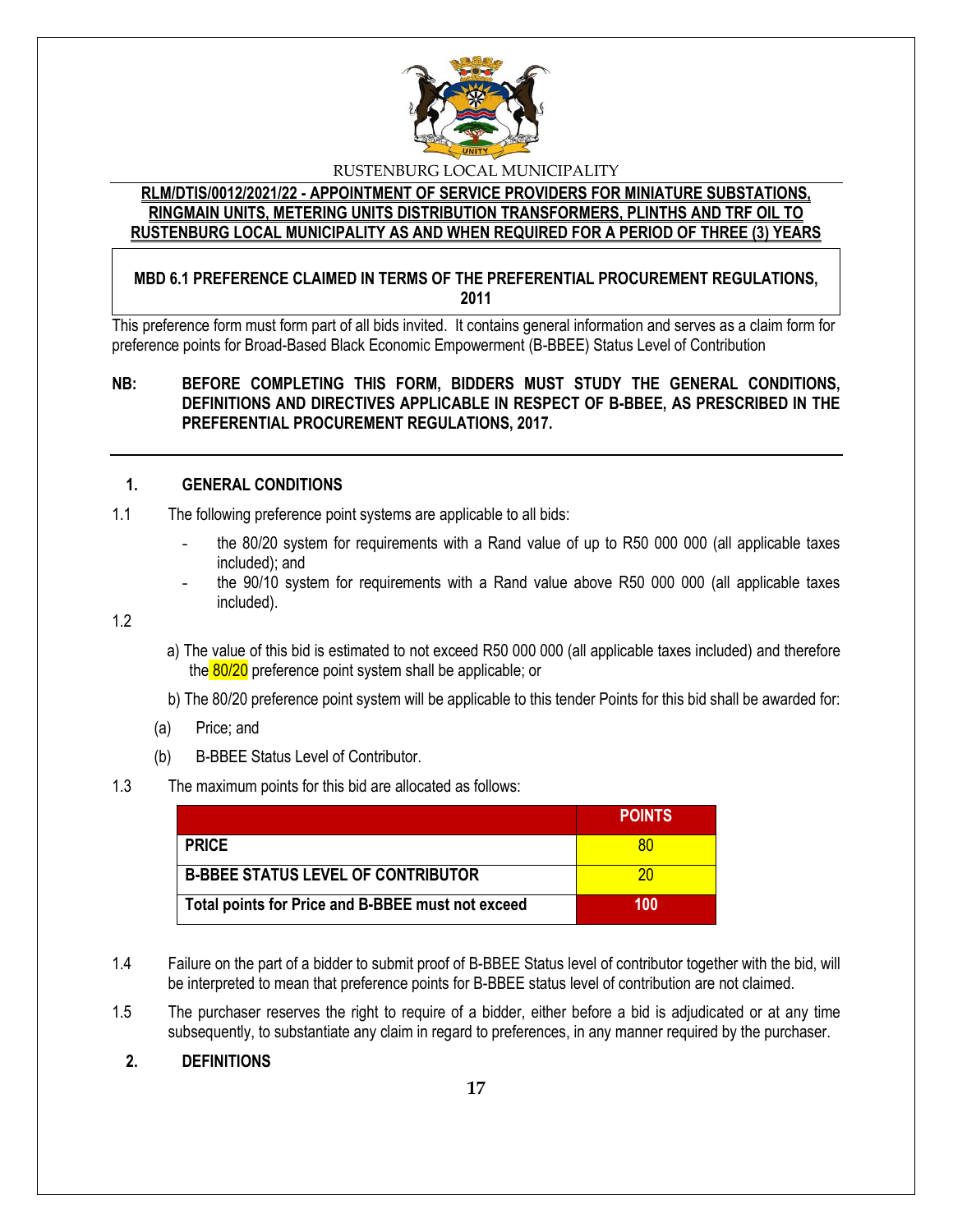RUSTENBURG LOCAL MUNICIPALITY

**RLM/DTIS/0012/2021/22 - APPOINTMENT OF SERVICE PROVIDERS FOR MINIATURE SUBSTATIONS, RINGMAIN UNITS, METERING UNITS DISTRIBUTION TRANSFORMERS, PLINTHS AND TRF OIL TO RUSTENBURG LOCAL MUNICIPALITY AS AND WHEN REQUIRED FOR A PERIOD OF THREE (3) YEARS**

**MBD 6.1 PREFERENCE CLAIMED IN TERMS OF THE PREFERENTIAL PROCUREMENT REGULATIONS, 2011**

This preference form must form part of all bids invited. It contains general information and serves as a claim form for preference points for Broad-Based Black Economic Empowerment (B-BBEE) Status Level of Contribution

**NB: BEFORE COMPLETING THIS FORM, BIDDERS MUST STUDY THE GENERAL CONDITIONS, DEFINITIONS AND DIRECTIVES APPLICABLE IN RESPECT OF B-BBEE, AS PRESCRIBED IN THE PREFERENTIAL PROCUREMENT REGULATIONS, 2017.**

## 1. GENERAL CONDITIONS

1.1 The following preference point systems are applicable to all bids:

- the 80/20 system for requirements with a Rand value of up to R50 000 000 (all applicable taxes included); and
- the 90/10 system for requirements with a Rand value above R50 000 000 (all applicable taxes included).

1.2

a) The value of this bid is estimated to not exceed R50 000 000 (all applicable taxes included) and therefore the 80/20 preference point system shall be applicable; or

b) The 80/20 preference point system will be applicable to this tender Points for this bid shall be awarded for:

(a) Price; and

(b) B-BBEE Status Level of Contributor.

1.3 The maximum points for this bid are allocated as follows:

| | **POINTS** |
|---|---|
| **PRICE** | 80 |
| **B-BBEE STATUS LEVEL OF CONTRIBUTOR** | 20 |
| **Total points for Price and B-BBEE must not exceed** | **100** |

1.4 Failure on the part of a bidder to submit proof of B-BBEE Status level of contributor together with the bid, will be interpreted to mean that preference points for B-BBEE status level of contribution are not claimed.

1.5 The purchaser reserves the right to require of a bidder, either before a bid is adjudicated or at any time subsequently, to substantiate any claim in regard to preferences, in any manner required by the purchaser.

## 2. DEFINITIONS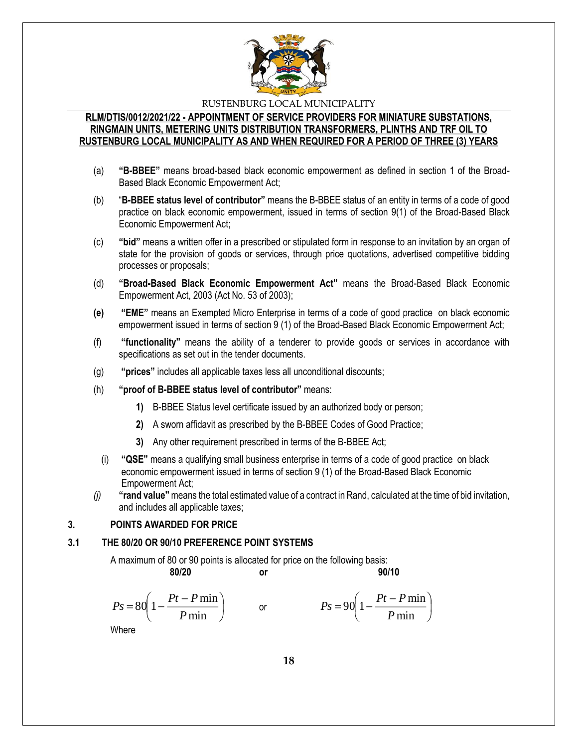(a) **"B-BBEE"** means broad-based black economic empowerment as defined in section 1 of the Broad-Based Black Economic Empowerment Act;

(b) "**B-BBEE status level of contributor"** means the B-BBEE status of an entity in terms of a code of good practice on black economic empowerment, issued in terms of section 9(1) of the Broad-Based Black Economic Empowerment Act;

(c) **"bid"** means a written offer in a prescribed or stipulated form in response to an invitation by an organ of state for the provision of goods or services, through price quotations, advertised competitive bidding processes or proposals;

(d) **"Broad-Based Black Economic Empowerment Act"** means the Broad-Based Black Economic Empowerment Act, 2003 (Act No. 53 of 2003);

**(e)** **"EME"** means an Exempted Micro Enterprise in terms of a code of good practice on black economic empowerment issued in terms of section 9 (1) of the Broad-Based Black Economic Empowerment Act;

(f) **"functionality"** means the ability of a tenderer to provide goods or services in accordance with specifications as set out in the tender documents.

(g) **"prices"** includes all applicable taxes less all unconditional discounts;

(h) **"proof of B-BBEE status level of contributor"** means:

**1)** B-BBEE Status level certificate issued by an authorized body or person;

**2)** A sworn affidavit as prescribed by the B-BBEE Codes of Good Practice;

**3)** Any other requirement prescribed in terms of the B-BBEE Act;

(i) **"QSE"** means a qualifying small business enterprise in terms of a code of good practice on black economic empowerment issued in terms of section 9 (1) of the Broad-Based Black Economic Empowerment Act;

*(j)* **"rand value"** means the total estimated value of a contract in Rand, calculated at the time of bid invitation, and includes all applicable taxes;

## 3. POINTS AWARDED FOR PRICE

### 3.1 THE 80/20 OR 90/10 PREFERENCE POINT SYSTEMS

A maximum of 80 or 90 points is allocated for price on the following basis:

**80/20** **or** **90/10**

$$Ps = 80\left(1 - \frac{Pt - P\min}{P\min}\right) \quad \text{or} \quad Ps = 90\left(1 - \frac{Pt - P\min}{P\min}\right)$$

Where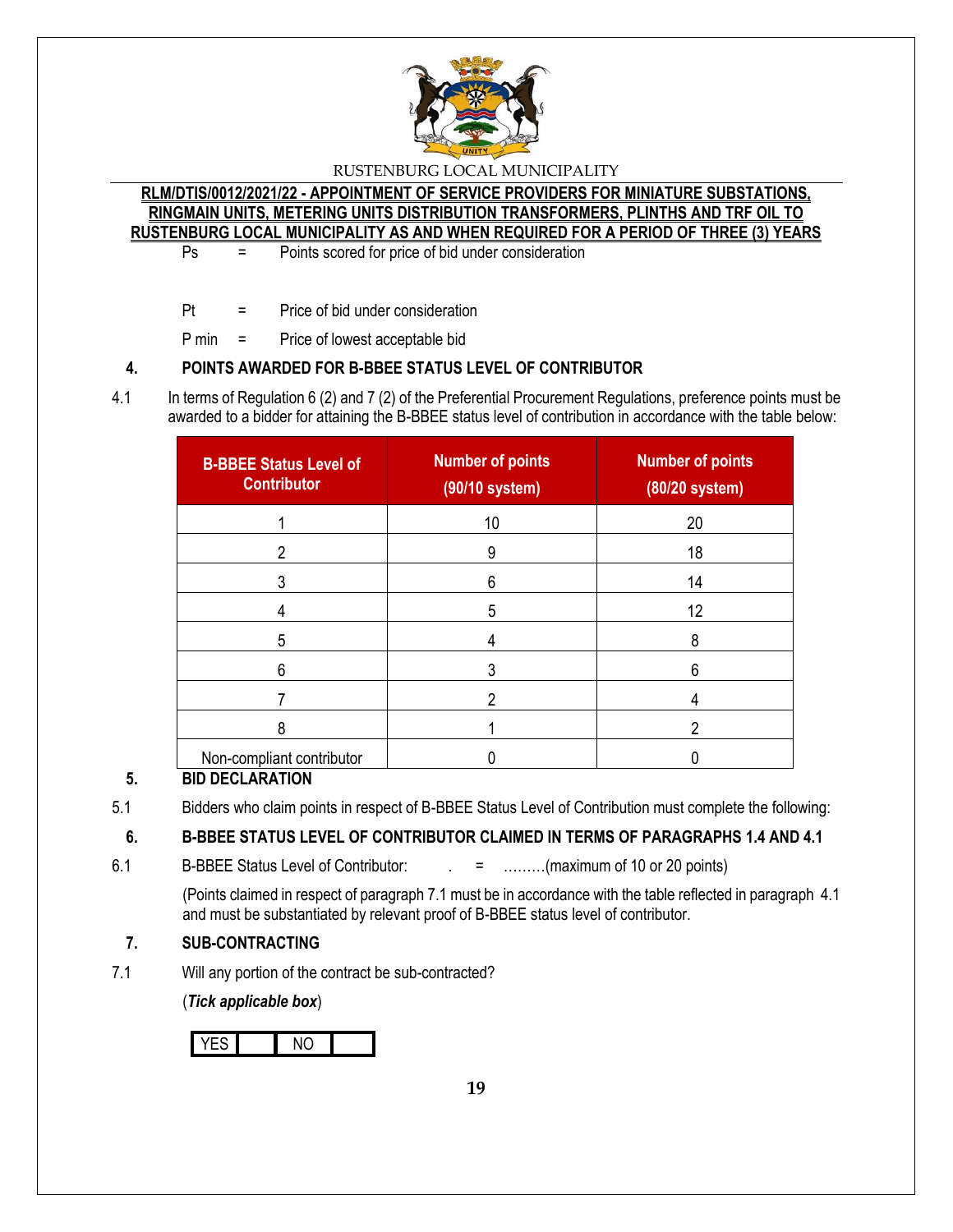Ps = Points scored for price of bid under consideration

Pt = Price of bid under consideration

P min = Price of lowest acceptable bid

## 4. POINTS AWARDED FOR B-BBEE STATUS LEVEL OF CONTRIBUTOR

4.1 In terms of Regulation 6 (2) and 7 (2) of the Preferential Procurement Regulations, preference points must be awarded to a bidder for attaining the B-BBEE status level of contribution in accordance with the table below:

| B-BBEE Status Level of Contributor | Number of points (90/10 system) | Number of points (80/20 system) |
|---|---|---|
| 1 | 10 | 20 |
| 2 | 9 | 18 |
| 3 | 6 | 14 |
| 4 | 5 | 12 |
| 5 | 4 | 8 |
| 6 | 3 | 6 |
| 7 | 2 | 4 |
| 8 | 1 | 2 |
| Non-compliant contributor | 0 | 0 |

## 5. BID DECLARATION

5.1 Bidders who claim points in respect of B-BBEE Status Level of Contribution must complete the following:

## 6. B-BBEE STATUS LEVEL OF CONTRIBUTOR CLAIMED IN TERMS OF PARAGRAPHS 1.4 AND 4.1

6.1 B-BBEE Status Level of Contributor: . = ………(maximum of 10 or 20 points)

(Points claimed in respect of paragraph 7.1 must be in accordance with the table reflected in paragraph 4.1 and must be substantiated by relevant proof of B-BBEE status level of contributor.

## 7. SUB-CONTRACTING

7.1 Will any portion of the contract be sub-contracted?

(***Tick applicable box***)

| YES | | NO | |
|---|---|---|---|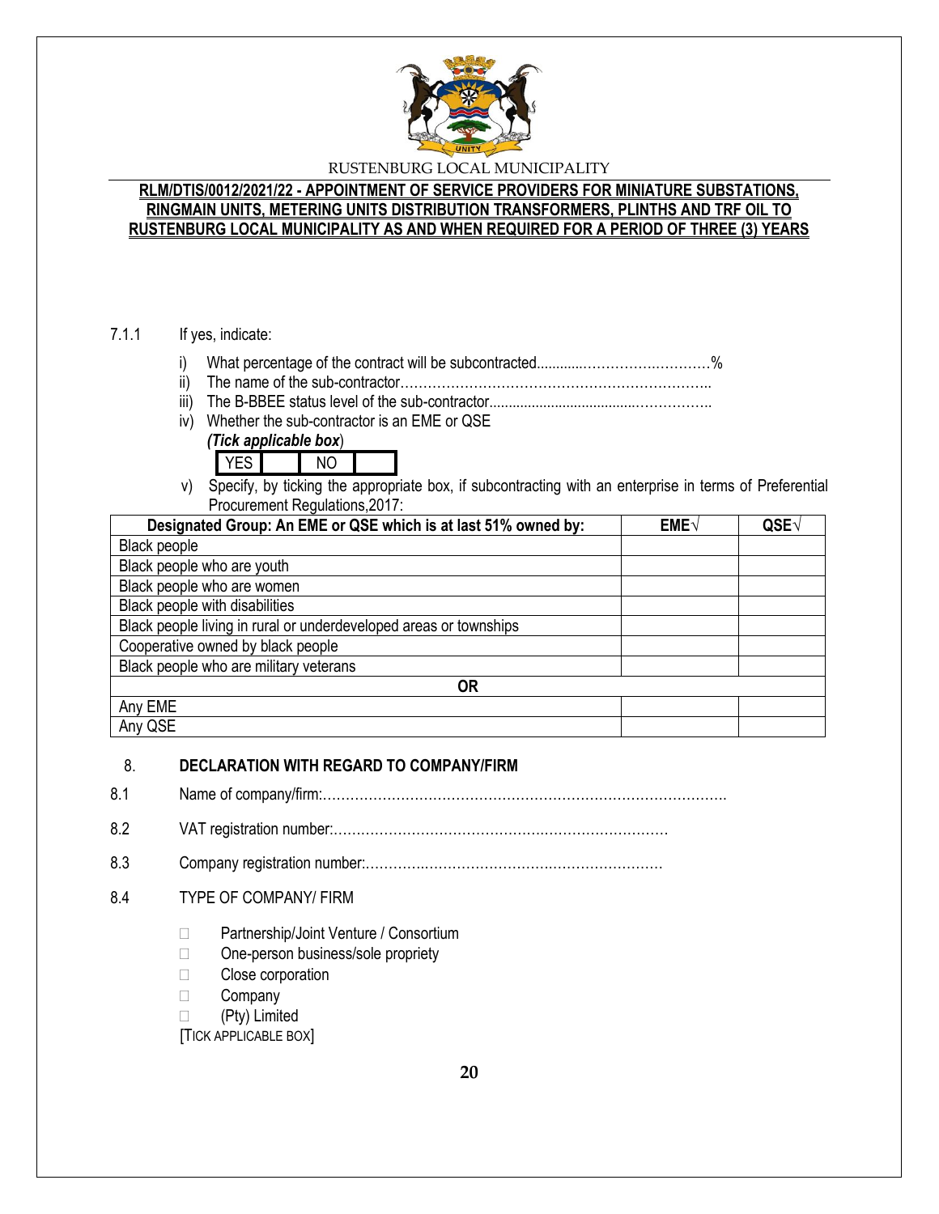RUSTENBURG LOCAL MUNICIPALITY

**RLM/DTIS/0012/2021/22 - APPOINTMENT OF SERVICE PROVIDERS FOR MINIATURE SUBSTATIONS, RINGMAIN UNITS, METERING UNITS DISTRIBUTION TRANSFORMERS, PLINTHS AND TRF OIL TO RUSTENBURG LOCAL MUNICIPALITY AS AND WHEN REQUIRED FOR A PERIOD OF THREE (3) YEARS**

7.1.1 If yes, indicate:

i) What percentage of the contract will be subcontracted............……………….………%
ii) The name of the sub-contractor…………………………………………………………..
iii) The B-BBEE status level of the sub-contractor......................................……………..
iv) Whether the sub-contractor is an EME or QSE
*(Tick applicable box)*

| YES | | NO | |
|---|---|---|---|

v) Specify, by ticking the appropriate box, if subcontracting with an enterprise in terms of Preferential Procurement Regulations,2017:

| Designated Group: An EME or QSE which is at last 51% owned by: | EME√ | QSE√ |
|---|---|---|
| Black people | | |
| Black people who are youth | | |
| Black people who are women | | |
| Black people with disabilities | | |
| Black people living in rural or underdeveloped areas or townships | | |
| Cooperative owned by black people | | |
| Black people who are military veterans | | |
| **OR** | | |
| Any EME | | |
| Any QSE | | |

## 8. DECLARATION WITH REGARD TO COMPANY/FIRM

8.1 Name of company/firm:…………………………………………………………………………….

8.2 VAT registration number:……………………………………….………………………

8.3 Company registration number:…………….……………………….……………………

8.4 TYPE OF COMPANY/ FIRM

- ☐ Partnership/Joint Venture / Consortium
- ☐ One-person business/sole propriety
- ☐ Close corporation
- ☐ Company
- ☐ (Pty) Limited

[TICK APPLICABLE BOX]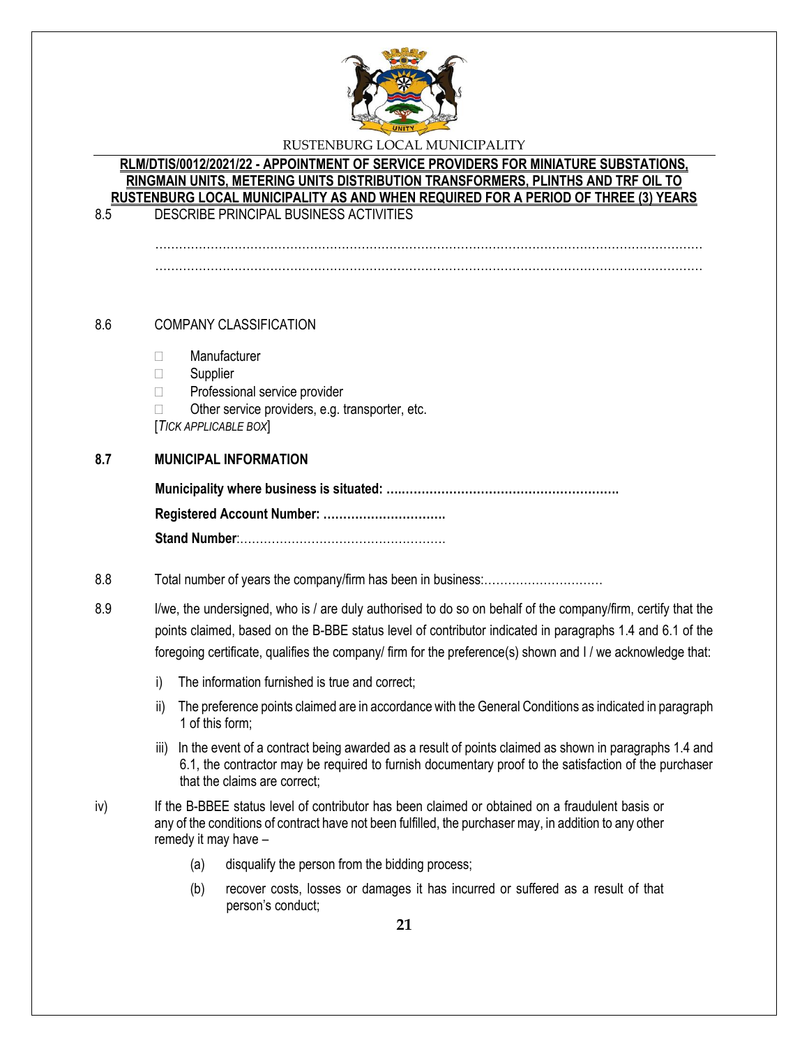8.5 DESCRIBE PRINCIPAL BUSINESS ACTIVITIES

………………………………………………………………………………………………………………………
………………………………………………………………………………………………………………………

8.6 COMPANY CLASSIFICATION

- ☐ Manufacturer
- ☐ Supplier
- ☐ Professional service provider
- ☐ Other service providers, e.g. transporter, etc.

[*TICK APPLICABLE BOX*]

**8.7 MUNICIPAL INFORMATION**

**Municipality where business is situated: ….………………………………………………….**

**Registered Account Number: ………………………….**

**Stand Number**:…………………………………………….

8.8 Total number of years the company/firm has been in business:…………………………

8.9 I/we, the undersigned, who is / are duly authorised to do so on behalf of the company/firm, certify that the points claimed, based on the B-BBE status level of contributor indicated in paragraphs 1.4 and 6.1 of the foregoing certificate, qualifies the company/ firm for the preference(s) shown and I / we acknowledge that:

i) The information furnished is true and correct;

ii) The preference points claimed are in accordance with the General Conditions as indicated in paragraph 1 of this form;

iii) In the event of a contract being awarded as a result of points claimed as shown in paragraphs 1.4 and 6.1, the contractor may be required to furnish documentary proof to the satisfaction of the purchaser that the claims are correct;

iv) If the B-BBEE status level of contributor has been claimed or obtained on a fraudulent basis or any of the conditions of contract have not been fulfilled, the purchaser may, in addition to any other remedy it may have –

(a) disqualify the person from the bidding process;

(b) recover costs, losses or damages it has incurred or suffered as a result of that person's conduct;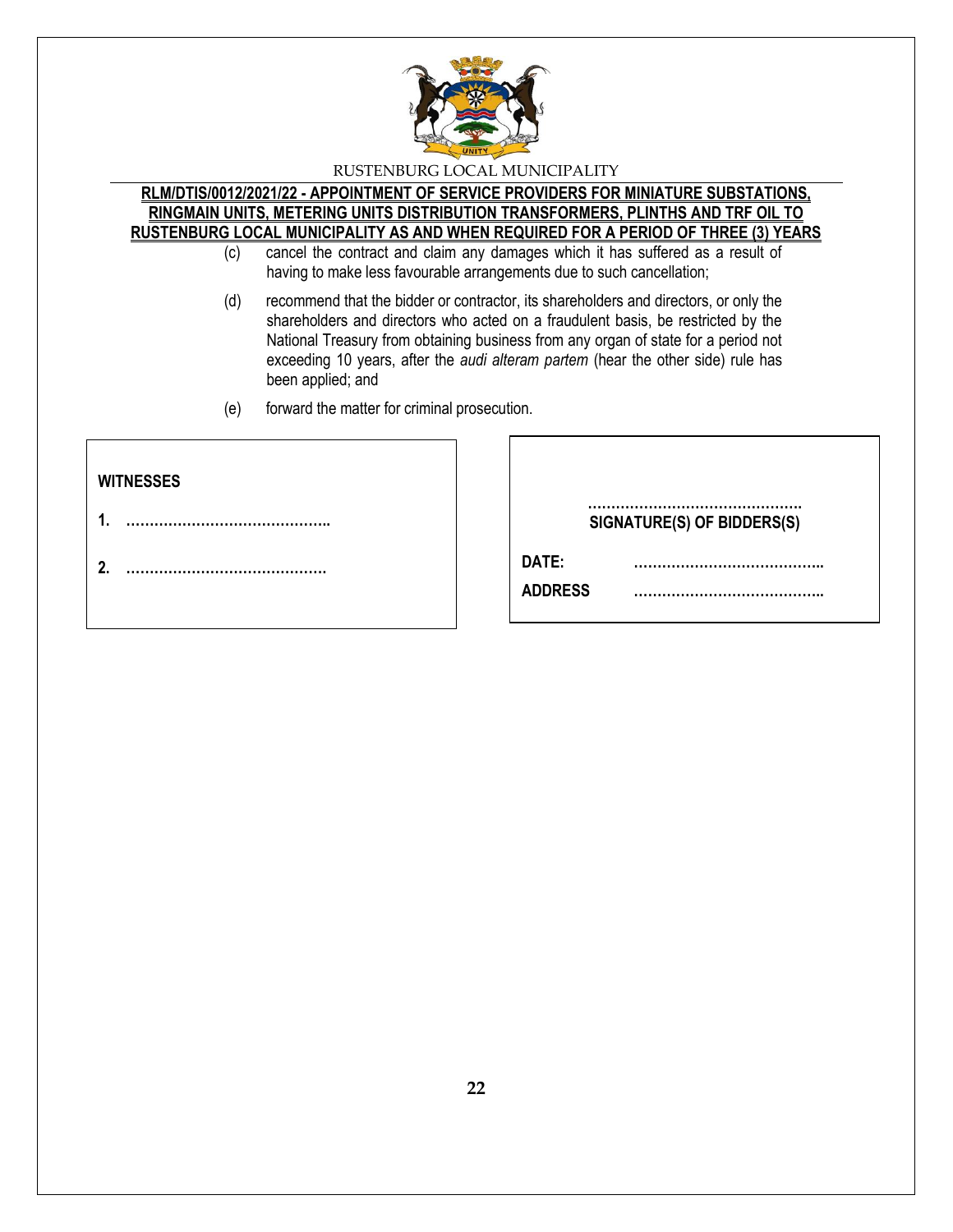(c) cancel the contract and claim any damages which it has suffered as a result of having to make less favourable arrangements due to such cancellation;

(d) recommend that the bidder or contractor, its shareholders and directors, or only the shareholders and directors who acted on a fraudulent basis, be restricted by the National Treasury from obtaining business from any organ of state for a period not exceeding 10 years, after the *audi alteram partem* (hear the other side) rule has been applied; and

(e) forward the matter for criminal prosecution.

**WITNESSES**

**1.** ……………………………………..

**2.** ……………………………………

……………………………………….

**SIGNATURE(S) OF BIDDERS(S)**

**DATE:** …………………………………..

**ADDRESS** …………………………………..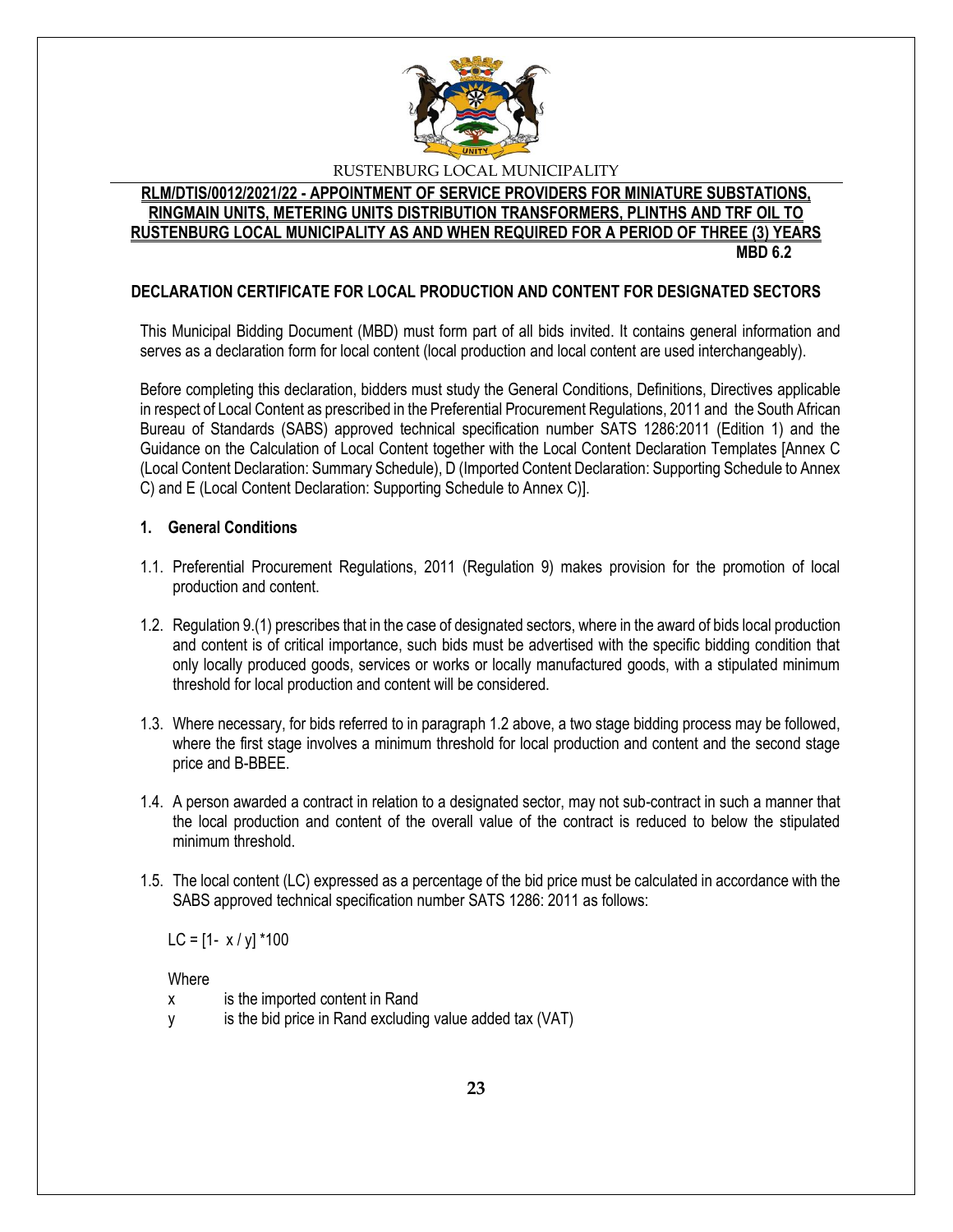RUSTENBURG LOCAL MUNICIPALITY

**RLM/DTIS/0012/2021/22 - APPOINTMENT OF SERVICE PROVIDERS FOR MINIATURE SUBSTATIONS, RINGMAIN UNITS, METERING UNITS DISTRIBUTION TRANSFORMERS, PLINTHS AND TRF OIL TO RUSTENBURG LOCAL MUNICIPALITY AS AND WHEN REQUIRED FOR A PERIOD OF THREE (3) YEARS**

**MBD 6.2**

## DECLARATION CERTIFICATE FOR LOCAL PRODUCTION AND CONTENT FOR DESIGNATED SECTORS

This Municipal Bidding Document (MBD) must form part of all bids invited. It contains general information and serves as a declaration form for local content (local production and local content are used interchangeably).

Before completing this declaration, bidders must study the General Conditions, Definitions, Directives applicable in respect of Local Content as prescribed in the Preferential Procurement Regulations, 2011 and the South African Bureau of Standards (SABS) approved technical specification number SATS 1286:2011 (Edition 1) and the Guidance on the Calculation of Local Content together with the Local Content Declaration Templates [Annex C (Local Content Declaration: Summary Schedule), D (Imported Content Declaration: Supporting Schedule to Annex C) and E (Local Content Declaration: Supporting Schedule to Annex C)].

### 1. General Conditions

1.1. Preferential Procurement Regulations, 2011 (Regulation 9) makes provision for the promotion of local production and content.

1.2. Regulation 9.(1) prescribes that in the case of designated sectors, where in the award of bids local production and content is of critical importance, such bids must be advertised with the specific bidding condition that only locally produced goods, services or works or locally manufactured goods, with a stipulated minimum threshold for local production and content will be considered.

1.3. Where necessary, for bids referred to in paragraph 1.2 above, a two stage bidding process may be followed, where the first stage involves a minimum threshold for local production and content and the second stage price and B-BBEE.

1.4. A person awarded a contract in relation to a designated sector, may not sub-contract in such a manner that the local production and content of the overall value of the contract is reduced to below the stipulated minimum threshold.

1.5. The local content (LC) expressed as a percentage of the bid price must be calculated in accordance with the SABS approved technical specification number SATS 1286: 2011 as follows:

$$LC = [1 - x / y] * 100$$

Where

$x$ is the imported content in Rand

$y$ is the bid price in Rand excluding value added tax (VAT)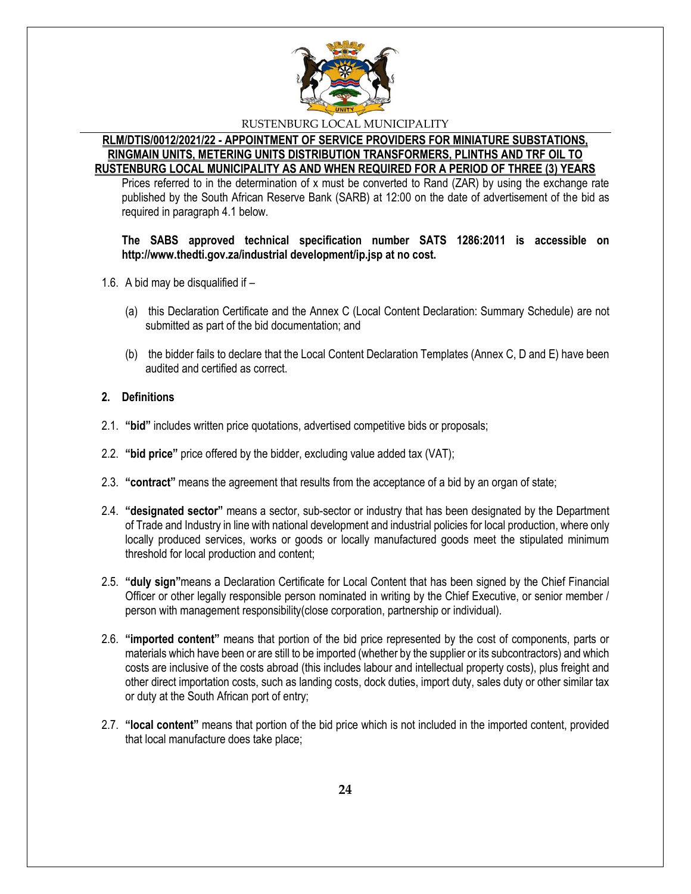Prices referred to in the determination of x must be converted to Rand (ZAR) by using the exchange rate published by the South African Reserve Bank (SARB) at 12:00 on the date of advertisement of the bid as required in paragraph 4.1 below.

**The SABS approved technical specification number SATS 1286:2011 is accessible on http://www.thedti.gov.za/industrial development/ip.jsp at no cost.**

1.6. A bid may be disqualified if –

(a) this Declaration Certificate and the Annex C (Local Content Declaration: Summary Schedule) are not submitted as part of the bid documentation; and

(b) the bidder fails to declare that the Local Content Declaration Templates (Annex C, D and E) have been audited and certified as correct.

## 2. Definitions

2.1. **"bid"** includes written price quotations, advertised competitive bids or proposals;

2.2. **"bid price"** price offered by the bidder, excluding value added tax (VAT);

2.3. **"contract"** means the agreement that results from the acceptance of a bid by an organ of state;

2.4. **"designated sector"** means a sector, sub-sector or industry that has been designated by the Department of Trade and Industry in line with national development and industrial policies for local production, where only locally produced services, works or goods or locally manufactured goods meet the stipulated minimum threshold for local production and content;

2.5. **"duly sign"**means a Declaration Certificate for Local Content that has been signed by the Chief Financial Officer or other legally responsible person nominated in writing by the Chief Executive, or senior member / person with management responsibility(close corporation, partnership or individual).

2.6. **"imported content"** means that portion of the bid price represented by the cost of components, parts or materials which have been or are still to be imported (whether by the supplier or its subcontractors) and which costs are inclusive of the costs abroad (this includes labour and intellectual property costs), plus freight and other direct importation costs, such as landing costs, dock duties, import duty, sales duty or other similar tax or duty at the South African port of entry;

2.7. **"local content"** means that portion of the bid price which is not included in the imported content, provided that local manufacture does take place;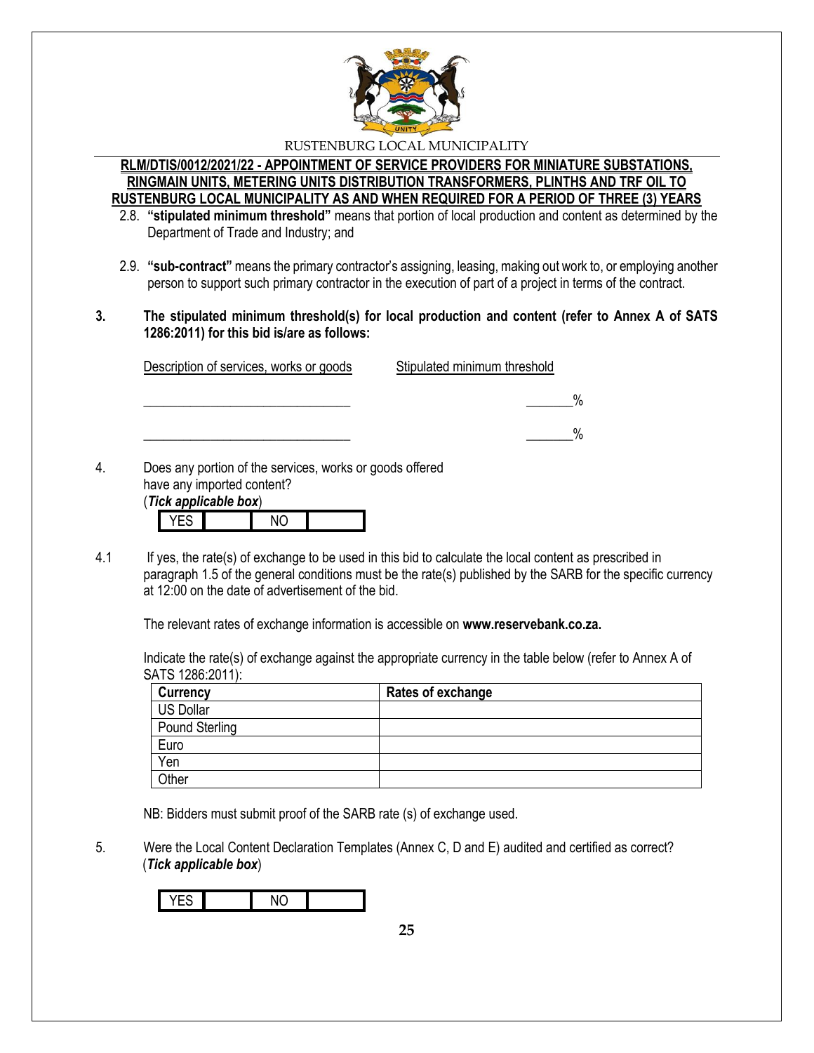2.8. **"stipulated minimum threshold"** means that portion of local production and content as determined by the Department of Trade and Industry; and

2.9. **"sub-contract"** means the primary contractor's assigning, leasing, making out work to, or employing another person to support such primary contractor in the execution of part of a project in terms of the contract.

**3. The stipulated minimum threshold(s) for local production and content (refer to Annex A of SATS 1286:2011) for this bid is/are as follows:**

| Description of services, works or goods | Stipulated minimum threshold |
|---|---|
| _______________________________ | _______% |
| _______________________________ | _______% |

4. Does any portion of the services, works or goods offered have any imported content?
(***Tick applicable box***)

| YES | | NO | |
|---|---|---|---|

4.1 If yes, the rate(s) of exchange to be used in this bid to calculate the local content as prescribed in paragraph 1.5 of the general conditions must be the rate(s) published by the SARB for the specific currency at 12:00 on the date of advertisement of the bid.

The relevant rates of exchange information is accessible on **www.reservebank.co.za.**

Indicate the rate(s) of exchange against the appropriate currency in the table below (refer to Annex A of SATS 1286:2011):

| Currency | Rates of exchange |
|---|---|
| US Dollar | |
| Pound Sterling | |
| Euro | |
| Yen | |
| Other | |

NB: Bidders must submit proof of the SARB rate (s) of exchange used.

5. Were the Local Content Declaration Templates (Annex C, D and E) audited and certified as correct?
(***Tick applicable box***)

| YES | | NO | |
|---|---|---|---|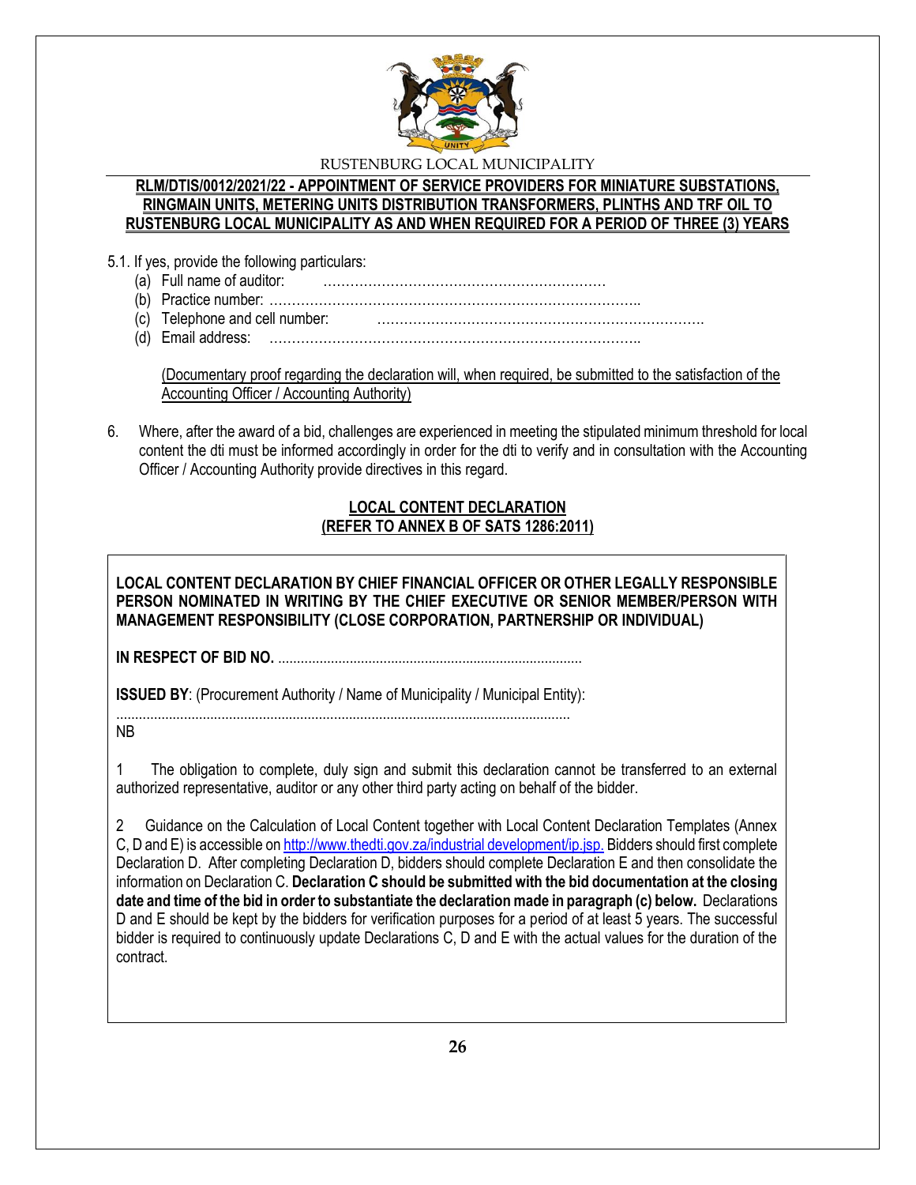5.1. If yes, provide the following particulars:

(a) Full name of auditor: ………………………………………………………
(b) Practice number: ……………………………………………………………………..
(c) Telephone and cell number: ……………………………………………………………….
(d) Email address: ……………………………………………………………………..

<u>(Documentary proof regarding the declaration will, when required, be submitted to the satisfaction of the Accounting Officer / Accounting Authority)</u>

6. Where, after the award of a bid, challenges are experienced in meeting the stipulated minimum threshold for local content the dti must be informed accordingly in order for the dti to verify and in consultation with the Accounting Officer / Accounting Authority provide directives in this regard.

**<u>LOCAL CONTENT DECLARATION</u>**
**<u>(REFER TO ANNEX B OF SATS 1286:2011)</u>**

**LOCAL CONTENT DECLARATION BY CHIEF FINANCIAL OFFICER OR OTHER LEGALLY RESPONSIBLE PERSON NOMINATED IN WRITING BY THE CHIEF EXECUTIVE OR SENIOR MEMBER/PERSON WITH MANAGEMENT RESPONSIBILITY (CLOSE CORPORATION, PARTNERSHIP OR INDIVIDUAL)**

**IN RESPECT OF BID NO.** .................................................................................

**ISSUED BY**: (Procurement Authority / Name of Municipality / Municipal Entity):
.........................................................................................................................

NB

1 The obligation to complete, duly sign and submit this declaration cannot be transferred to an external authorized representative, auditor or any other third party acting on behalf of the bidder.

2 Guidance on the Calculation of Local Content together with Local Content Declaration Templates (Annex C, D and E) is accessible on http://www.thedti.gov.za/industrial development/ip.jsp. Bidders should first complete Declaration D. After completing Declaration D, bidders should complete Declaration E and then consolidate the information on Declaration C. **Declaration C should be submitted with the bid documentation at the closing date and time of the bid in order to substantiate the declaration made in paragraph (c) below.** Declarations D and E should be kept by the bidders for verification purposes for a period of at least 5 years. The successful bidder is required to continuously update Declarations C, D and E with the actual values for the duration of the contract.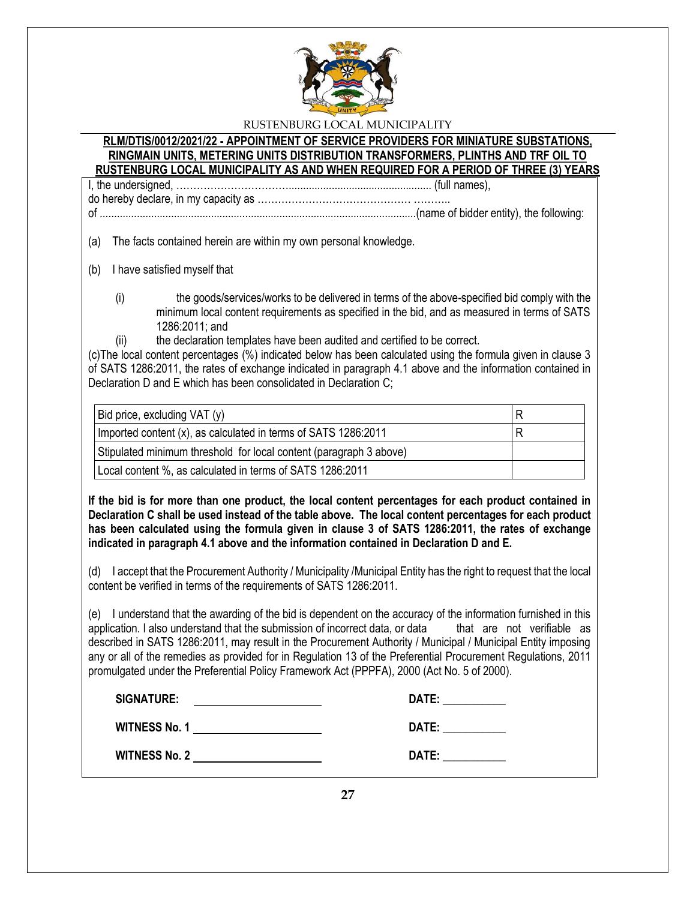RUSTENBURG LOCAL MUNICIPALITY

**RLM/DTIS/0012/2021/22 - APPOINTMENT OF SERVICE PROVIDERS FOR MINIATURE SUBSTATIONS, RINGMAIN UNITS, METERING UNITS DISTRIBUTION TRANSFORMERS, PLINTHS AND TRF OIL TO RUSTENBURG LOCAL MUNICIPALITY AS AND WHEN REQUIRED FOR A PERIOD OF THREE (3) YEARS**

I, the undersigned, ……………………………................................................ (full names),
do hereby declare, in my capacity as ……………………………………… ………..
of ...............................................................................................................(name of bidder entity), the following:

(a) The facts contained herein are within my own personal knowledge.

(b) I have satisfied myself that

(i) the goods/services/works to be delivered in terms of the above-specified bid comply with the minimum local content requirements as specified in the bid, and as measured in terms of SATS 1286:2011; and

(ii) the declaration templates have been audited and certified to be correct.

(c)The local content percentages (%) indicated below has been calculated using the formula given in clause 3 of SATS 1286:2011, the rates of exchange indicated in paragraph 4.1 above and the information contained in Declaration D and E which has been consolidated in Declaration C;

| | |
|---|---|
| Bid price, excluding VAT (y) | R |
| Imported content (x), as calculated in terms of SATS 1286:2011 | R |
| Stipulated minimum threshold for local content (paragraph 3 above) | |
| Local content %, as calculated in terms of SATS 1286:2011 | |

**If the bid is for more than one product, the local content percentages for each product contained in Declaration C shall be used instead of the table above. The local content percentages for each product has been calculated using the formula given in clause 3 of SATS 1286:2011, the rates of exchange indicated in paragraph 4.1 above and the information contained in Declaration D and E.**

(d) I accept that the Procurement Authority / Municipality /Municipal Entity has the right to request that the local content be verified in terms of the requirements of SATS 1286:2011.

(e) I understand that the awarding of the bid is dependent on the accuracy of the information furnished in this application. I also understand that the submission of incorrect data, or data that are not verifiable as described in SATS 1286:2011, may result in the Procurement Authority / Municipal / Municipal Entity imposing any or all of the remedies as provided for in Regulation 13 of the Preferential Procurement Regulations, 2011 promulgated under the Preferential Policy Framework Act (PPPFA), 2000 (Act No. 5 of 2000).

**SIGNATURE:** ______________________ **DATE:** ___________

**WITNESS No. 1** ______________________ **DATE:** ___________

**WITNESS No. 2** ______________________ **DATE:** ___________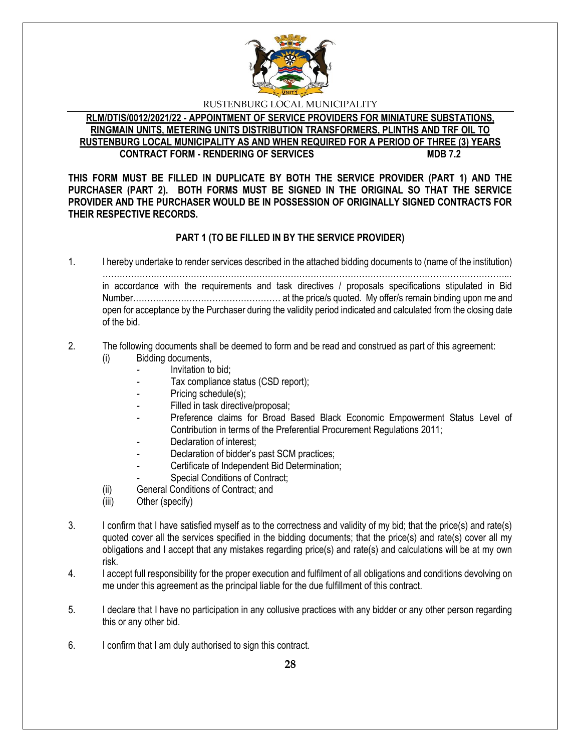RUSTENBURG LOCAL MUNICIPALITY

**RLM/DTIS/0012/2021/22 - APPOINTMENT OF SERVICE PROVIDERS FOR MINIATURE SUBSTATIONS, RINGMAIN UNITS, METERING UNITS DISTRIBUTION TRANSFORMERS, PLINTHS AND TRF OIL TO RUSTENBURG LOCAL MUNICIPALITY AS AND WHEN REQUIRED FOR A PERIOD OF THREE (3) YEARS**

**CONTRACT FORM - RENDERING OF SERVICES MDB 7.2**

**THIS FORM MUST BE FILLED IN DUPLICATE BY BOTH THE SERVICE PROVIDER (PART 1) AND THE PURCHASER (PART 2). BOTH FORMS MUST BE SIGNED IN THE ORIGINAL SO THAT THE SERVICE PROVIDER AND THE PURCHASER WOULD BE IN POSSESSION OF ORIGINALLY SIGNED CONTRACTS FOR THEIR RESPECTIVE RECORDS.**

**PART 1 (TO BE FILLED IN BY THE SERVICE PROVIDER)**

1. I hereby undertake to render services described in the attached bidding documents to (name of the institution) ……………………………………………………………………………………………………………………... in accordance with the requirements and task directives / proposals specifications stipulated in Bid Number………….…………………………… at the price/s quoted. My offer/s remain binding upon me and open for acceptance by the Purchaser during the validity period indicated and calculated from the closing date of the bid.

2. The following documents shall be deemed to form and be read and construed as part of this agreement:
   - (i) Bidding documents,
     - Invitation to bid;
     - Tax compliance status (CSD report);
     - Pricing schedule(s);
     - Filled in task directive/proposal;
     - Preference claims for Broad Based Black Economic Empowerment Status Level of Contribution in terms of the Preferential Procurement Regulations 2011;
     - Declaration of interest;
     - Declaration of bidder's past SCM practices;
     - Certificate of Independent Bid Determination;
     - Special Conditions of Contract;
   - (ii) General Conditions of Contract; and
   - (iii) Other (specify)

3. I confirm that I have satisfied myself as to the correctness and validity of my bid; that the price(s) and rate(s) quoted cover all the services specified in the bidding documents; that the price(s) and rate(s) cover all my obligations and I accept that any mistakes regarding price(s) and rate(s) and calculations will be at my own risk.

4. I accept full responsibility for the proper execution and fulfilment of all obligations and conditions devolving on me under this agreement as the principal liable for the due fulfillment of this contract.

5. I declare that I have no participation in any collusive practices with any bidder or any other person regarding this or any other bid.

6. I confirm that I am duly authorised to sign this contract.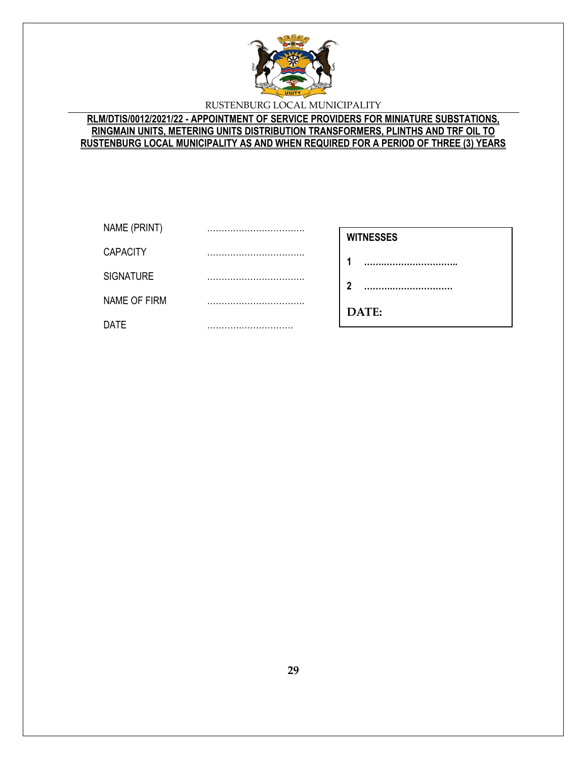| | |
|---|---|
| NAME (PRINT) | …………………………… |
| CAPACITY | …………………………… |
| SIGNATURE | …………………………… |
| NAME OF FIRM | …………………………… |
| DATE | ………………………… |

| **WITNESSES** |
|---|
| **1 ……………………………** |
| **2 …………………………** |
| **DATE:** |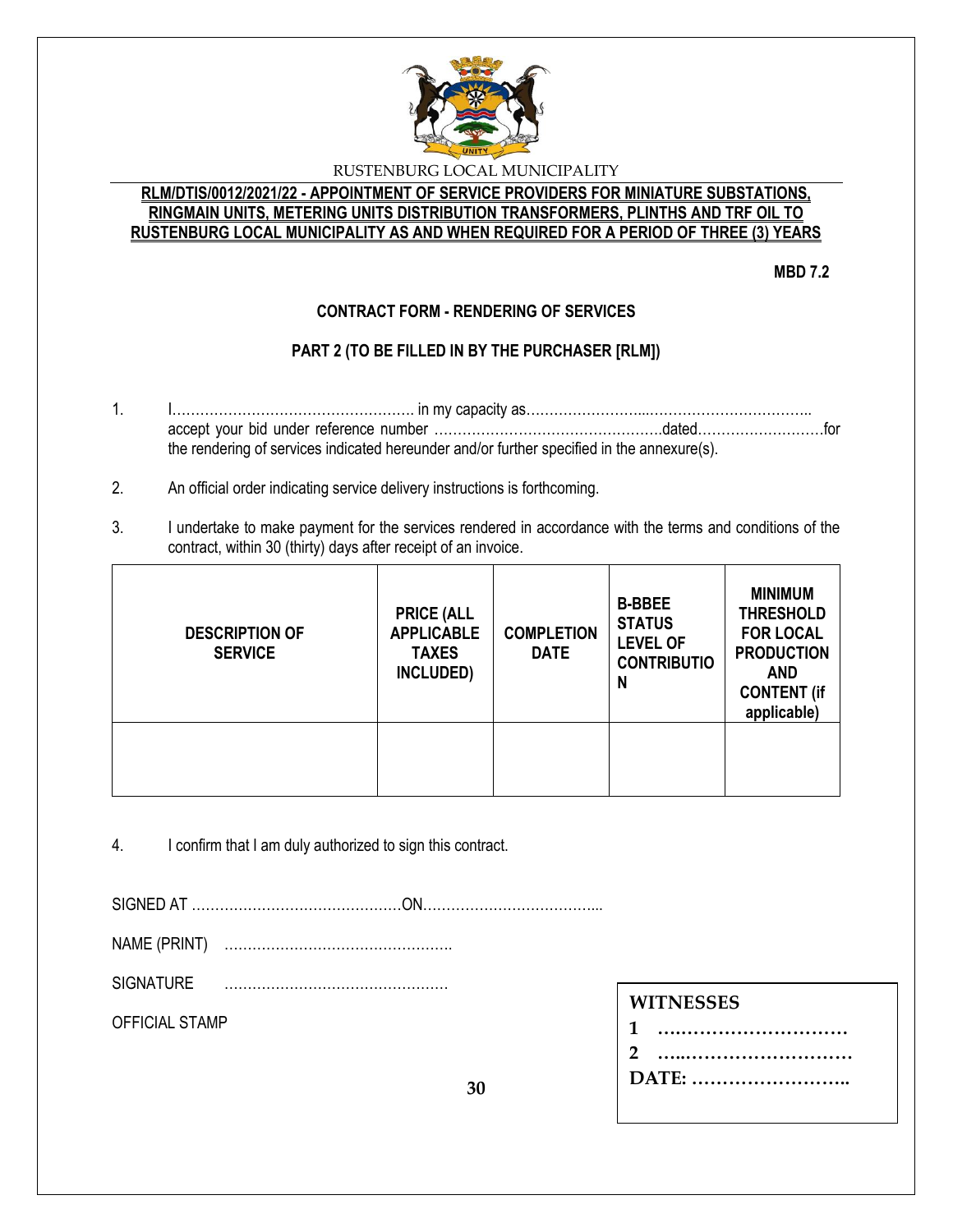RUSTENBURG LOCAL MUNICIPALITY

**RLM/DTIS/0012/2021/22 - APPOINTMENT OF SERVICE PROVIDERS FOR MINIATURE SUBSTATIONS, RINGMAIN UNITS, METERING UNITS DISTRIBUTION TRANSFORMERS, PLINTHS AND TRF OIL TO RUSTENBURG LOCAL MUNICIPALITY AS AND WHEN REQUIRED FOR A PERIOD OF THREE (3) YEARS**

**MBD 7.2**

**CONTRACT FORM - RENDERING OF SERVICES**

**PART 2 (TO BE FILLED IN BY THE PURCHASER [RLM])**

1. I……………………………………………. in my capacity as……………………...…………………………….. accept your bid under reference number ………………………………………….dated………………………for the rendering of services indicated hereunder and/or further specified in the annexure(s).
2. An official order indicating service delivery instructions is forthcoming.
3. I undertake to make payment for the services rendered in accordance with the terms and conditions of the contract, within 30 (thirty) days after receipt of an invoice.

| DESCRIPTION OF SERVICE | PRICE (ALL APPLICABLE TAXES INCLUDED) | COMPLETION DATE | B-BBEE STATUS LEVEL OF CONTRIBUTION | MINIMUM THRESHOLD FOR LOCAL PRODUCTION AND CONTENT (if applicable) |
|---|---|---|---|---|
| | | | | |

4. I confirm that I am duly authorized to sign this contract.

SIGNED AT ………………………………………ON………………………………...

NAME (PRINT) ………………………………………….

SIGNATURE …………………………………………

OFFICIAL STAMP

**WITNESSES**

**1 …………………………**

**2 …..………………………**

**DATE: ……………………..**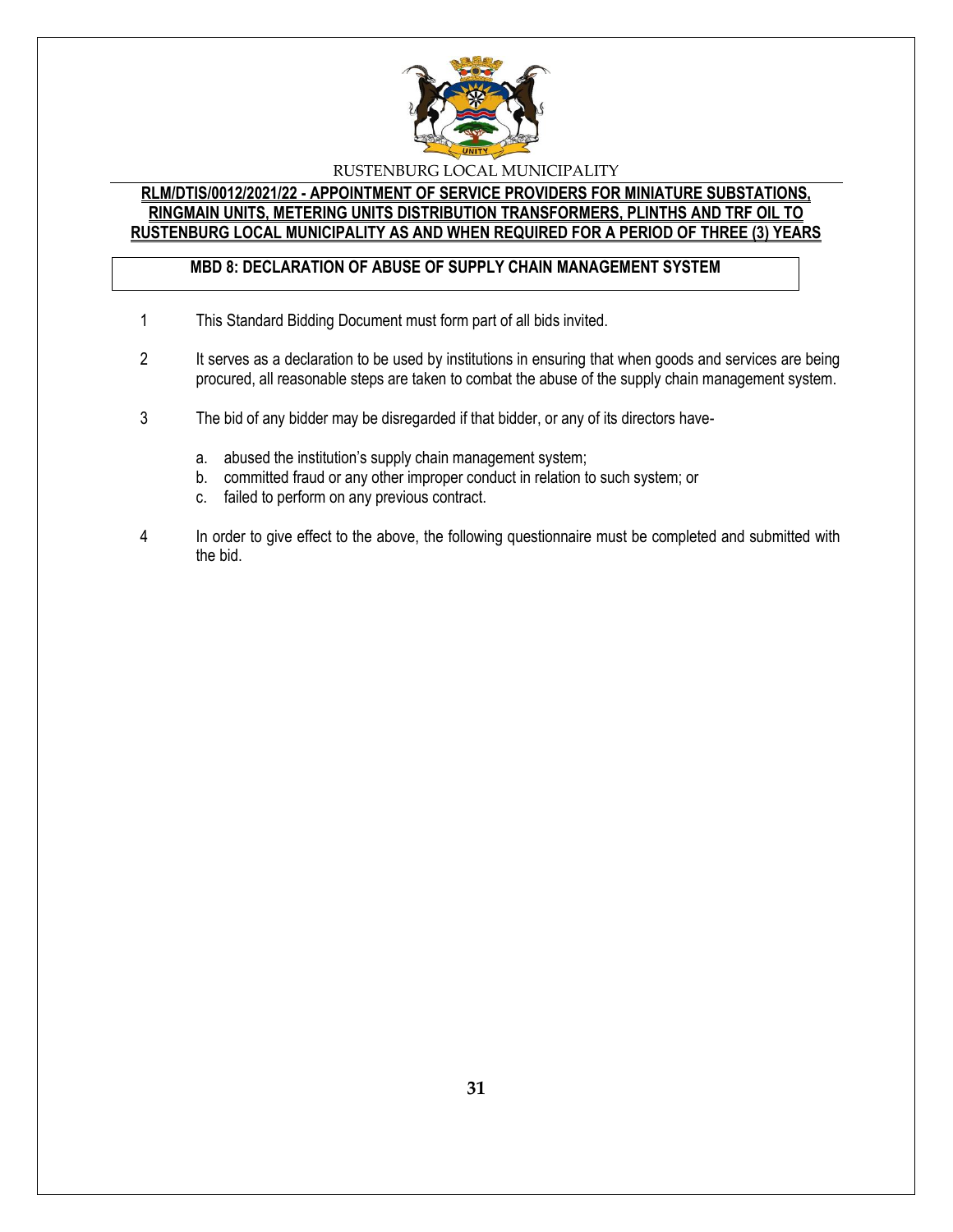RUSTENBURG LOCAL MUNICIPALITY

**RLM/DTIS/0012/2021/22 - APPOINTMENT OF SERVICE PROVIDERS FOR MINIATURE SUBSTATIONS, RINGMAIN UNITS, METERING UNITS DISTRIBUTION TRANSFORMERS, PLINTHS AND TRF OIL TO RUSTENBURG LOCAL MUNICIPALITY AS AND WHEN REQUIRED FOR A PERIOD OF THREE (3) YEARS**

## MBD 8: DECLARATION OF ABUSE OF SUPPLY CHAIN MANAGEMENT SYSTEM

1 This Standard Bidding Document must form part of all bids invited.

2 It serves as a declaration to be used by institutions in ensuring that when goods and services are being procured, all reasonable steps are taken to combat the abuse of the supply chain management system.

3 The bid of any bidder may be disregarded if that bidder, or any of its directors have-

   a. abused the institution's supply chain management system;
   b. committed fraud or any other improper conduct in relation to such system; or
   c. failed to perform on any previous contract.

4 In order to give effect to the above, the following questionnaire must be completed and submitted with the bid.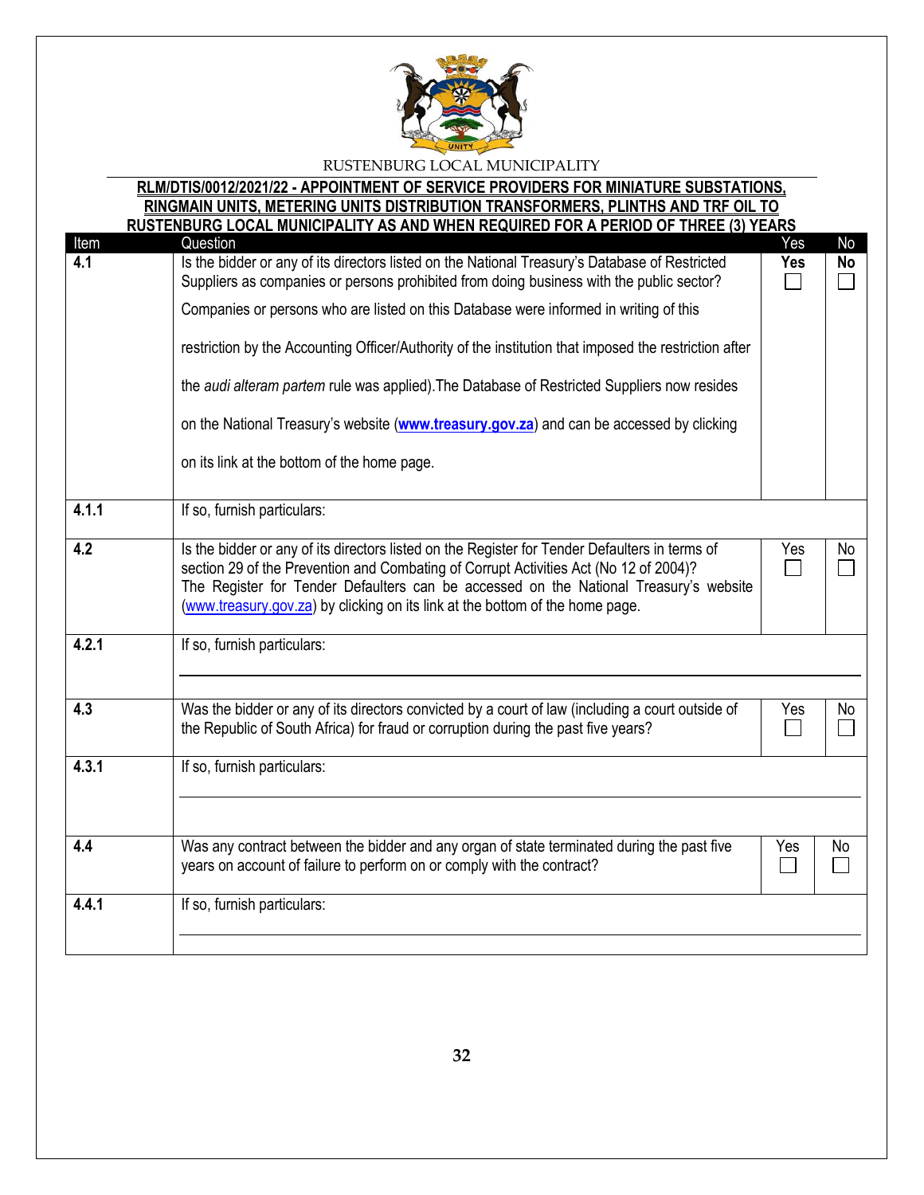RUSTENBURG LOCAL MUNICIPALITY

**RLM/DTIS/0012/2021/22 - APPOINTMENT OF SERVICE PROVIDERS FOR MINIATURE SUBSTATIONS, RINGMAIN UNITS, METERING UNITS DISTRIBUTION TRANSFORMERS, PLINTHS AND TRF OIL TO RUSTENBURG LOCAL MUNICIPALITY AS AND WHEN REQUIRED FOR A PERIOD OF THREE (3) YEARS**

| Item | Question | Yes | No |
|---|---|---|---|
| **4.1** | Is the bidder or any of its directors listed on the National Treasury's Database of Restricted Suppliers as companies or persons prohibited from doing business with the public sector?<br><br>Companies or persons who are listed on this Database were informed in writing of this restriction by the Accounting Officer/Authority of the institution that imposed the restriction after the *audi alteram partem* rule was applied).The Database of Restricted Suppliers now resides on the National Treasury's website (**www.treasury.gov.za**) and can be accessed by clicking on its link at the bottom of the home page. | **Yes** ☐ | **No** ☐ |
| **4.1.1** | If so, furnish particulars: | | |
| **4.2** | Is the bidder or any of its directors listed on the Register for Tender Defaulters in terms of section 29 of the Prevention and Combating of Corrupt Activities Act (No 12 of 2004)? The Register for Tender Defaulters can be accessed on the National Treasury's website (www.treasury.gov.za) by clicking on its link at the bottom of the home page. | Yes ☐ | No ☐ |
| **4.2.1** | If so, furnish particulars: | | |
| **4.3** | Was the bidder or any of its directors convicted by a court of law (including a court outside of the Republic of South Africa) for fraud or corruption during the past five years? | Yes ☐ | No ☐ |
| **4.3.1** | If so, furnish particulars: | | |
| **4.4** | Was any contract between the bidder and any organ of state terminated during the past five years on account of failure to perform on or comply with the contract? | Yes ☐ | No ☐ |
| **4.4.1** | If so, furnish particulars: | | |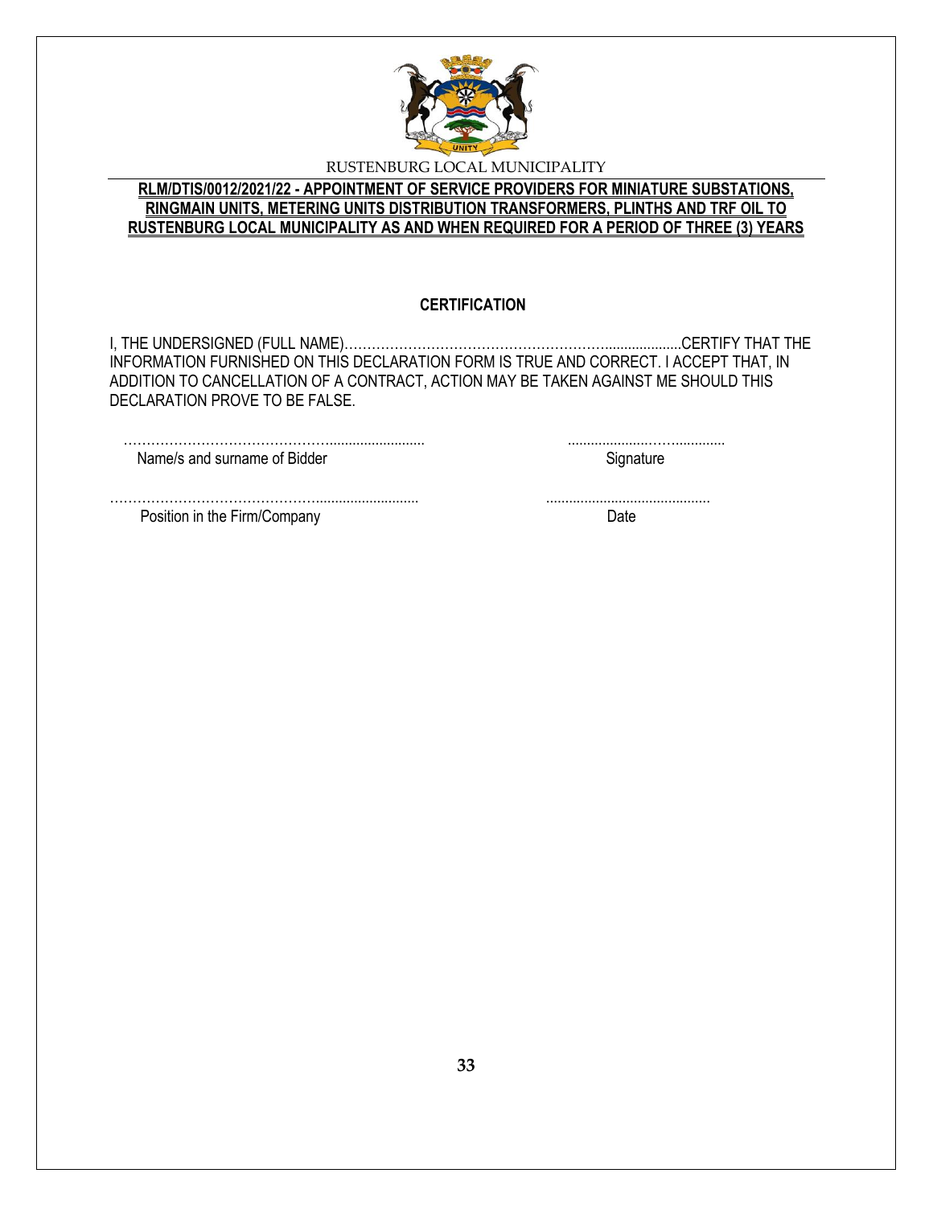RUSTENBURG LOCAL MUNICIPALITY

**RLM/DTIS/0012/2021/22 - APPOINTMENT OF SERVICE PROVIDERS FOR MINIATURE SUBSTATIONS, RINGMAIN UNITS, METERING UNITS DISTRIBUTION TRANSFORMERS, PLINTHS AND TRF OIL TO RUSTENBURG LOCAL MUNICIPALITY AS AND WHEN REQUIRED FOR A PERIOD OF THREE (3) YEARS**

## CERTIFICATION

I, THE UNDERSIGNED (FULL NAME)………………………………………………….....................CERTIFY THAT THE INFORMATION FURNISHED ON THIS DECLARATION FORM IS TRUE AND CORRECT. I ACCEPT THAT, IN ADDITION TO CANCELLATION OF A CONTRACT, ACTION MAY BE TAKEN AGAINST ME SHOULD THIS DECLARATION PROVE TO BE FALSE.

………………………………………..........................        ......................…….............

Name/s and surname of Bidder        Signature

………………………………………..........................        ..........................................

Position in the Firm/Company        Date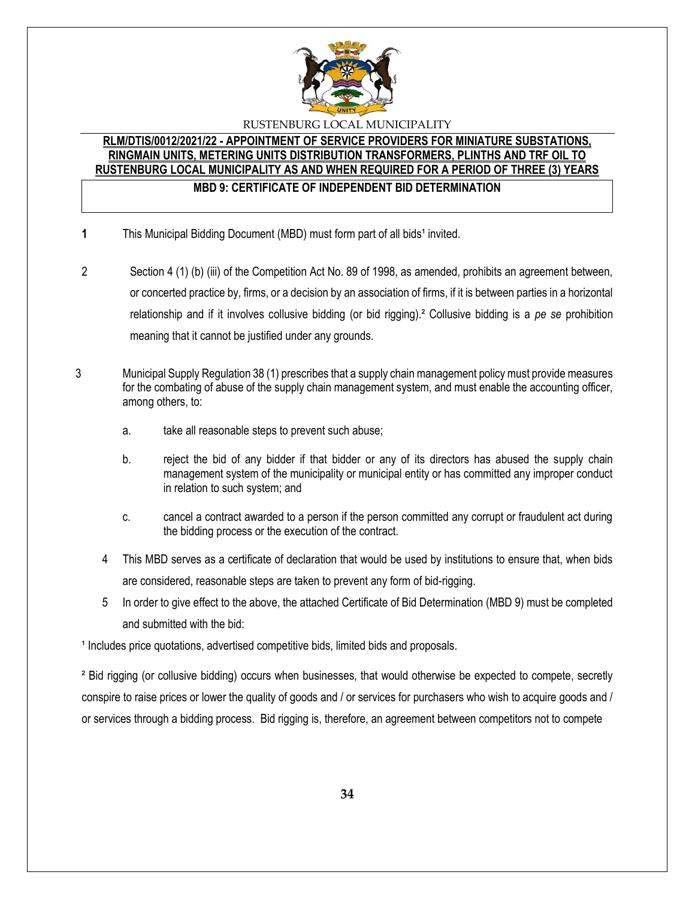RUSTENBURG LOCAL MUNICIPALITY

**RLM/DTIS/0012/2021/22 - APPOINTMENT OF SERVICE PROVIDERS FOR MINIATURE SUBSTATIONS, RINGMAIN UNITS, METERING UNITS DISTRIBUTION TRANSFORMERS, PLINTHS AND TRF OIL TO RUSTENBURG LOCAL MUNICIPALITY AS AND WHEN REQUIRED FOR A PERIOD OF THREE (3) YEARS**

**MBD 9: CERTIFICATE OF INDEPENDENT BID DETERMINATION**

1 This Municipal Bidding Document (MBD) must form part of all bids[1] invited.

2 Section 4 (1) (b) (iii) of the Competition Act No. 89 of 1998, as amended, prohibits an agreement between, or concerted practice by, firms, or a decision by an association of firms, if it is between parties in a horizontal relationship and if it involves collusive bidding (or bid rigging).[2] Collusive bidding is a *pe se* prohibition meaning that it cannot be justified under any grounds.

3 Municipal Supply Regulation 38 (1) prescribes that a supply chain management policy must provide measures for the combating of abuse of the supply chain management system, and must enable the accounting officer, among others, to:

a. take all reasonable steps to prevent such abuse;

b. reject the bid of any bidder if that bidder or any of its directors has abused the supply chain management system of the municipality or municipal entity or has committed any improper conduct in relation to such system; and

c. cancel a contract awarded to a person if the person committed any corrupt or fraudulent act during the bidding process or the execution of the contract.

4 This MBD serves as a certificate of declaration that would be used by institutions to ensure that, when bids are considered, reasonable steps are taken to prevent any form of bid-rigging.

5 In order to give effect to the above, the attached Certificate of Bid Determination (MBD 9) must be completed and submitted with the bid:

[1] Includes price quotations, advertised competitive bids, limited bids and proposals.

[2] Bid rigging (or collusive bidding) occurs when businesses, that would otherwise be expected to compete, secretly conspire to raise prices or lower the quality of goods and / or services for purchasers who wish to acquire goods and / or services through a bidding process. Bid rigging is, therefore, an agreement between competitors not to compete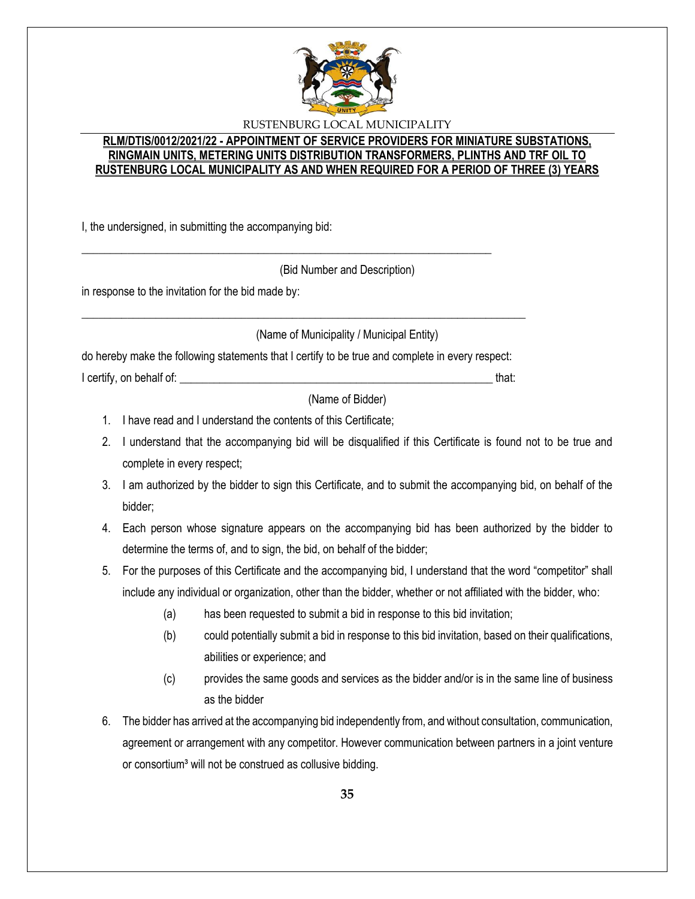RUSTENBURG LOCAL MUNICIPALITY

**RLM/DTIS/0012/2021/22 - APPOINTMENT OF SERVICE PROVIDERS FOR MINIATURE SUBSTATIONS, RINGMAIN UNITS, METERING UNITS DISTRIBUTION TRANSFORMERS, PLINTHS AND TRF OIL TO RUSTENBURG LOCAL MUNICIPALITY AS AND WHEN REQUIRED FOR A PERIOD OF THREE (3) YEARS**

I, the undersigned, in submitting the accompanying bid:

___________________________________________________________________________

(Bid Number and Description)

in response to the invitation for the bid made by:

___________________________________________________________________________

(Name of Municipality / Municipal Entity)

do hereby make the following statements that I certify to be true and complete in every respect:

I certify, on behalf of: _________________________________________________________ that:

(Name of Bidder)

1. I have read and I understand the contents of this Certificate;
2. I understand that the accompanying bid will be disqualified if this Certificate is found not to be true and complete in every respect;
3. I am authorized by the bidder to sign this Certificate, and to submit the accompanying bid, on behalf of the bidder;
4. Each person whose signature appears on the accompanying bid has been authorized by the bidder to determine the terms of, and to sign, the bid, on behalf of the bidder;
5. For the purposes of this Certificate and the accompanying bid, I understand that the word "competitor" shall include any individual or organization, other than the bidder, whether or not affiliated with the bidder, who:
   - (a) has been requested to submit a bid in response to this bid invitation;
   - (b) could potentially submit a bid in response to this bid invitation, based on their qualifications, abilities or experience; and
   - (c) provides the same goods and services as the bidder and/or is in the same line of business as the bidder
6. The bidder has arrived at the accompanying bid independently from, and without consultation, communication, agreement or arrangement with any competitor. However communication between partners in a joint venture or consortium[3] will not be construed as collusive bidding.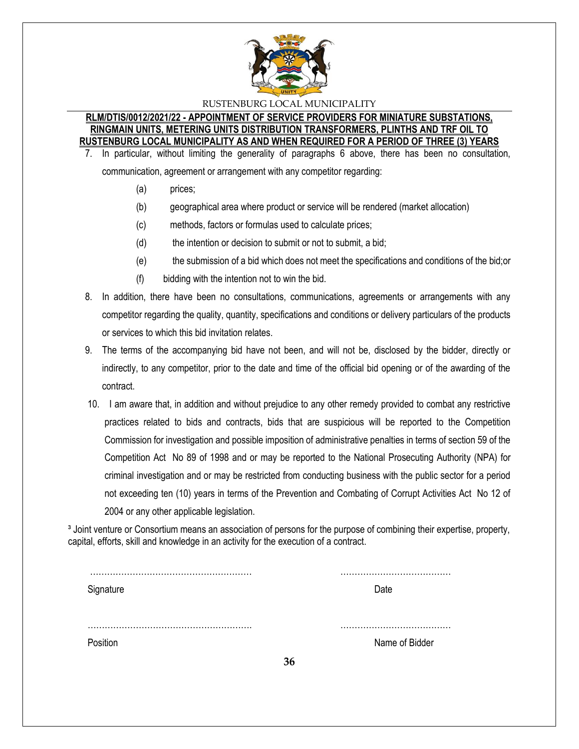7. In particular, without limiting the generality of paragraphs 6 above, there has been no consultation, communication, agreement or arrangement with any competitor regarding:

   (a) prices;

   (b) geographical area where product or service will be rendered (market allocation)

   (c) methods, factors or formulas used to calculate prices;

   (d) the intention or decision to submit or not to submit, a bid;

   (e) the submission of a bid which does not meet the specifications and conditions of the bid;or

   (f) bidding with the intention not to win the bid.

8. In addition, there have been no consultations, communications, agreements or arrangements with any competitor regarding the quality, quantity, specifications and conditions or delivery particulars of the products or services to which this bid invitation relates.

9. The terms of the accompanying bid have not been, and will not be, disclosed by the bidder, directly or indirectly, to any competitor, prior to the date and time of the official bid opening or of the awarding of the contract.

10. I am aware that, in addition and without prejudice to any other remedy provided to combat any restrictive practices related to bids and contracts, bids that are suspicious will be reported to the Competition Commission for investigation and possible imposition of administrative penalties in terms of section 59 of the Competition Act No 89 of 1998 and or may be reported to the National Prosecuting Authority (NPA) for criminal investigation and or may be restricted from conducting business with the public sector for a period not exceeding ten (10) years in terms of the Prevention and Combating of Corrupt Activities Act No 12 of 2004 or any other applicable legislation.

[3] Joint venture or Consortium means an association of persons for the purpose of combining their expertise, property, capital, efforts, skill and knowledge in an activity for the execution of a contract.

………………………………………………… ………………………………

Signature Date

………………………………………………… ………………………………

Position Name of Bidder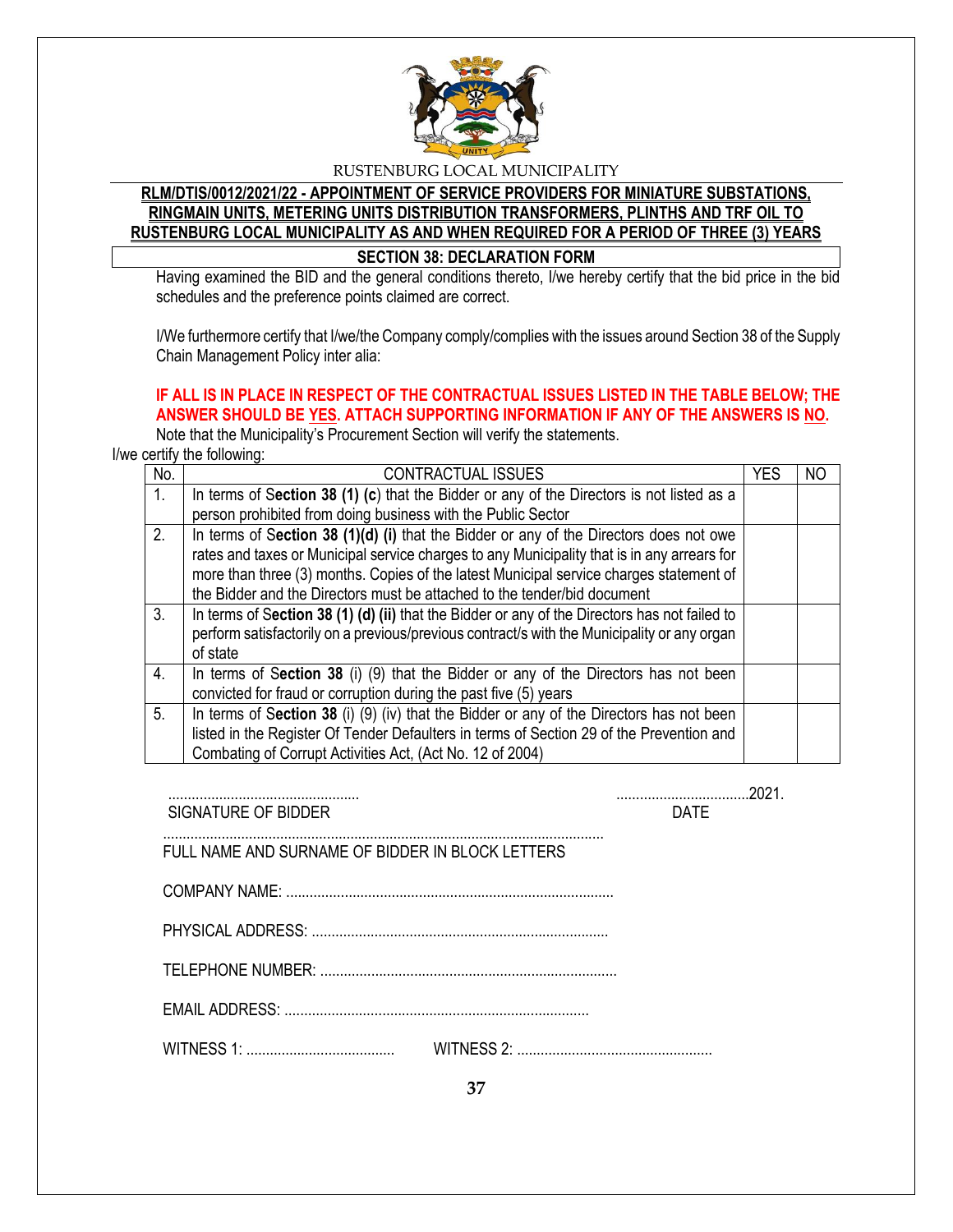RUSTENBURG LOCAL MUNICIPALITY

**RLM/DTIS/0012/2021/22 - APPOINTMENT OF SERVICE PROVIDERS FOR MINIATURE SUBSTATIONS, RINGMAIN UNITS, METERING UNITS DISTRIBUTION TRANSFORMERS, PLINTHS AND TRF OIL TO RUSTENBURG LOCAL MUNICIPALITY AS AND WHEN REQUIRED FOR A PERIOD OF THREE (3) YEARS**

## SECTION 38: DECLARATION FORM

Having examined the BID and the general conditions thereto, I/we hereby certify that the bid price in the bid schedules and the preference points claimed are correct.

I/We furthermore certify that I/we/the Company comply/complies with the issues around Section 38 of the Supply Chain Management Policy inter alia:

**IF ALL IS IN PLACE IN RESPECT OF THE CONTRACTUAL ISSUES LISTED IN THE TABLE BELOW; THE ANSWER SHOULD BE YES. ATTACH SUPPORTING INFORMATION IF ANY OF THE ANSWERS IS NO.**

Note that the Municipality's Procurement Section will verify the statements.

I/we certify the following:

| No. | CONTRACTUAL ISSUES | YES | NO |
|---|---|---|---|
| 1. | In terms of **Section 38 (1) (c**) that the Bidder or any of the Directors is not listed as a person prohibited from doing business with the Public Sector | | |
| 2. | In terms of **Section 38 (1)(d) (i)** that the Bidder or any of the Directors does not owe rates and taxes or Municipal service charges to any Municipality that is in any arrears for more than three (3) months. Copies of the latest Municipal service charges statement of the Bidder and the Directors must be attached to the tender/bid document | | |
| 3. | In terms of **Section 38 (1) (d) (ii)** that the Bidder or any of the Directors has not failed to perform satisfactorily on a previous/previous contract/s with the Municipality or any organ of state | | |
| 4. | In terms of **Section 38** (i) (9) that the Bidder or any of the Directors has not been convicted for fraud or corruption during the past five (5) years | | |
| 5. | In terms of **Section 38** (i) (9) (iv) that the Bidder or any of the Directors has not been listed in the Register Of Tender Defaulters in terms of Section 29 of the Prevention and Combating of Corrupt Activities Act, (Act No. 12 of 2004) | | |

................................................ ..................................2021.
SIGNATURE OF BIDDER DATE

................................................................................................................
FULL NAME AND SURNAME OF BIDDER IN BLOCK LETTERS

COMPANY NAME: ...................................................................................

PHYSICAL ADDRESS: ...........................................................................

TELEPHONE NUMBER: ...........................................................................

EMAIL ADDRESS: .............................................................................

WITNESS 1: ...................................... WITNESS 2: ..................................................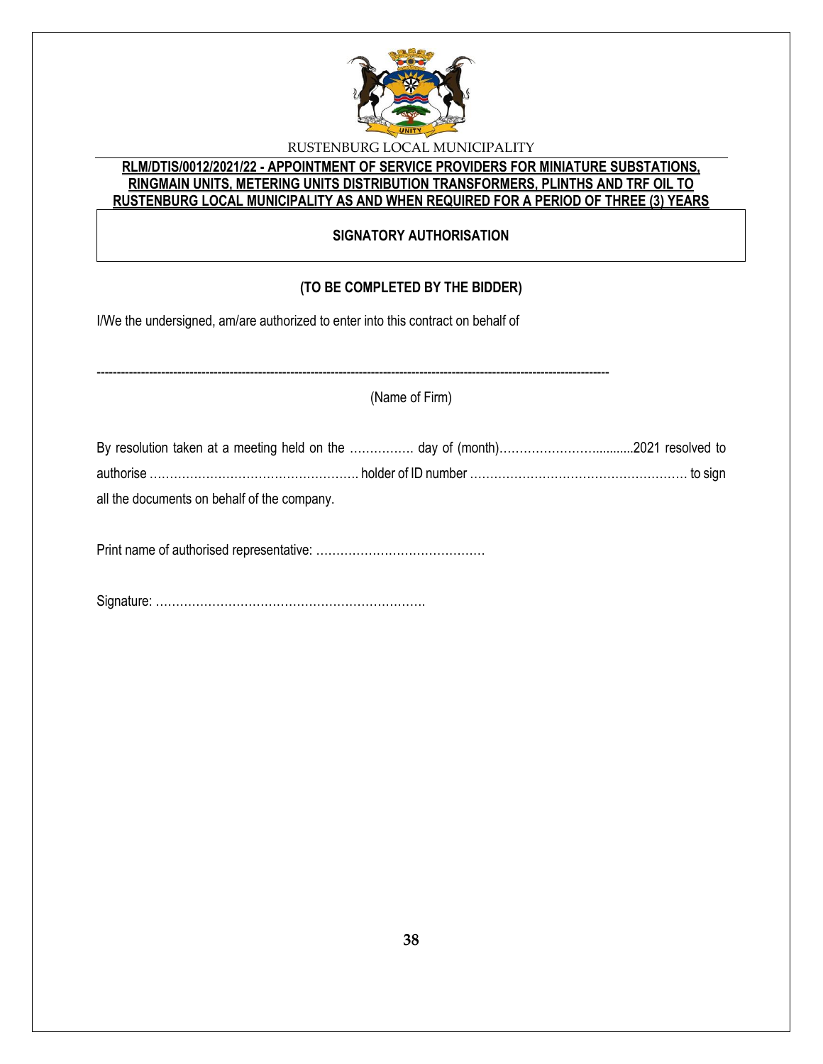RUSTENBURG LOCAL MUNICIPALITY

**RLM/DTIS/0012/2021/22 - APPOINTMENT OF SERVICE PROVIDERS FOR MINIATURE SUBSTATIONS, RINGMAIN UNITS, METERING UNITS DISTRIBUTION TRANSFORMERS, PLINTHS AND TRF OIL TO RUSTENBURG LOCAL MUNICIPALITY AS AND WHEN REQUIRED FOR A PERIOD OF THREE (3) YEARS**

## SIGNATORY AUTHORISATION

**(TO BE COMPLETED BY THE BIDDER)**

I/We the undersigned, am/are authorized to enter into this contract on behalf of

---------------------------------------------------------------------------------------------------------------------------

(Name of Firm)

By resolution taken at a meeting held on the ……………. day of (month)………………….........2021 resolved to authorise ……………………………………………. holder of ID number ……………………………………………… to sign all the documents on behalf of the company.

Print name of authorised representative: ……………………………………

Signature: ………………………………………………………….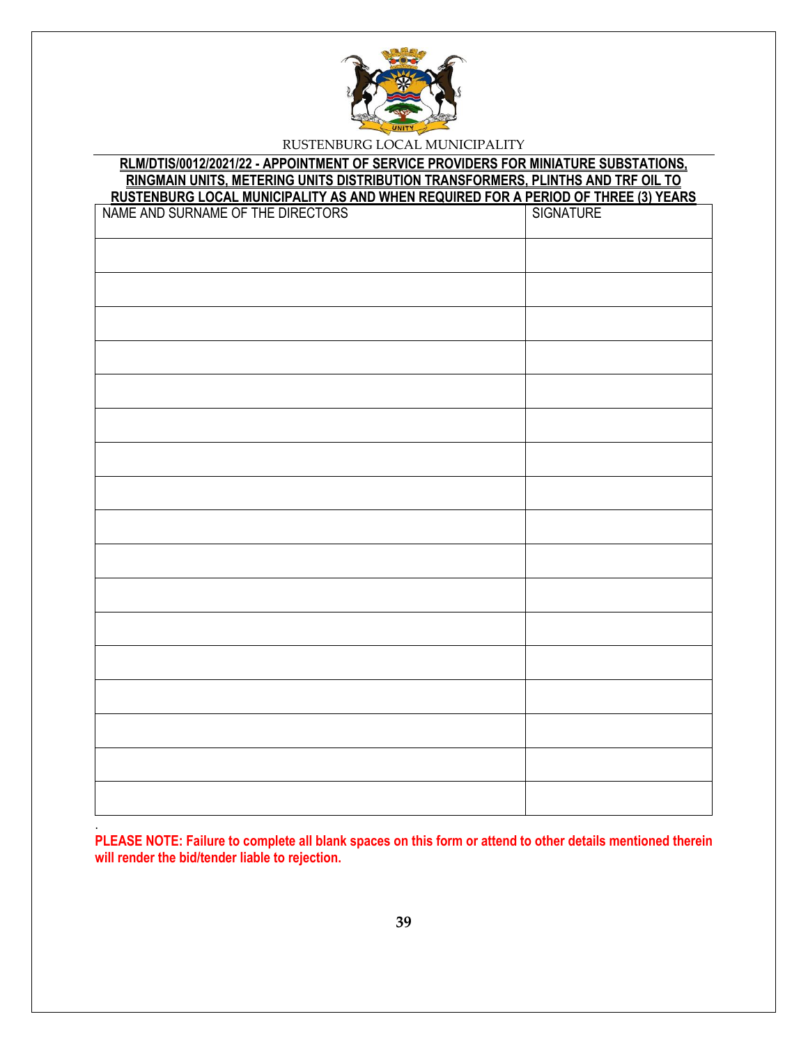RUSTENBURG LOCAL MUNICIPALITY

**RLM/DTIS/0012/2021/22 - APPOINTMENT OF SERVICE PROVIDERS FOR MINIATURE SUBSTATIONS, RINGMAIN UNITS, METERING UNITS DISTRIBUTION TRANSFORMERS, PLINTHS AND TRF OIL TO RUSTENBURG LOCAL MUNICIPALITY AS AND WHEN REQUIRED FOR A PERIOD OF THREE (3) YEARS**

| NAME AND SURNAME OF THE DIRECTORS | SIGNATURE |
| --- | --- |
| | |
| | |
| | |
| | |
| | |
| | |
| | |
| | |
| | |
| | |
| | |
| | |
| | |
| | |
| | |
| | |
| | |

.

**PLEASE NOTE: Failure to complete all blank spaces on this form or attend to other details mentioned therein will render the bid/tender liable to rejection.**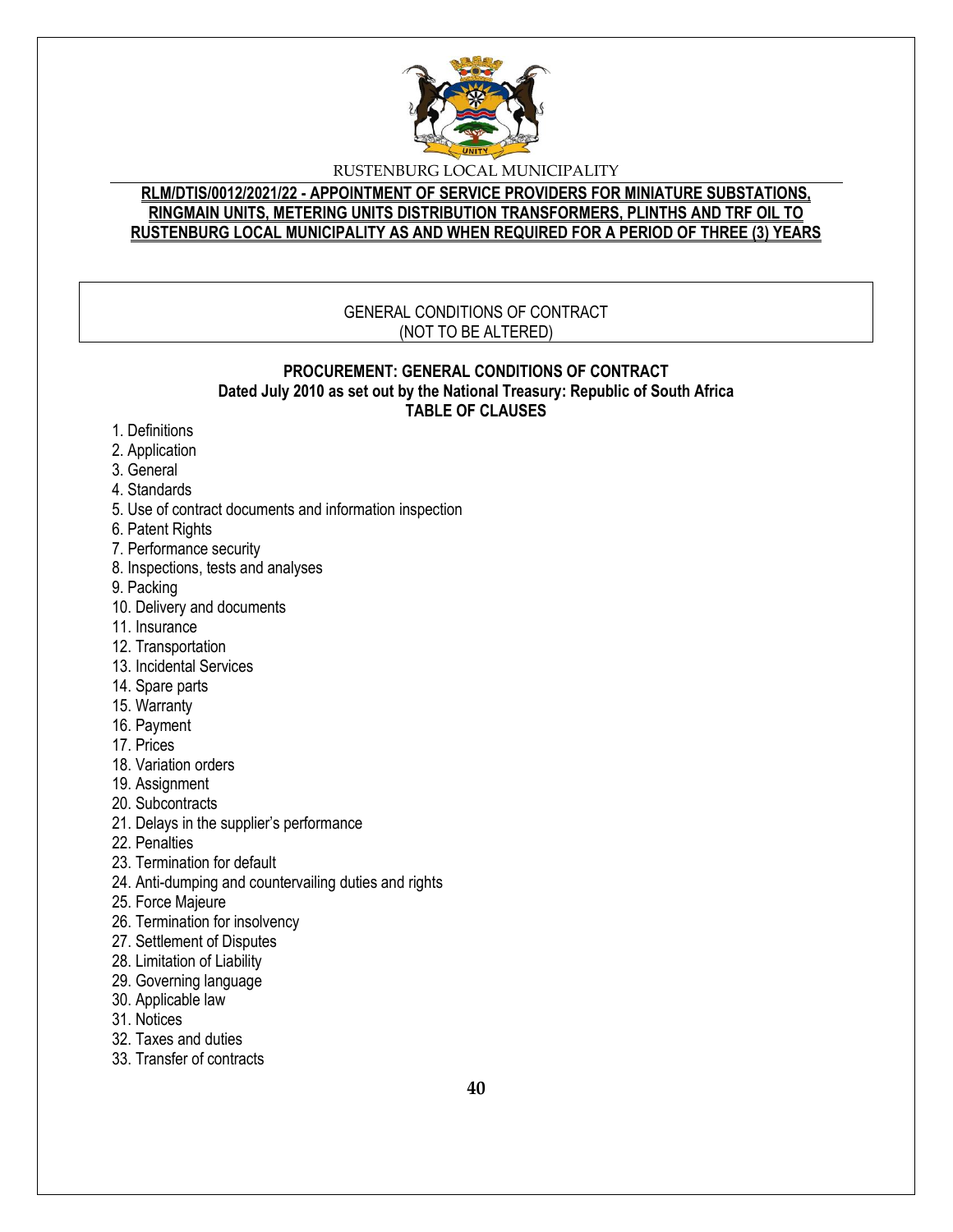RUSTENBURG LOCAL MUNICIPALITY

**RLM/DTIS/0012/2021/22 - APPOINTMENT OF SERVICE PROVIDERS FOR MINIATURE SUBSTATIONS, RINGMAIN UNITS, METERING UNITS DISTRIBUTION TRANSFORMERS, PLINTHS AND TRF OIL TO RUSTENBURG LOCAL MUNICIPALITY AS AND WHEN REQUIRED FOR A PERIOD OF THREE (3) YEARS**

GENERAL CONDITIONS OF CONTRACT
(NOT TO BE ALTERED)

**PROCUREMENT: GENERAL CONDITIONS OF CONTRACT**
**Dated July 2010 as set out by the National Treasury: Republic of South Africa**
**TABLE OF CLAUSES**

1. Definitions
2. Application
3. General
4. Standards
5. Use of contract documents and information inspection
6. Patent Rights
7. Performance security
8. Inspections, tests and analyses
9. Packing
10. Delivery and documents
11. Insurance
12. Transportation
13. Incidental Services
14. Spare parts
15. Warranty
16. Payment
17. Prices
18. Variation orders
19. Assignment
20. Subcontracts
21. Delays in the supplier's performance
22. Penalties
23. Termination for default
24. Anti-dumping and countervailing duties and rights
25. Force Majeure
26. Termination for insolvency
27. Settlement of Disputes
28. Limitation of Liability
29. Governing language
30. Applicable law
31. Notices
32. Taxes and duties
33. Transfer of contracts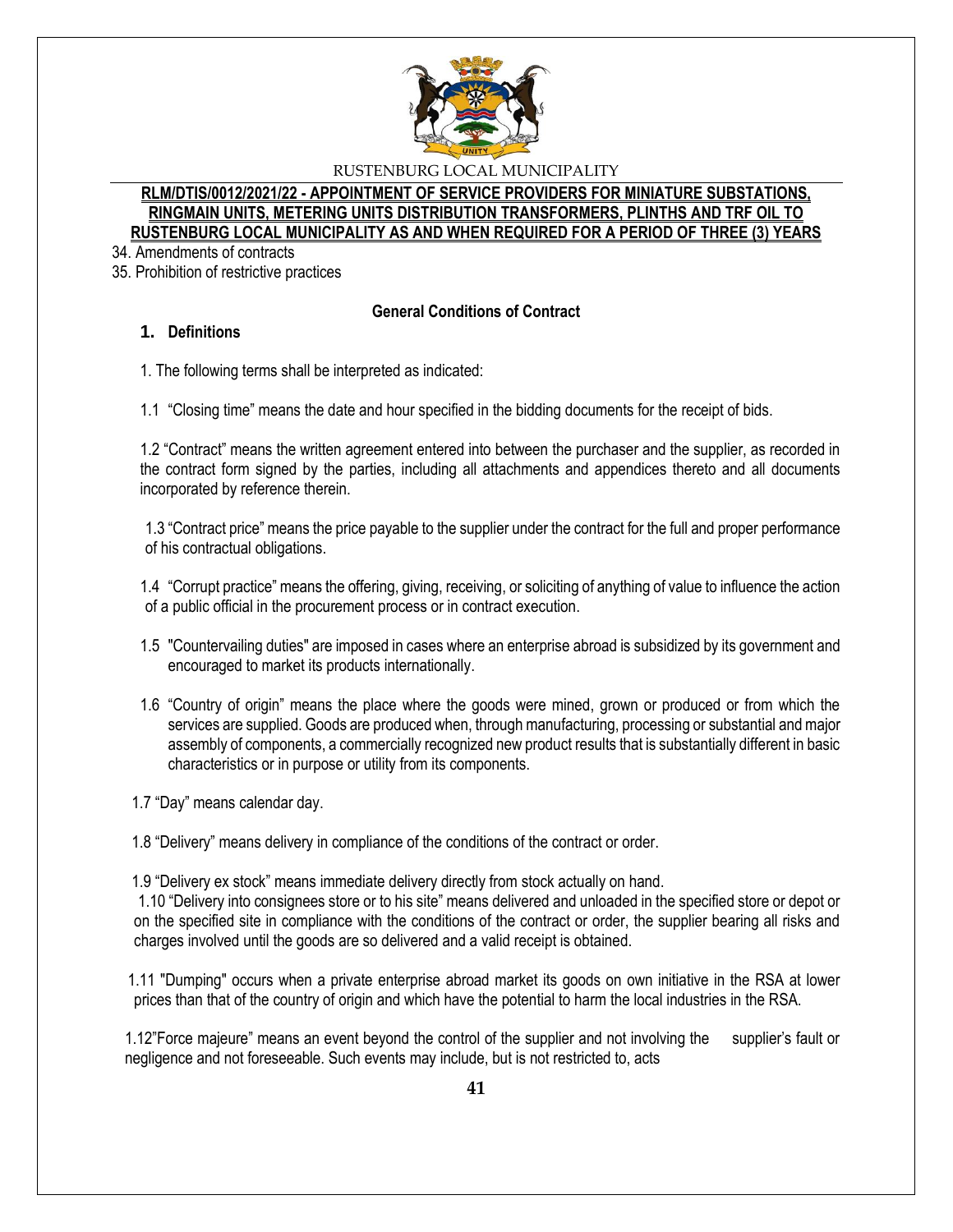34. Amendments of contracts
35. Prohibition of restrictive practices

## General Conditions of Contract

### 1. Definitions

1. The following terms shall be interpreted as indicated:

1.1 "Closing time" means the date and hour specified in the bidding documents for the receipt of bids.

1.2 "Contract" means the written agreement entered into between the purchaser and the supplier, as recorded in the contract form signed by the parties, including all attachments and appendices thereto and all documents incorporated by reference therein.

1.3 "Contract price" means the price payable to the supplier under the contract for the full and proper performance of his contractual obligations.

1.4 "Corrupt practice" means the offering, giving, receiving, or soliciting of anything of value to influence the action of a public official in the procurement process or in contract execution.

1.5 "Countervailing duties" are imposed in cases where an enterprise abroad is subsidized by its government and encouraged to market its products internationally.

1.6 "Country of origin" means the place where the goods were mined, grown or produced or from which the services are supplied. Goods are produced when, through manufacturing, processing or substantial and major assembly of components, a commercially recognized new product results that is substantially different in basic characteristics or in purpose or utility from its components.

1.7 "Day" means calendar day.

1.8 "Delivery" means delivery in compliance of the conditions of the contract or order.

1.9 "Delivery ex stock" means immediate delivery directly from stock actually on hand.

1.10 "Delivery into consignees store or to his site" means delivered and unloaded in the specified store or depot or on the specified site in compliance with the conditions of the contract or order, the supplier bearing all risks and charges involved until the goods are so delivered and a valid receipt is obtained.

1.11 "Dumping" occurs when a private enterprise abroad market its goods on own initiative in the RSA at lower prices than that of the country of origin and which have the potential to harm the local industries in the RSA.

1.12"Force majeure" means an event beyond the control of the supplier and not involving the supplier's fault or negligence and not foreseeable. Such events may include, but is not restricted to, acts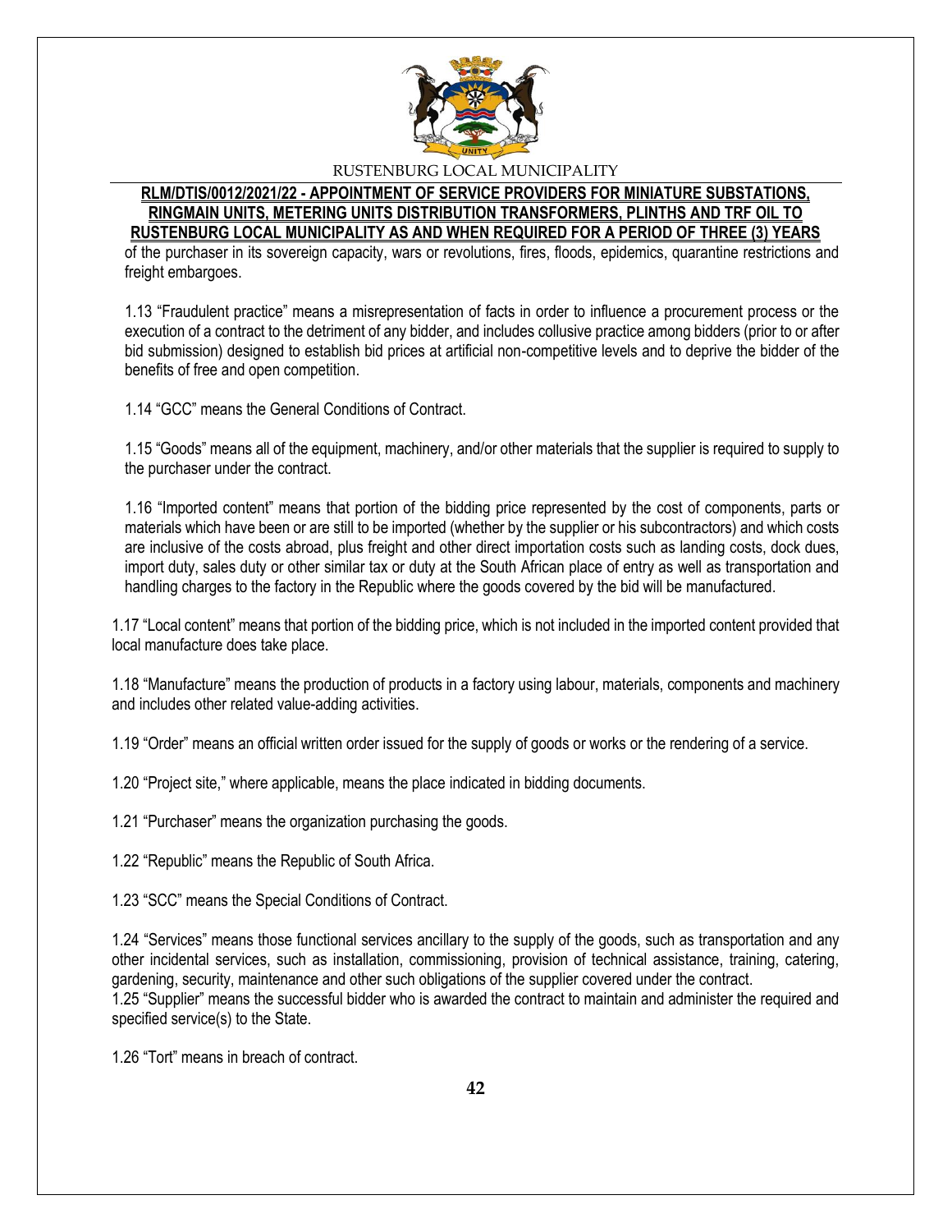of the purchaser in its sovereign capacity, wars or revolutions, fires, floods, epidemics, quarantine restrictions and freight embargoes.

1.13 "Fraudulent practice" means a misrepresentation of facts in order to influence a procurement process or the execution of a contract to the detriment of any bidder, and includes collusive practice among bidders (prior to or after bid submission) designed to establish bid prices at artificial non-competitive levels and to deprive the bidder of the benefits of free and open competition.

1.14 "GCC" means the General Conditions of Contract.

1.15 "Goods" means all of the equipment, machinery, and/or other materials that the supplier is required to supply to the purchaser under the contract.

1.16 "Imported content" means that portion of the bidding price represented by the cost of components, parts or materials which have been or are still to be imported (whether by the supplier or his subcontractors) and which costs are inclusive of the costs abroad, plus freight and other direct importation costs such as landing costs, dock dues, import duty, sales duty or other similar tax or duty at the South African place of entry as well as transportation and handling charges to the factory in the Republic where the goods covered by the bid will be manufactured.

1.17 "Local content" means that portion of the bidding price, which is not included in the imported content provided that local manufacture does take place.

1.18 "Manufacture" means the production of products in a factory using labour, materials, components and machinery and includes other related value-adding activities.

1.19 "Order" means an official written order issued for the supply of goods or works or the rendering of a service.

1.20 "Project site," where applicable, means the place indicated in bidding documents.

1.21 "Purchaser" means the organization purchasing the goods.

1.22 "Republic" means the Republic of South Africa.

1.23 "SCC" means the Special Conditions of Contract.

1.24 "Services" means those functional services ancillary to the supply of the goods, such as transportation and any other incidental services, such as installation, commissioning, provision of technical assistance, training, catering, gardening, security, maintenance and other such obligations of the supplier covered under the contract.
1.25 "Supplier" means the successful bidder who is awarded the contract to maintain and administer the required and specified service(s) to the State.

1.26 "Tort" means in breach of contract.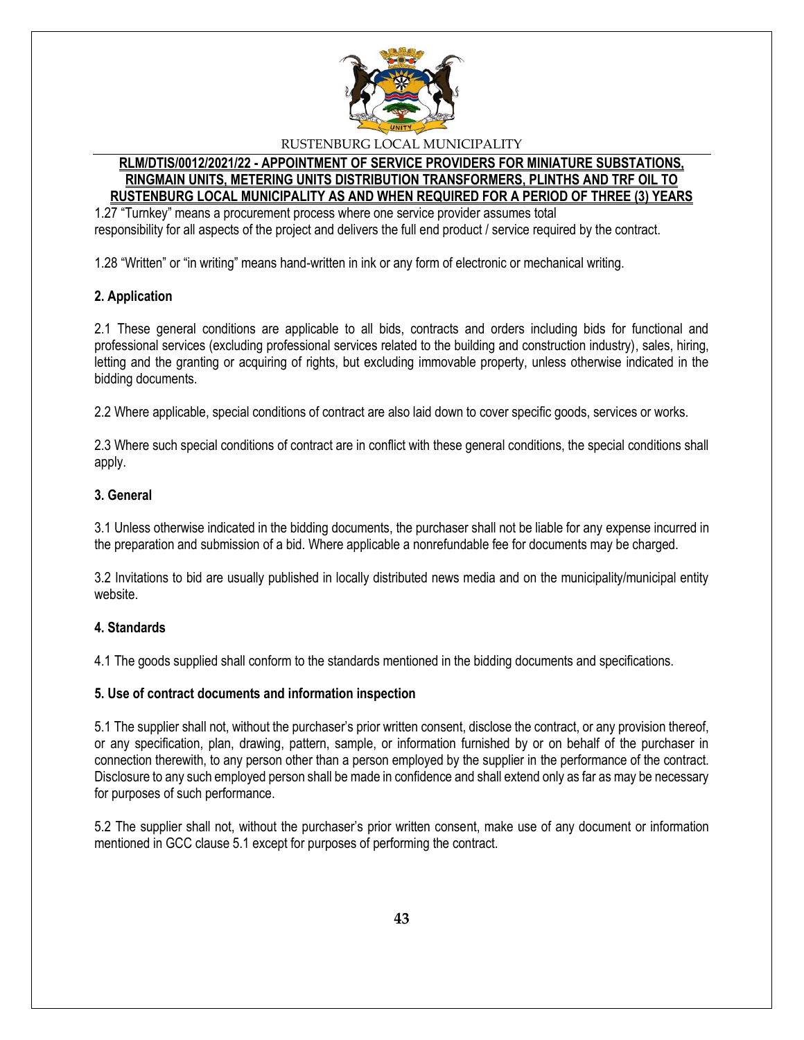1.27 “Turnkey” means a procurement process where one service provider assumes total responsibility for all aspects of the project and delivers the full end product / service required by the contract.

1.28 “Written” or “in writing” means hand-written in ink or any form of electronic or mechanical writing.

**2. Application**

2.1 These general conditions are applicable to all bids, contracts and orders including bids for functional and professional services (excluding professional services related to the building and construction industry), sales, hiring, letting and the granting or acquiring of rights, but excluding immovable property, unless otherwise indicated in the bidding documents.

2.2 Where applicable, special conditions of contract are also laid down to cover specific goods, services or works.

2.3 Where such special conditions of contract are in conflict with these general conditions, the special conditions shall apply.

**3. General**

3.1 Unless otherwise indicated in the bidding documents, the purchaser shall not be liable for any expense incurred in the preparation and submission of a bid. Where applicable a nonrefundable fee for documents may be charged.

3.2 Invitations to bid are usually published in locally distributed news media and on the municipality/municipal entity website.

**4. Standards**

4.1 The goods supplied shall conform to the standards mentioned in the bidding documents and specifications.

**5. Use of contract documents and information inspection**

5.1 The supplier shall not, without the purchaser’s prior written consent, disclose the contract, or any provision thereof, or any specification, plan, drawing, pattern, sample, or information furnished by or on behalf of the purchaser in connection therewith, to any person other than a person employed by the supplier in the performance of the contract. Disclosure to any such employed person shall be made in confidence and shall extend only as far as may be necessary for purposes of such performance.

5.2 The supplier shall not, without the purchaser’s prior written consent, make use of any document or information mentioned in GCC clause 5.1 except for purposes of performing the contract.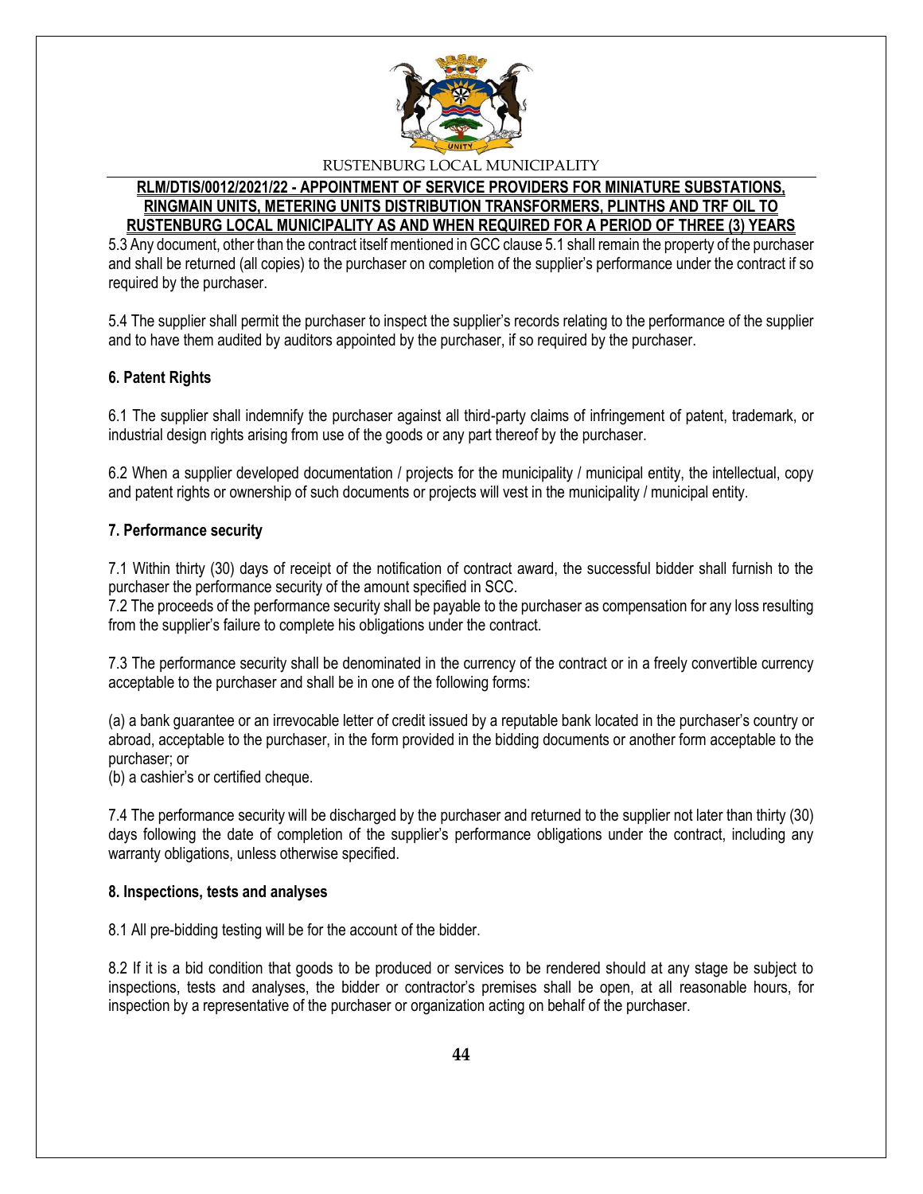5.3 Any document, other than the contract itself mentioned in GCC clause 5.1 shall remain the property of the purchaser and shall be returned (all copies) to the purchaser on completion of the supplier's performance under the contract if so required by the purchaser.

5.4 The supplier shall permit the purchaser to inspect the supplier's records relating to the performance of the supplier and to have them audited by auditors appointed by the purchaser, if so required by the purchaser.

**6. Patent Rights**

6.1 The supplier shall indemnify the purchaser against all third-party claims of infringement of patent, trademark, or industrial design rights arising from use of the goods or any part thereof by the purchaser.

6.2 When a supplier developed documentation / projects for the municipality / municipal entity, the intellectual, copy and patent rights or ownership of such documents or projects will vest in the municipality / municipal entity.

**7. Performance security**

7.1 Within thirty (30) days of receipt of the notification of contract award, the successful bidder shall furnish to the purchaser the performance security of the amount specified in SCC.
7.2 The proceeds of the performance security shall be payable to the purchaser as compensation for any loss resulting from the supplier's failure to complete his obligations under the contract.

7.3 The performance security shall be denominated in the currency of the contract or in a freely convertible currency acceptable to the purchaser and shall be in one of the following forms:

(a) a bank guarantee or an irrevocable letter of credit issued by a reputable bank located in the purchaser's country or abroad, acceptable to the purchaser, in the form provided in the bidding documents or another form acceptable to the purchaser; or
(b) a cashier's or certified cheque.

7.4 The performance security will be discharged by the purchaser and returned to the supplier not later than thirty (30) days following the date of completion of the supplier's performance obligations under the contract, including any warranty obligations, unless otherwise specified.

**8. Inspections, tests and analyses**

8.1 All pre-bidding testing will be for the account of the bidder.

8.2 If it is a bid condition that goods to be produced or services to be rendered should at any stage be subject to inspections, tests and analyses, the bidder or contractor's premises shall be open, at all reasonable hours, for inspection by a representative of the purchaser or organization acting on behalf of the purchaser.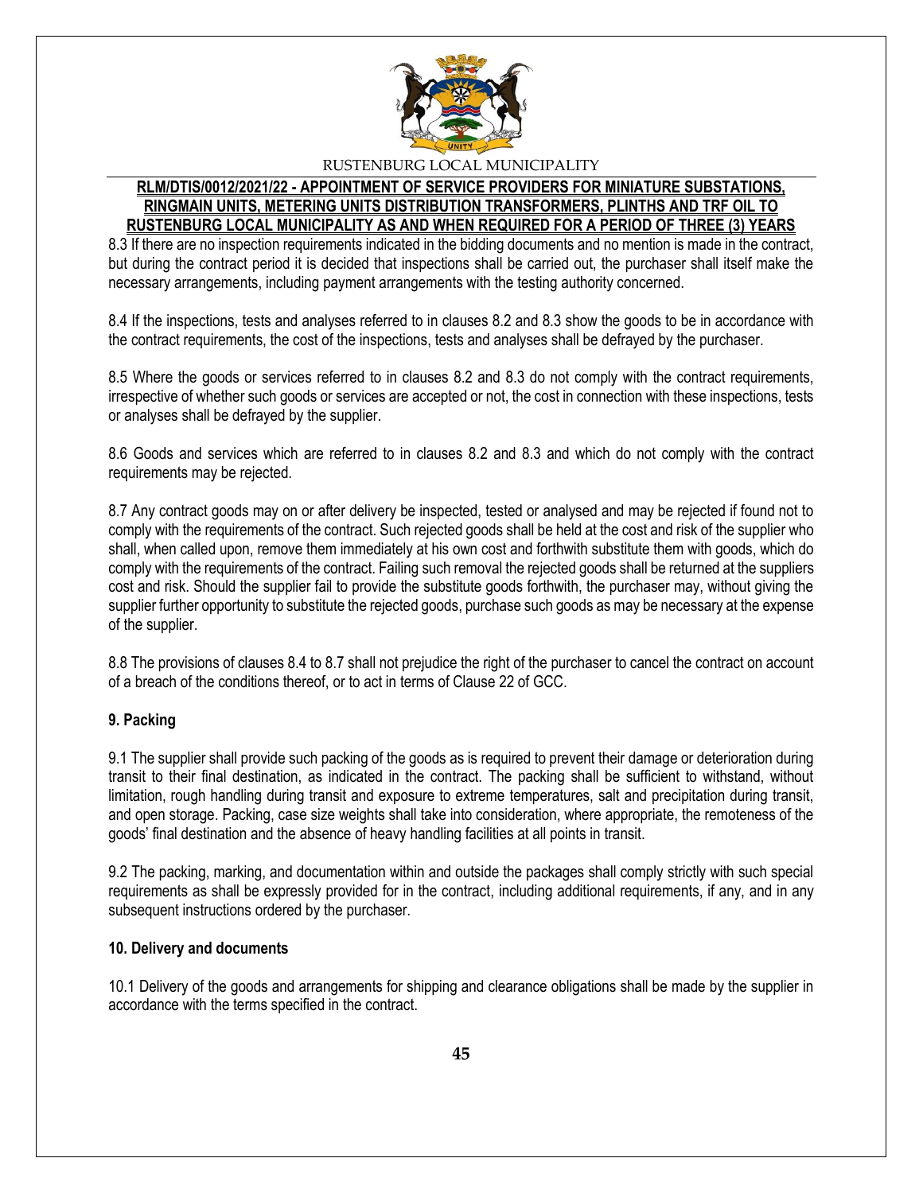8.3 If there are no inspection requirements indicated in the bidding documents and no mention is made in the contract, but during the contract period it is decided that inspections shall be carried out, the purchaser shall itself make the necessary arrangements, including payment arrangements with the testing authority concerned.

8.4 If the inspections, tests and analyses referred to in clauses 8.2 and 8.3 show the goods to be in accordance with the contract requirements, the cost of the inspections, tests and analyses shall be defrayed by the purchaser.

8.5 Where the goods or services referred to in clauses 8.2 and 8.3 do not comply with the contract requirements, irrespective of whether such goods or services are accepted or not, the cost in connection with these inspections, tests or analyses shall be defrayed by the supplier.

8.6 Goods and services which are referred to in clauses 8.2 and 8.3 and which do not comply with the contract requirements may be rejected.

8.7 Any contract goods may on or after delivery be inspected, tested or analysed and may be rejected if found not to comply with the requirements of the contract. Such rejected goods shall be held at the cost and risk of the supplier who shall, when called upon, remove them immediately at his own cost and forthwith substitute them with goods, which do comply with the requirements of the contract. Failing such removal the rejected goods shall be returned at the suppliers cost and risk. Should the supplier fail to provide the substitute goods forthwith, the purchaser may, without giving the supplier further opportunity to substitute the rejected goods, purchase such goods as may be necessary at the expense of the supplier.

8.8 The provisions of clauses 8.4 to 8.7 shall not prejudice the right of the purchaser to cancel the contract on account of a breach of the conditions thereof, or to act in terms of Clause 22 of GCC.

**9. Packing**

9.1 The supplier shall provide such packing of the goods as is required to prevent their damage or deterioration during transit to their final destination, as indicated in the contract. The packing shall be sufficient to withstand, without limitation, rough handling during transit and exposure to extreme temperatures, salt and precipitation during transit, and open storage. Packing, case size weights shall take into consideration, where appropriate, the remoteness of the goods' final destination and the absence of heavy handling facilities at all points in transit.

9.2 The packing, marking, and documentation within and outside the packages shall comply strictly with such special requirements as shall be expressly provided for in the contract, including additional requirements, if any, and in any subsequent instructions ordered by the purchaser.

**10. Delivery and documents**

10.1 Delivery of the goods and arrangements for shipping and clearance obligations shall be made by the supplier in accordance with the terms specified in the contract.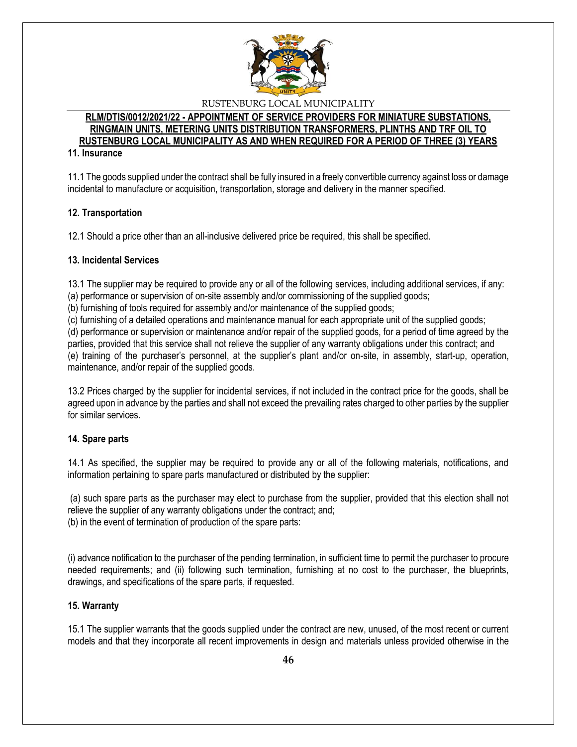### 11. Insurance

11.1 The goods supplied under the contract shall be fully insured in a freely convertible currency against loss or damage incidental to manufacture or acquisition, transportation, storage and delivery in the manner specified.

### 12. Transportation

12.1 Should a price other than an all-inclusive delivered price be required, this shall be specified.

### 13. Incidental Services

13.1 The supplier may be required to provide any or all of the following services, including additional services, if any:
(a) performance or supervision of on-site assembly and/or commissioning of the supplied goods;
(b) furnishing of tools required for assembly and/or maintenance of the supplied goods;
(c) furnishing of a detailed operations and maintenance manual for each appropriate unit of the supplied goods;
(d) performance or supervision or maintenance and/or repair of the supplied goods, for a period of time agreed by the parties, provided that this service shall not relieve the supplier of any warranty obligations under this contract; and
(e) training of the purchaser's personnel, at the supplier's plant and/or on-site, in assembly, start-up, operation, maintenance, and/or repair of the supplied goods.

13.2 Prices charged by the supplier for incidental services, if not included in the contract price for the goods, shall be agreed upon in advance by the parties and shall not exceed the prevailing rates charged to other parties by the supplier for similar services.

### 14. Spare parts

14.1 As specified, the supplier may be required to provide any or all of the following materials, notifications, and information pertaining to spare parts manufactured or distributed by the supplier:

(a) such spare parts as the purchaser may elect to purchase from the supplier, provided that this election shall not relieve the supplier of any warranty obligations under the contract; and;
(b) in the event of termination of production of the spare parts:

(i) advance notification to the purchaser of the pending termination, in sufficient time to permit the purchaser to procure needed requirements; and (ii) following such termination, furnishing at no cost to the purchaser, the blueprints, drawings, and specifications of the spare parts, if requested.

### 15. Warranty

15.1 The supplier warrants that the goods supplied under the contract are new, unused, of the most recent or current models and that they incorporate all recent improvements in design and materials unless provided otherwise in the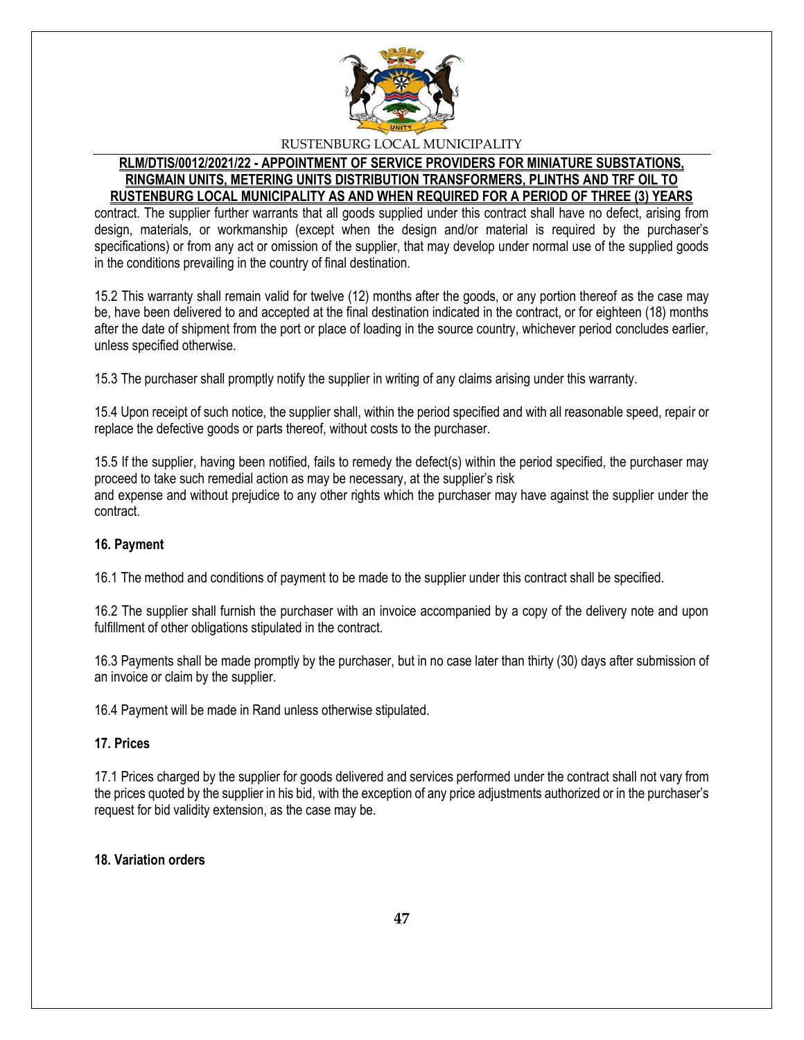contract. The supplier further warrants that all goods supplied under this contract shall have no defect, arising from design, materials, or workmanship (except when the design and/or material is required by the purchaser's specifications) or from any act or omission of the supplier, that may develop under normal use of the supplied goods in the conditions prevailing in the country of final destination.

15.2 This warranty shall remain valid for twelve (12) months after the goods, or any portion thereof as the case may be, have been delivered to and accepted at the final destination indicated in the contract, or for eighteen (18) months after the date of shipment from the port or place of loading in the source country, whichever period concludes earlier, unless specified otherwise.

15.3 The purchaser shall promptly notify the supplier in writing of any claims arising under this warranty.

15.4 Upon receipt of such notice, the supplier shall, within the period specified and with all reasonable speed, repair or replace the defective goods or parts thereof, without costs to the purchaser.

15.5 If the supplier, having been notified, fails to remedy the defect(s) within the period specified, the purchaser may proceed to take such remedial action as may be necessary, at the supplier's risk and expense and without prejudice to any other rights which the purchaser may have against the supplier under the contract.

**16. Payment**

16.1 The method and conditions of payment to be made to the supplier under this contract shall be specified.

16.2 The supplier shall furnish the purchaser with an invoice accompanied by a copy of the delivery note and upon fulfillment of other obligations stipulated in the contract.

16.3 Payments shall be made promptly by the purchaser, but in no case later than thirty (30) days after submission of an invoice or claim by the supplier.

16.4 Payment will be made in Rand unless otherwise stipulated.

**17. Prices**

17.1 Prices charged by the supplier for goods delivered and services performed under the contract shall not vary from the prices quoted by the supplier in his bid, with the exception of any price adjustments authorized or in the purchaser's request for bid validity extension, as the case may be.

**18. Variation orders**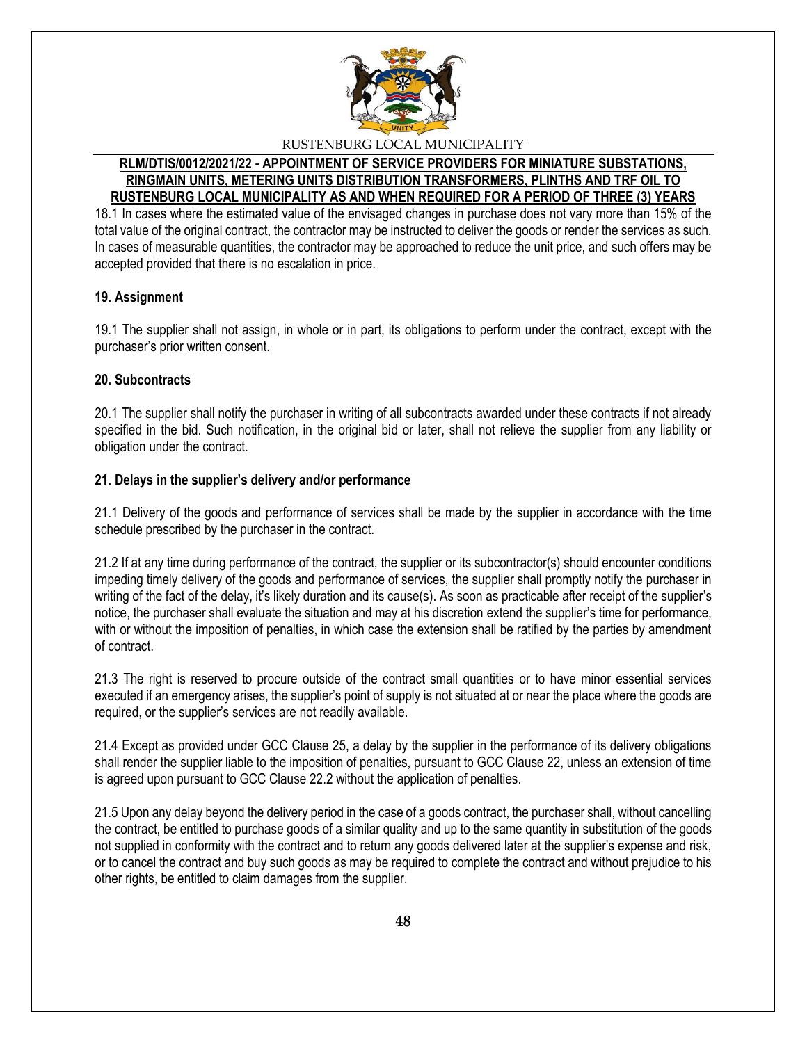18.1 In cases where the estimated value of the envisaged changes in purchase does not vary more than 15% of the total value of the original contract, the contractor may be instructed to deliver the goods or render the services as such. In cases of measurable quantities, the contractor may be approached to reduce the unit price, and such offers may be accepted provided that there is no escalation in price.

**19. Assignment**

19.1 The supplier shall not assign, in whole or in part, its obligations to perform under the contract, except with the purchaser's prior written consent.

**20. Subcontracts**

20.1 The supplier shall notify the purchaser in writing of all subcontracts awarded under these contracts if not already specified in the bid. Such notification, in the original bid or later, shall not relieve the supplier from any liability or obligation under the contract.

**21. Delays in the supplier's delivery and/or performance**

21.1 Delivery of the goods and performance of services shall be made by the supplier in accordance with the time schedule prescribed by the purchaser in the contract.

21.2 If at any time during performance of the contract, the supplier or its subcontractor(s) should encounter conditions impeding timely delivery of the goods and performance of services, the supplier shall promptly notify the purchaser in writing of the fact of the delay, it's likely duration and its cause(s). As soon as practicable after receipt of the supplier's notice, the purchaser shall evaluate the situation and may at his discretion extend the supplier's time for performance, with or without the imposition of penalties, in which case the extension shall be ratified by the parties by amendment of contract.

21.3 The right is reserved to procure outside of the contract small quantities or to have minor essential services executed if an emergency arises, the supplier's point of supply is not situated at or near the place where the goods are required, or the supplier's services are not readily available.

21.4 Except as provided under GCC Clause 25, a delay by the supplier in the performance of its delivery obligations shall render the supplier liable to the imposition of penalties, pursuant to GCC Clause 22, unless an extension of time is agreed upon pursuant to GCC Clause 22.2 without the application of penalties.

21.5 Upon any delay beyond the delivery period in the case of a goods contract, the purchaser shall, without cancelling the contract, be entitled to purchase goods of a similar quality and up to the same quantity in substitution of the goods not supplied in conformity with the contract and to return any goods delivered later at the supplier's expense and risk, or to cancel the contract and buy such goods as may be required to complete the contract and without prejudice to his other rights, be entitled to claim damages from the supplier.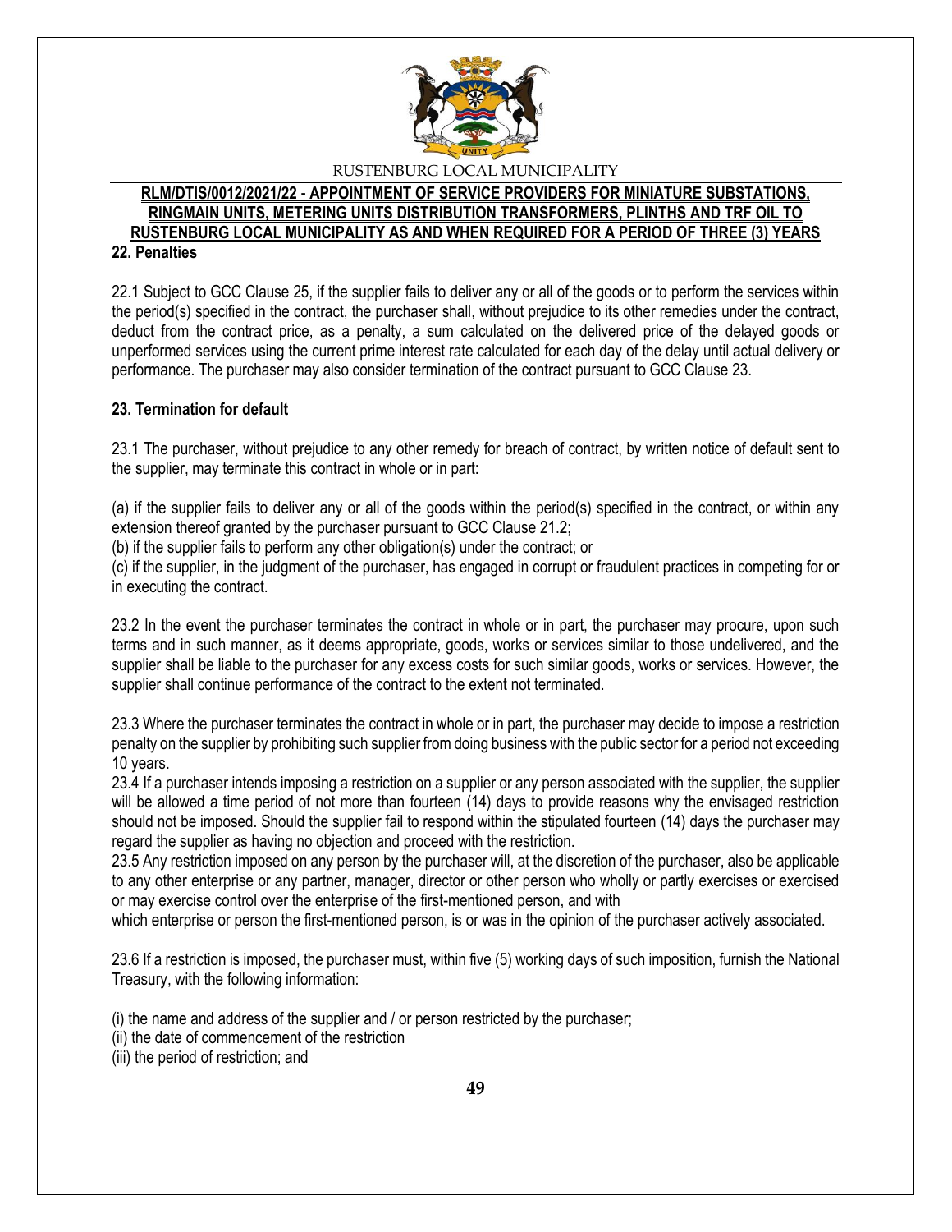## 22. Penalties

22.1 Subject to GCC Clause 25, if the supplier fails to deliver any or all of the goods or to perform the services within the period(s) specified in the contract, the purchaser shall, without prejudice to its other remedies under the contract, deduct from the contract price, as a penalty, a sum calculated on the delivered price of the delayed goods or unperformed services using the current prime interest rate calculated for each day of the delay until actual delivery or performance. The purchaser may also consider termination of the contract pursuant to GCC Clause 23.

## 23. Termination for default

23.1 The purchaser, without prejudice to any other remedy for breach of contract, by written notice of default sent to the supplier, may terminate this contract in whole or in part:

(a) if the supplier fails to deliver any or all of the goods within the period(s) specified in the contract, or within any extension thereof granted by the purchaser pursuant to GCC Clause 21.2;
(b) if the supplier fails to perform any other obligation(s) under the contract; or
(c) if the supplier, in the judgment of the purchaser, has engaged in corrupt or fraudulent practices in competing for or in executing the contract.

23.2 In the event the purchaser terminates the contract in whole or in part, the purchaser may procure, upon such terms and in such manner, as it deems appropriate, goods, works or services similar to those undelivered, and the supplier shall be liable to the purchaser for any excess costs for such similar goods, works or services. However, the supplier shall continue performance of the contract to the extent not terminated.

23.3 Where the purchaser terminates the contract in whole or in part, the purchaser may decide to impose a restriction penalty on the supplier by prohibiting such supplier from doing business with the public sector for a period not exceeding 10 years.
23.4 If a purchaser intends imposing a restriction on a supplier or any person associated with the supplier, the supplier will be allowed a time period of not more than fourteen (14) days to provide reasons why the envisaged restriction should not be imposed. Should the supplier fail to respond within the stipulated fourteen (14) days the purchaser may regard the supplier as having no objection and proceed with the restriction.
23.5 Any restriction imposed on any person by the purchaser will, at the discretion of the purchaser, also be applicable to any other enterprise or any partner, manager, director or other person who wholly or partly exercises or exercised or may exercise control over the enterprise of the first-mentioned person, and with
which enterprise or person the first-mentioned person, is or was in the opinion of the purchaser actively associated.

23.6 If a restriction is imposed, the purchaser must, within five (5) working days of such imposition, furnish the National Treasury, with the following information:

(i) the name and address of the supplier and / or person restricted by the purchaser;
(ii) the date of commencement of the restriction
(iii) the period of restriction; and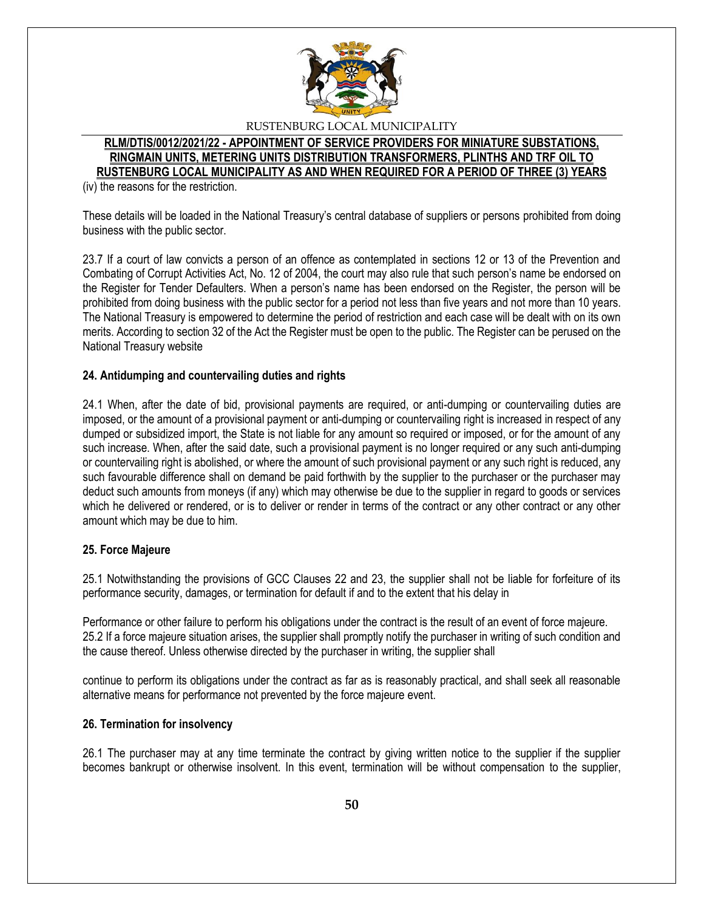(iv) the reasons for the restriction.

These details will be loaded in the National Treasury's central database of suppliers or persons prohibited from doing business with the public sector.

23.7 If a court of law convicts a person of an offence as contemplated in sections 12 or 13 of the Prevention and Combating of Corrupt Activities Act, No. 12 of 2004, the court may also rule that such person's name be endorsed on the Register for Tender Defaulters. When a person's name has been endorsed on the Register, the person will be prohibited from doing business with the public sector for a period not less than five years and not more than 10 years. The National Treasury is empowered to determine the period of restriction and each case will be dealt with on its own merits. According to section 32 of the Act the Register must be open to the public. The Register can be perused on the National Treasury website

**24. Antidumping and countervailing duties and rights**

24.1 When, after the date of bid, provisional payments are required, or anti-dumping or countervailing duties are imposed, or the amount of a provisional payment or anti-dumping or countervailing right is increased in respect of any dumped or subsidized import, the State is not liable for any amount so required or imposed, or for the amount of any such increase. When, after the said date, such a provisional payment is no longer required or any such anti-dumping or countervailing right is abolished, or where the amount of such provisional payment or any such right is reduced, any such favourable difference shall on demand be paid forthwith by the supplier to the purchaser or the purchaser may deduct such amounts from moneys (if any) which may otherwise be due to the supplier in regard to goods or services which he delivered or rendered, or is to deliver or render in terms of the contract or any other contract or any other amount which may be due to him.

**25. Force Majeure**

25.1 Notwithstanding the provisions of GCC Clauses 22 and 23, the supplier shall not be liable for forfeiture of its performance security, damages, or termination for default if and to the extent that his delay in

Performance or other failure to perform his obligations under the contract is the result of an event of force majeure.
25.2 If a force majeure situation arises, the supplier shall promptly notify the purchaser in writing of such condition and the cause thereof. Unless otherwise directed by the purchaser in writing, the supplier shall

continue to perform its obligations under the contract as far as is reasonably practical, and shall seek all reasonable alternative means for performance not prevented by the force majeure event.

**26. Termination for insolvency**

26.1 The purchaser may at any time terminate the contract by giving written notice to the supplier if the supplier becomes bankrupt or otherwise insolvent. In this event, termination will be without compensation to the supplier,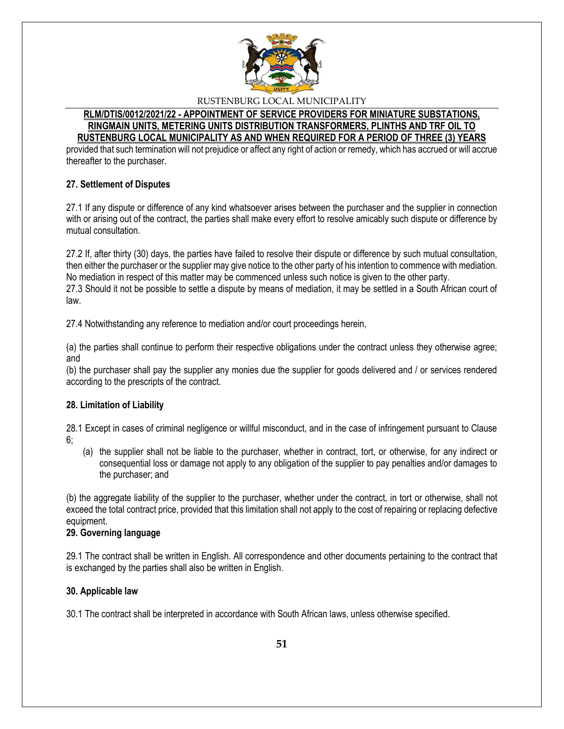provided that such termination will not prejudice or affect any right of action or remedy, which has accrued or will accrue thereafter to the purchaser.

**27. Settlement of Disputes**

27.1 If any dispute or difference of any kind whatsoever arises between the purchaser and the supplier in connection with or arising out of the contract, the parties shall make every effort to resolve amicably such dispute or difference by mutual consultation.

27.2 If, after thirty (30) days, the parties have failed to resolve their dispute or difference by such mutual consultation, then either the purchaser or the supplier may give notice to the other party of his intention to commence with mediation. No mediation in respect of this matter may be commenced unless such notice is given to the other party.

27.3 Should it not be possible to settle a dispute by means of mediation, it may be settled in a South African court of law.

27.4 Notwithstanding any reference to mediation and/or court proceedings herein,

(a) the parties shall continue to perform their respective obligations under the contract unless they otherwise agree; and

(b) the purchaser shall pay the supplier any monies due the supplier for goods delivered and / or services rendered according to the prescripts of the contract.

**28. Limitation of Liability**

28.1 Except in cases of criminal negligence or willful misconduct, and in the case of infringement pursuant to Clause 6;

(a) the supplier shall not be liable to the purchaser, whether in contract, tort, or otherwise, for any indirect or consequential loss or damage not apply to any obligation of the supplier to pay penalties and/or damages to the purchaser; and

(b) the aggregate liability of the supplier to the purchaser, whether under the contract, in tort or otherwise, shall not exceed the total contract price, provided that this limitation shall not apply to the cost of repairing or replacing defective equipment.

**29. Governing language**

29.1 The contract shall be written in English. All correspondence and other documents pertaining to the contract that is exchanged by the parties shall also be written in English.

**30. Applicable law**

30.1 The contract shall be interpreted in accordance with South African laws, unless otherwise specified.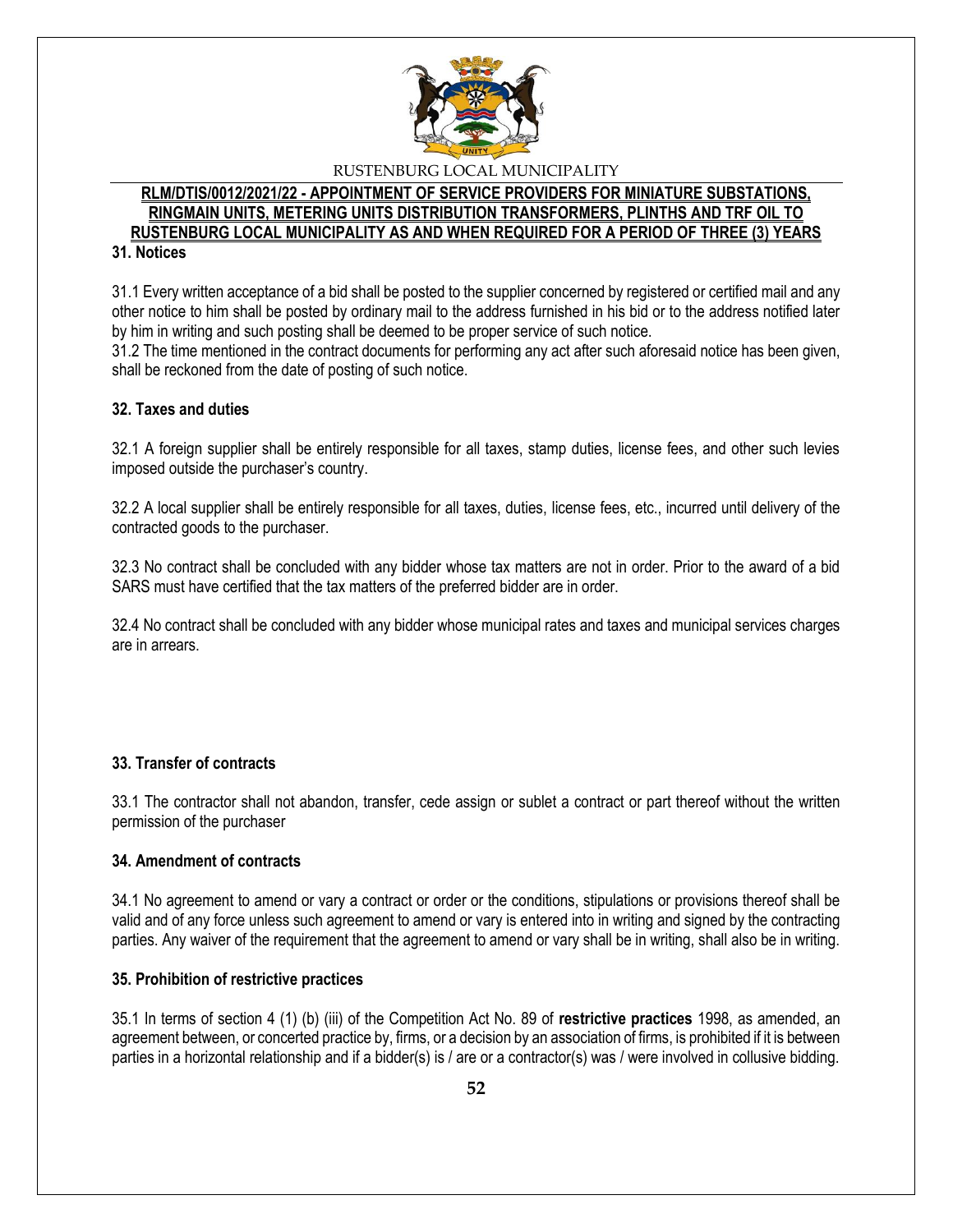### 31. Notices

31.1 Every written acceptance of a bid shall be posted to the supplier concerned by registered or certified mail and any other notice to him shall be posted by ordinary mail to the address furnished in his bid or to the address notified later by him in writing and such posting shall be deemed to be proper service of such notice.
31.2 The time mentioned in the contract documents for performing any act after such aforesaid notice has been given, shall be reckoned from the date of posting of such notice.

### 32. Taxes and duties

32.1 A foreign supplier shall be entirely responsible for all taxes, stamp duties, license fees, and other such levies imposed outside the purchaser's country.

32.2 A local supplier shall be entirely responsible for all taxes, duties, license fees, etc., incurred until delivery of the contracted goods to the purchaser.

32.3 No contract shall be concluded with any bidder whose tax matters are not in order. Prior to the award of a bid SARS must have certified that the tax matters of the preferred bidder are in order.

32.4 No contract shall be concluded with any bidder whose municipal rates and taxes and municipal services charges are in arrears.

### 33. Transfer of contracts

33.1 The contractor shall not abandon, transfer, cede assign or sublet a contract or part thereof without the written permission of the purchaser

### 34. Amendment of contracts

34.1 No agreement to amend or vary a contract or order or the conditions, stipulations or provisions thereof shall be valid and of any force unless such agreement to amend or vary is entered into in writing and signed by the contracting parties. Any waiver of the requirement that the agreement to amend or vary shall be in writing, shall also be in writing.

### 35. Prohibition of restrictive practices

35.1 In terms of section 4 (1) (b) (iii) of the Competition Act No. 89 of **restrictive practices** 1998, as amended, an agreement between, or concerted practice by, firms, or a decision by an association of firms, is prohibited if it is between parties in a horizontal relationship and if a bidder(s) is / are or a contractor(s) was / were involved in collusive bidding.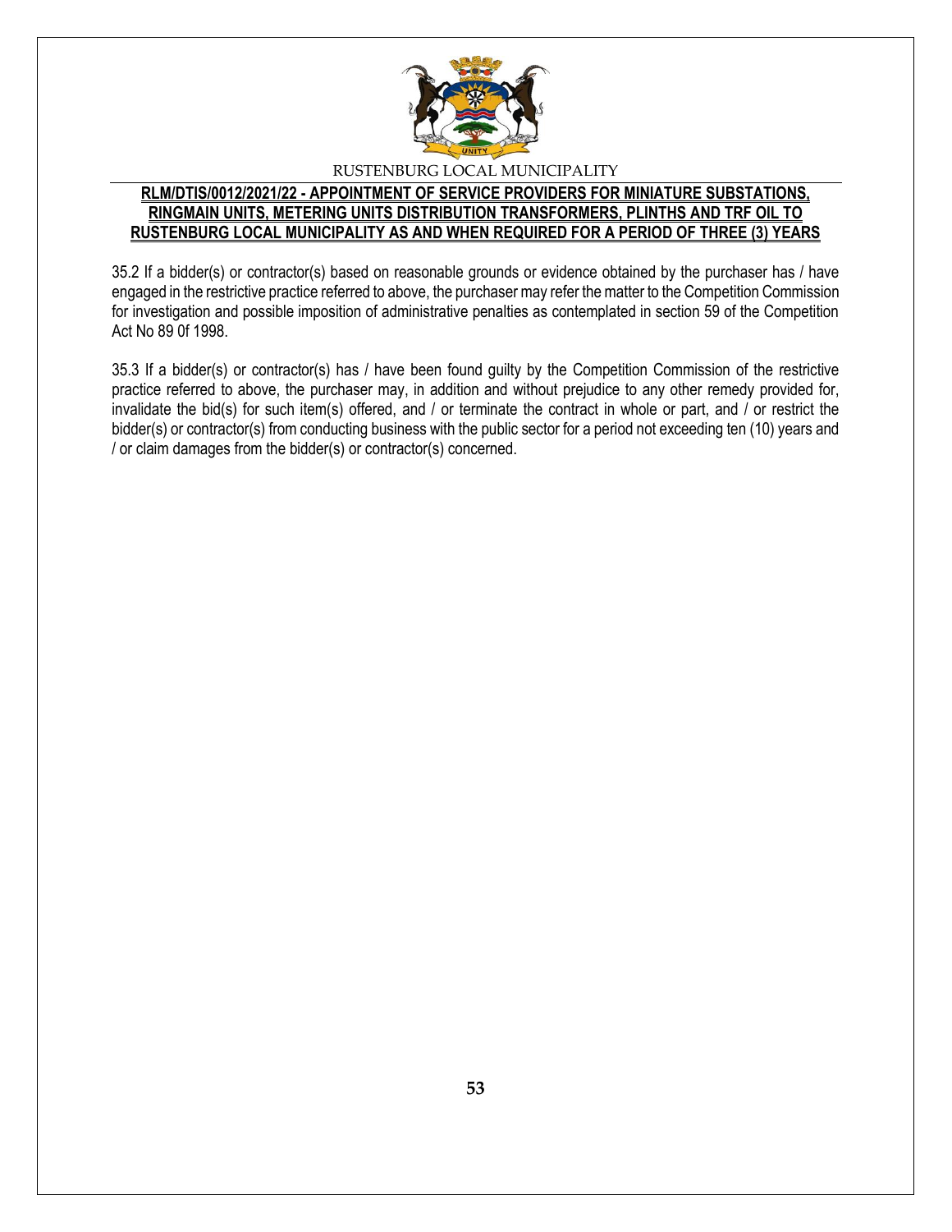35.2 If a bidder(s) or contractor(s) based on reasonable grounds or evidence obtained by the purchaser has / have engaged in the restrictive practice referred to above, the purchaser may refer the matter to the Competition Commission for investigation and possible imposition of administrative penalties as contemplated in section 59 of the Competition Act No 89 0f 1998.

35.3 If a bidder(s) or contractor(s) has / have been found guilty by the Competition Commission of the restrictive practice referred to above, the purchaser may, in addition and without prejudice to any other remedy provided for, invalidate the bid(s) for such item(s) offered, and / or terminate the contract in whole or part, and / or restrict the bidder(s) or contractor(s) from conducting business with the public sector for a period not exceeding ten (10) years and / or claim damages from the bidder(s) or contractor(s) concerned.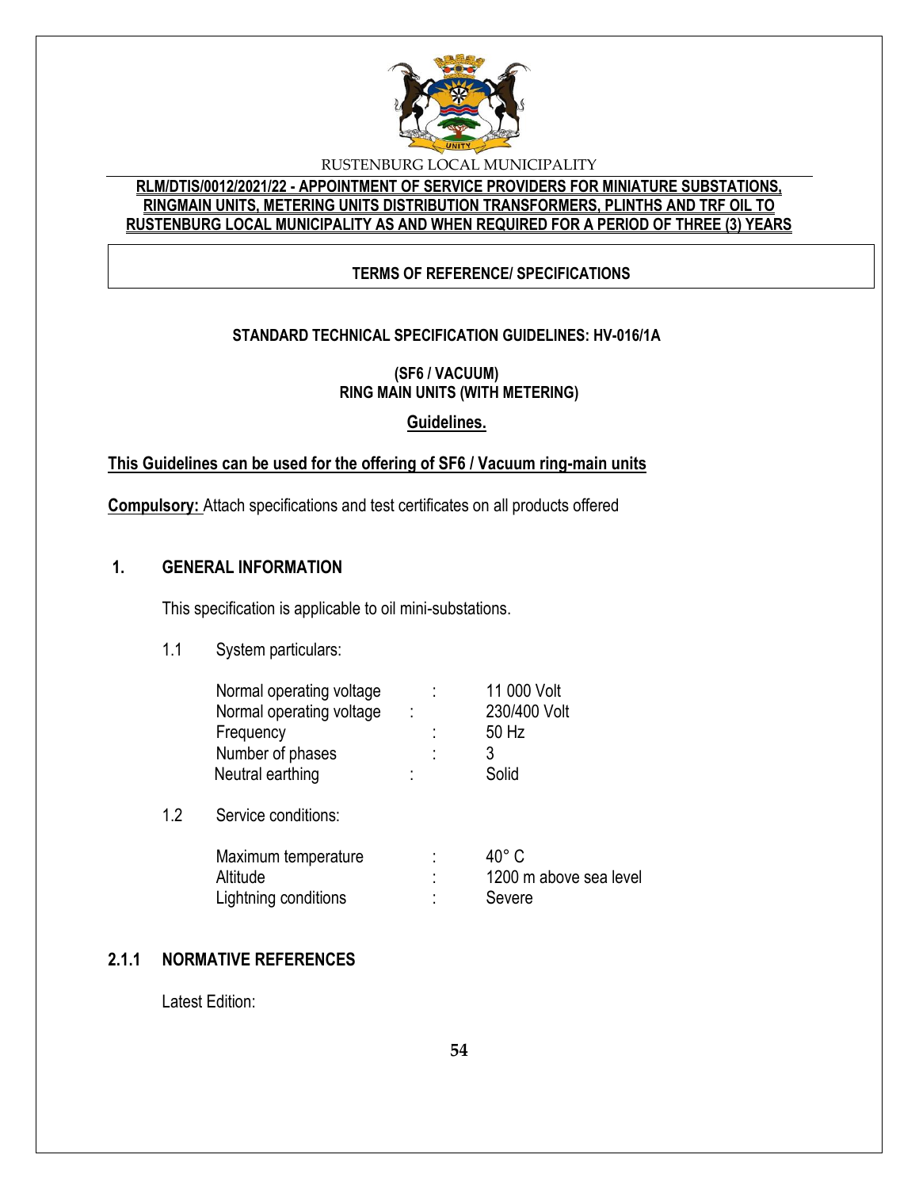RUSTENBURG LOCAL MUNICIPALITY

**RLM/DTIS/0012/2021/22 - APPOINTMENT OF SERVICE PROVIDERS FOR MINIATURE SUBSTATIONS, RINGMAIN UNITS, METERING UNITS DISTRIBUTION TRANSFORMERS, PLINTHS AND TRF OIL TO RUSTENBURG LOCAL MUNICIPALITY AS AND WHEN REQUIRED FOR A PERIOD OF THREE (3) YEARS**

**TERMS OF REFERENCE/ SPECIFICATIONS**

**STANDARD TECHNICAL SPECIFICATION GUIDELINES: HV-016/1A**

**(SF6 / VACUUM)**
**RING MAIN UNITS (WITH METERING)**

**Guidelines.**

**This Guidelines can be used for the offering of SF6 / Vacuum ring-main units**

**Compulsory:** Attach specifications and test certificates on all products offered

## 1. GENERAL INFORMATION

This specification is applicable to oil mini-substations.

1.1 System particulars:

| | | |
|---|---|---|
| Normal operating voltage | : | 11 000 Volt |
| Normal operating voltage | : | 230/400 Volt |
| Frequency | : | 50 Hz |
| Number of phases | : | 3 |
| Neutral earthing | : | Solid |

1.2 Service conditions:

| | | |
|---|---|---|
| Maximum temperature | : | 40° C |
| Altitude | : | 1200 m above sea level |
| Lightning conditions | : | Severe |

## 2.1.1 NORMATIVE REFERENCES

Latest Edition: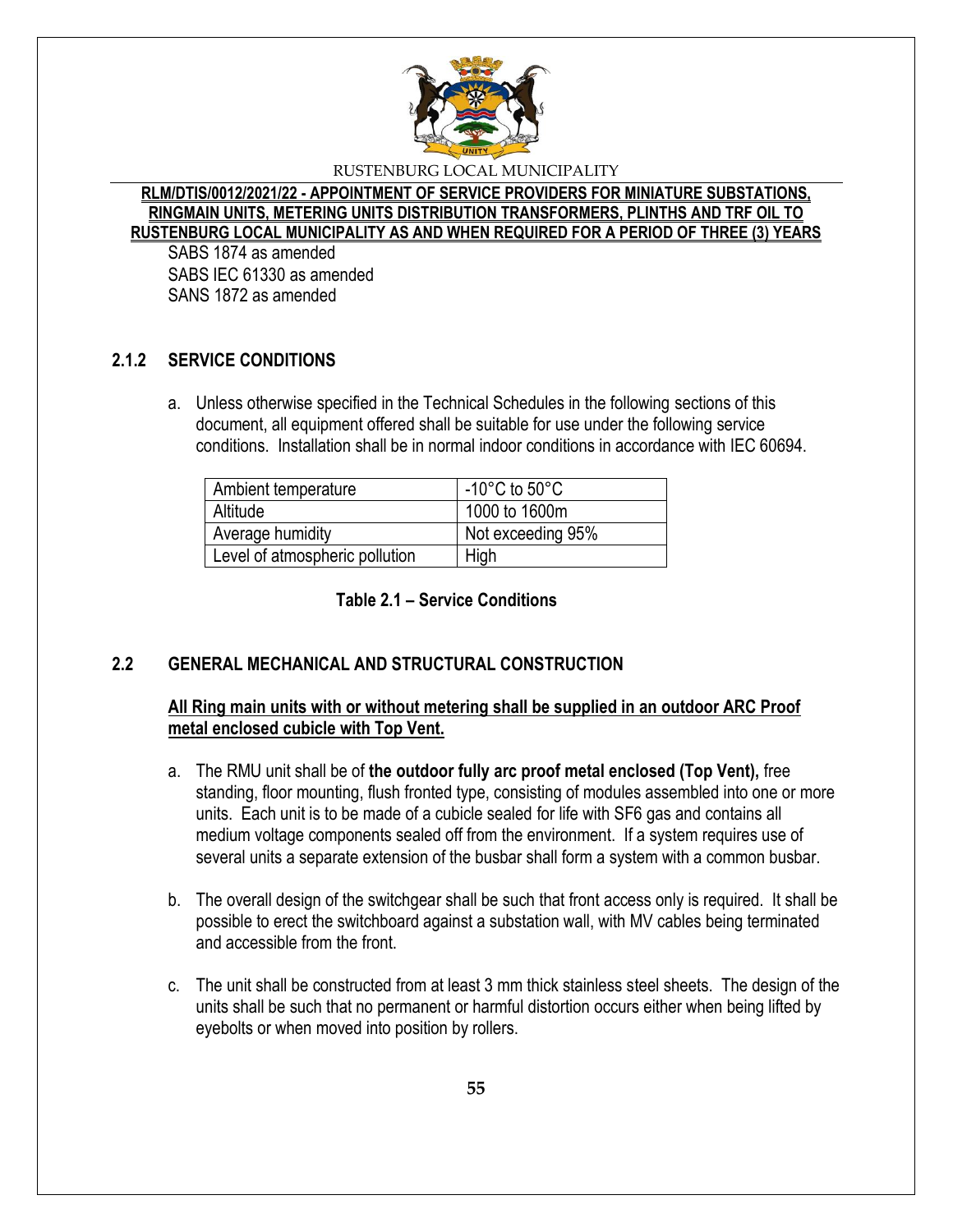SABS 1874 as amended
SABS IEC 61330 as amended
SANS 1872 as amended

### 2.1.2 SERVICE CONDITIONS

a. Unless otherwise specified in the Technical Schedules in the following sections of this document, all equipment offered shall be suitable for use under the following service conditions. Installation shall be in normal indoor conditions in accordance with IEC 60694.

| Ambient temperature | -10°C to 50°C |
|---|---|
| Altitude | 1000 to 1600m |
| Average humidity | Not exceeding 95% |
| Level of atmospheric pollution | High |

**Table 2.1 – Service Conditions**

## 2.2 GENERAL MECHANICAL AND STRUCTURAL CONSTRUCTION

**All Ring main units with or without metering shall be supplied in an outdoor ARC Proof metal enclosed cubicle with Top Vent.**

a. The RMU unit shall be of **the outdoor fully arc proof metal enclosed (Top Vent),** free standing, floor mounting, flush fronted type, consisting of modules assembled into one or more units. Each unit is to be made of a cubicle sealed for life with SF6 gas and contains all medium voltage components sealed off from the environment. If a system requires use of several units a separate extension of the busbar shall form a system with a common busbar.

b. The overall design of the switchgear shall be such that front access only is required. It shall be possible to erect the switchboard against a substation wall, with MV cables being terminated and accessible from the front.

c. The unit shall be constructed from at least 3 mm thick stainless steel sheets. The design of the units shall be such that no permanent or harmful distortion occurs either when being lifted by eyebolts or when moved into position by rollers.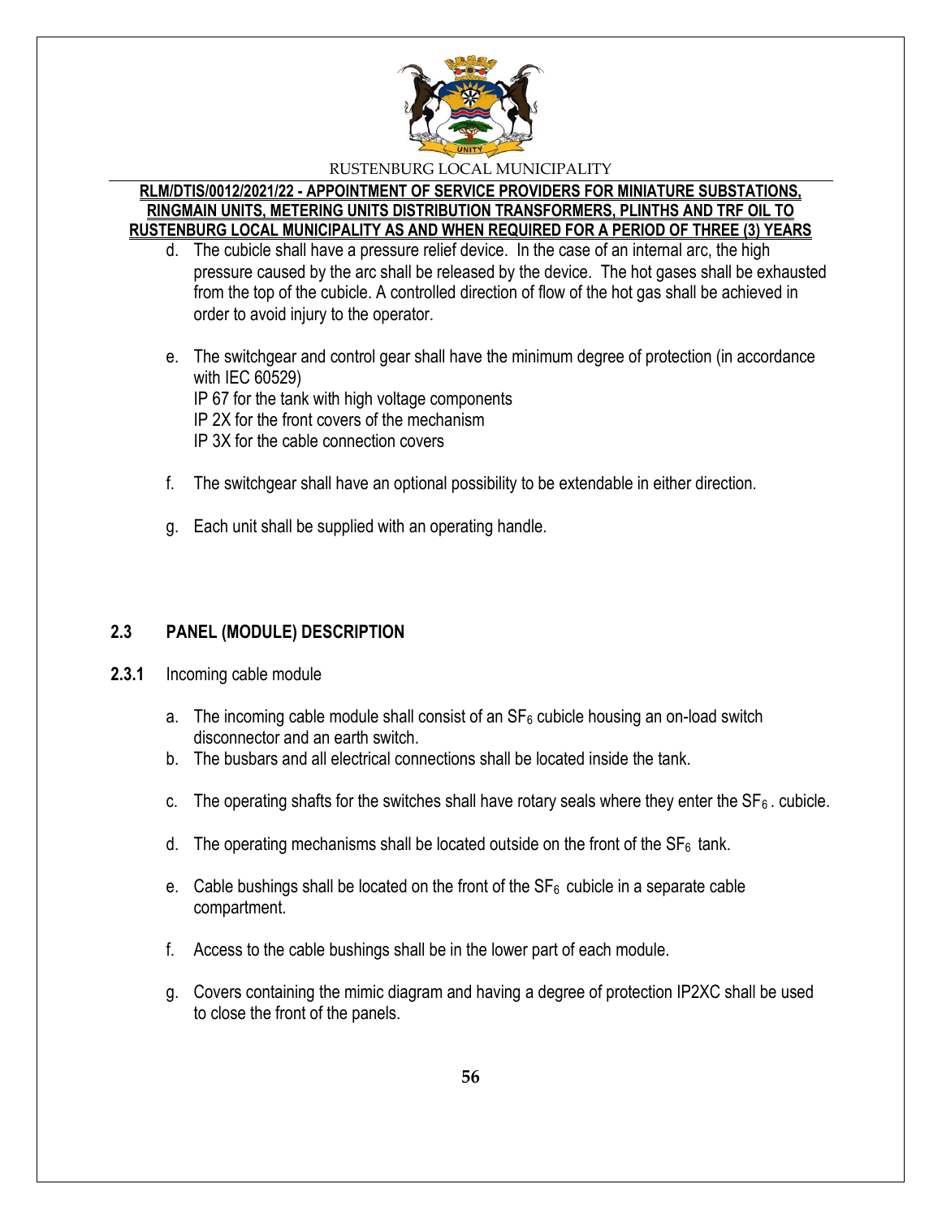d. The cubicle shall have a pressure relief device. In the case of an internal arc, the high pressure caused by the arc shall be released by the device. The hot gases shall be exhausted from the top of the cubicle. A controlled direction of flow of the hot gas shall be achieved in order to avoid injury to the operator.

e. The switchgear and control gear shall have the minimum degree of protection (in accordance with IEC 60529)
   IP 67 for the tank with high voltage components
   IP 2X for the front covers of the mechanism
   IP 3X for the cable connection covers

f. The switchgear shall have an optional possibility to be extendable in either direction.

g. Each unit shall be supplied with an operating handle.

## 2.3 PANEL (MODULE) DESCRIPTION

**2.3.1** Incoming cable module

a. The incoming cable module shall consist of an $SF_6$ cubicle housing an on-load switch disconnector and an earth switch.
b. The busbars and all electrical connections shall be located inside the tank.
c. The operating shafts for the switches shall have rotary seals where they enter the $SF_6$ . cubicle.
d. The operating mechanisms shall be located outside on the front of the $SF_6$ tank.
e. Cable bushings shall be located on the front of the $SF_6$ cubicle in a separate cable compartment.
f. Access to the cable bushings shall be in the lower part of each module.
g. Covers containing the mimic diagram and having a degree of protection IP2XC shall be used to close the front of the panels.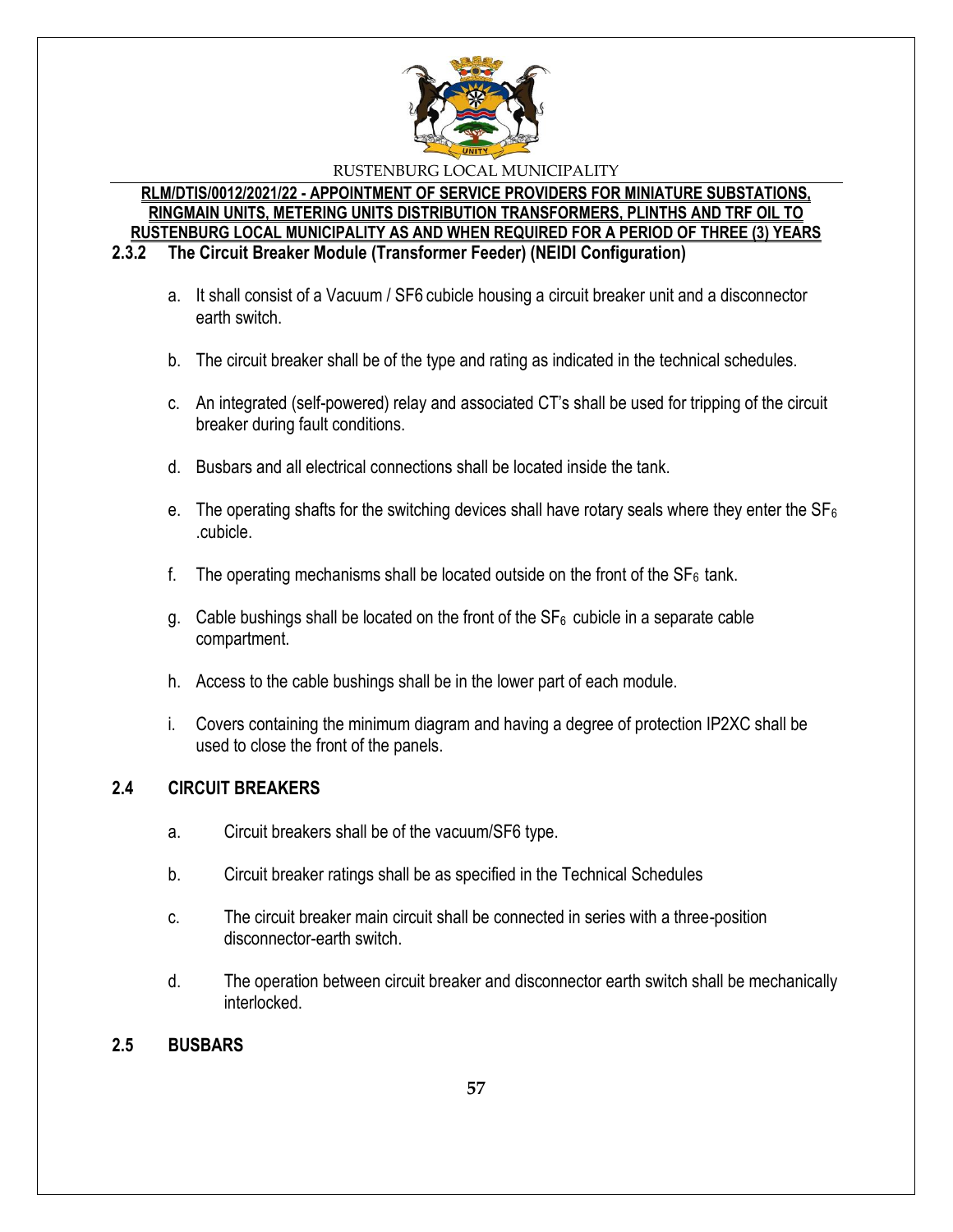### 2.3.2 The Circuit Breaker Module (Transformer Feeder) (NEIDI Configuration)

a. It shall consist of a Vacuum / SF6 cubicle housing a circuit breaker unit and a disconnector earth switch.

b. The circuit breaker shall be of the type and rating as indicated in the technical schedules.

c. An integrated (self-powered) relay and associated CT's shall be used for tripping of the circuit breaker during fault conditions.

d. Busbars and all electrical connections shall be located inside the tank.

e. The operating shafts for the switching devices shall have rotary seals where they enter the $SF_6$ .cubicle.

f. The operating mechanisms shall be located outside on the front of the $SF_6$ tank.

g. Cable bushings shall be located on the front of the $SF_6$ cubicle in a separate cable compartment.

h. Access to the cable bushings shall be in the lower part of each module.

i. Covers containing the minimum diagram and having a degree of protection IP2XC shall be used to close the front of the panels.

## 2.4 CIRCUIT BREAKERS

a. Circuit breakers shall be of the vacuum/SF6 type.

b. Circuit breaker ratings shall be as specified in the Technical Schedules

c. The circuit breaker main circuit shall be connected in series with a three-position disconnector-earth switch.

d. The operation between circuit breaker and disconnector earth switch shall be mechanically interlocked.

## 2.5 BUSBARS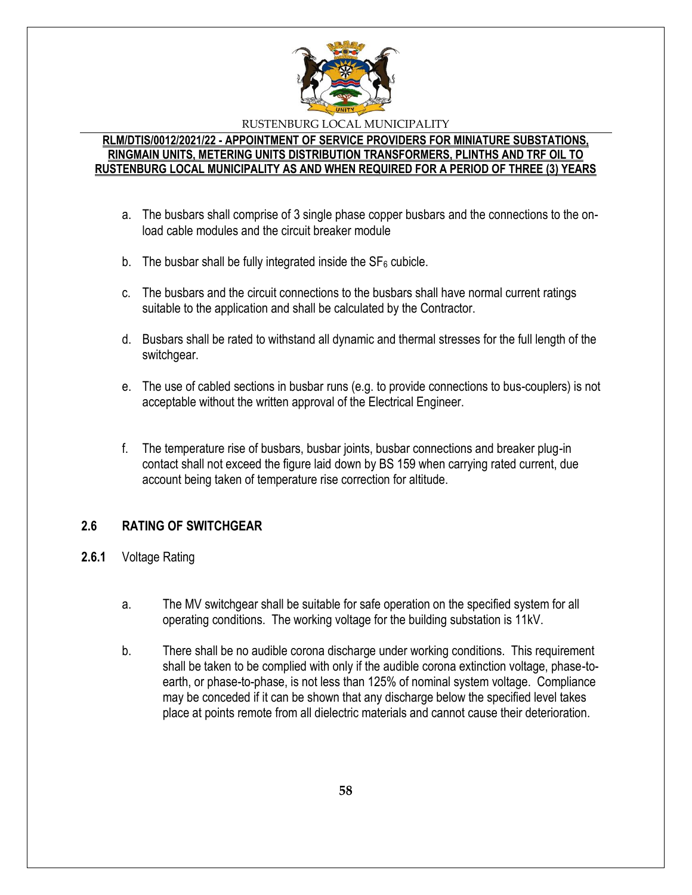a. The busbars shall comprise of 3 single phase copper busbars and the connections to the on-load cable modules and the circuit breaker module

b. The busbar shall be fully integrated inside the $SF_6$ cubicle.

c. The busbars and the circuit connections to the busbars shall have normal current ratings suitable to the application and shall be calculated by the Contractor.

d. Busbars shall be rated to withstand all dynamic and thermal stresses for the full length of the switchgear.

e. The use of cabled sections in busbar runs (e.g. to provide connections to bus-couplers) is not acceptable without the written approval of the Electrical Engineer.

f. The temperature rise of busbars, busbar joints, busbar connections and breaker plug-in contact shall not exceed the figure laid down by BS 159 when carrying rated current, due account being taken of temperature rise correction for altitude.

## 2.6 RATING OF SWITCHGEAR

**2.6.1** Voltage Rating

a. The MV switchgear shall be suitable for safe operation on the specified system for all operating conditions. The working voltage for the building substation is 11kV.

b. There shall be no audible corona discharge under working conditions. This requirement shall be taken to be complied with only if the audible corona extinction voltage, phase-to-earth, or phase-to-phase, is not less than 125% of nominal system voltage. Compliance may be conceded if it can be shown that any discharge below the specified level takes place at points remote from all dielectric materials and cannot cause their deterioration.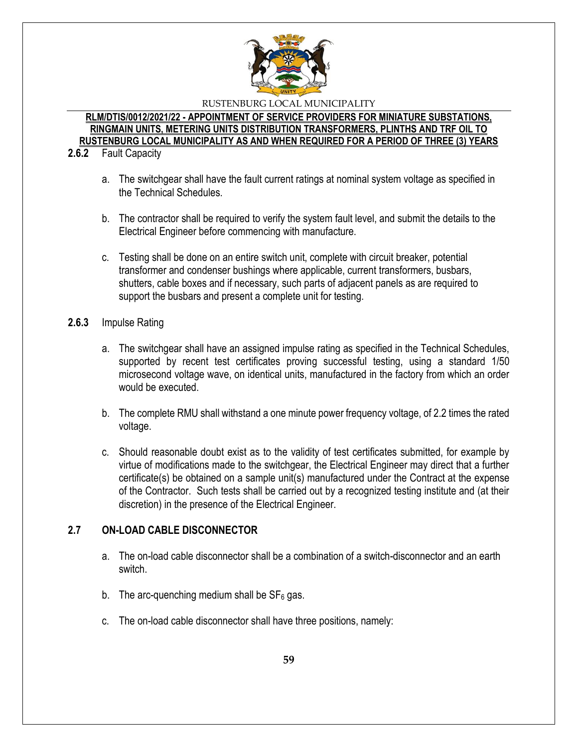**2.6.2** Fault Capacity

a. The switchgear shall have the fault current ratings at nominal system voltage as specified in the Technical Schedules.

b. The contractor shall be required to verify the system fault level, and submit the details to the Electrical Engineer before commencing with manufacture.

c. Testing shall be done on an entire switch unit, complete with circuit breaker, potential transformer and condenser bushings where applicable, current transformers, busbars, shutters, cable boxes and if necessary, such parts of adjacent panels as are required to support the busbars and present a complete unit for testing.

**2.6.3** Impulse Rating

a. The switchgear shall have an assigned impulse rating as specified in the Technical Schedules, supported by recent test certificates proving successful testing, using a standard 1/50 microsecond voltage wave, on identical units, manufactured in the factory from which an order would be executed.

b. The complete RMU shall withstand a one minute power frequency voltage, of 2.2 times the rated voltage.

c. Should reasonable doubt exist as to the validity of test certificates submitted, for example by virtue of modifications made to the switchgear, the Electrical Engineer may direct that a further certificate(s) be obtained on a sample unit(s) manufactured under the Contract at the expense of the Contractor. Such tests shall be carried out by a recognized testing institute and (at their discretion) in the presence of the Electrical Engineer.

## 2.7 ON-LOAD CABLE DISCONNECTOR

a. The on-load cable disconnector shall be a combination of a switch-disconnector and an earth switch.

b. The arc-quenching medium shall be $SF_6$ gas.

c. The on-load cable disconnector shall have three positions, namely: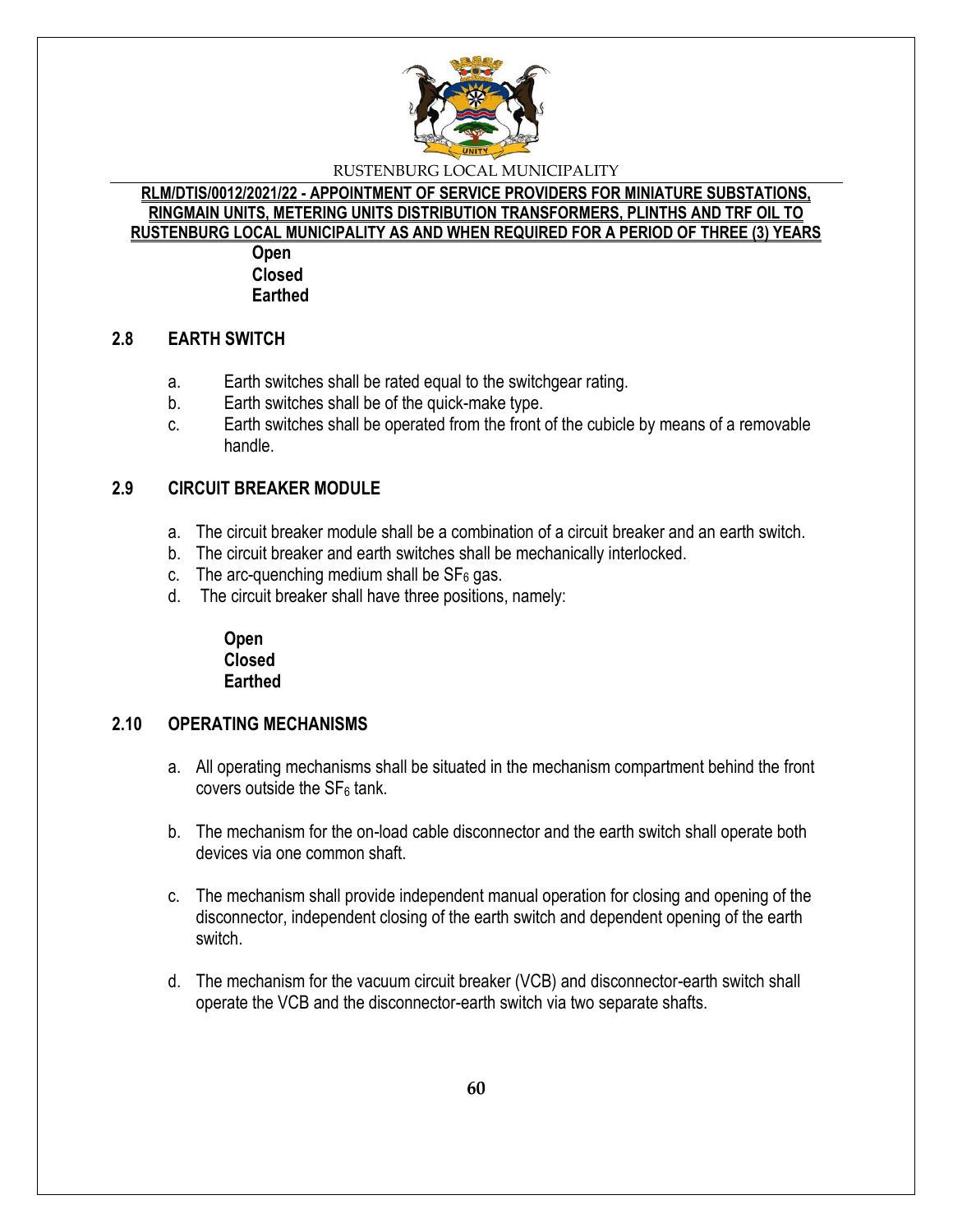**Open**
**Closed**
**Earthed**

## 2.8 EARTH SWITCH

a. Earth switches shall be rated equal to the switchgear rating.
b. Earth switches shall be of the quick-make type.
c. Earth switches shall be operated from the front of the cubicle by means of a removable handle.

## 2.9 CIRCUIT BREAKER MODULE

a. The circuit breaker module shall be a combination of a circuit breaker and an earth switch.
b. The circuit breaker and earth switches shall be mechanically interlocked.
c. The arc-quenching medium shall be $SF_6$ gas.
d. The circuit breaker shall have three positions, namely:

**Open**
**Closed**
**Earthed**

## 2.10 OPERATING MECHANISMS

a. All operating mechanisms shall be situated in the mechanism compartment behind the front covers outside the $SF_6$ tank.

b. The mechanism for the on-load cable disconnector and the earth switch shall operate both devices via one common shaft.

c. The mechanism shall provide independent manual operation for closing and opening of the disconnector, independent closing of the earth switch and dependent opening of the earth switch.

d. The mechanism for the vacuum circuit breaker (VCB) and disconnector-earth switch shall operate the VCB and the disconnector-earth switch via two separate shafts.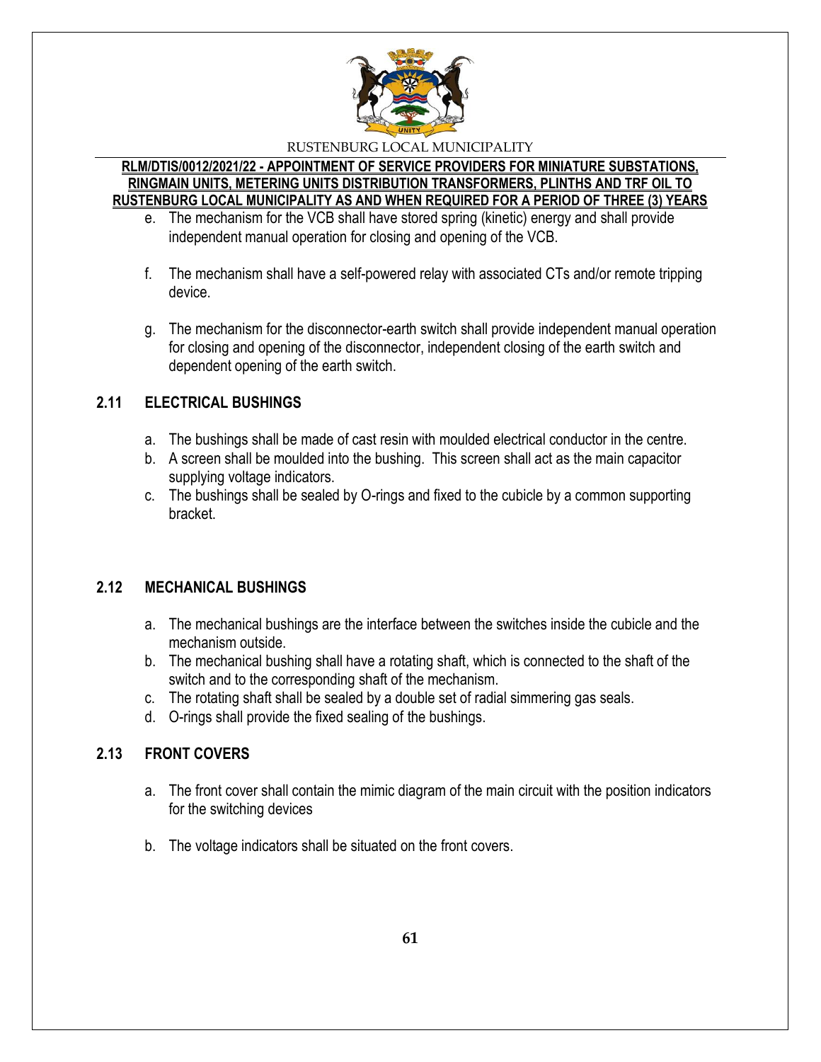e. The mechanism for the VCB shall have stored spring (kinetic) energy and shall provide independent manual operation for closing and opening of the VCB.

f. The mechanism shall have a self-powered relay with associated CTs and/or remote tripping device.

g. The mechanism for the disconnector-earth switch shall provide independent manual operation for closing and opening of the disconnector, independent closing of the earth switch and dependent opening of the earth switch.

## 2.11 ELECTRICAL BUSHINGS

a. The bushings shall be made of cast resin with moulded electrical conductor in the centre.
b. A screen shall be moulded into the bushing. This screen shall act as the main capacitor supplying voltage indicators.
c. The bushings shall be sealed by O-rings and fixed to the cubicle by a common supporting bracket.

## 2.12 MECHANICAL BUSHINGS

a. The mechanical bushings are the interface between the switches inside the cubicle and the mechanism outside.
b. The mechanical bushing shall have a rotating shaft, which is connected to the shaft of the switch and to the corresponding shaft of the mechanism.
c. The rotating shaft shall be sealed by a double set of radial simmering gas seals.
d. O-rings shall provide the fixed sealing of the bushings.

## 2.13 FRONT COVERS

a. The front cover shall contain the mimic diagram of the main circuit with the position indicators for the switching devices

b. The voltage indicators shall be situated on the front covers.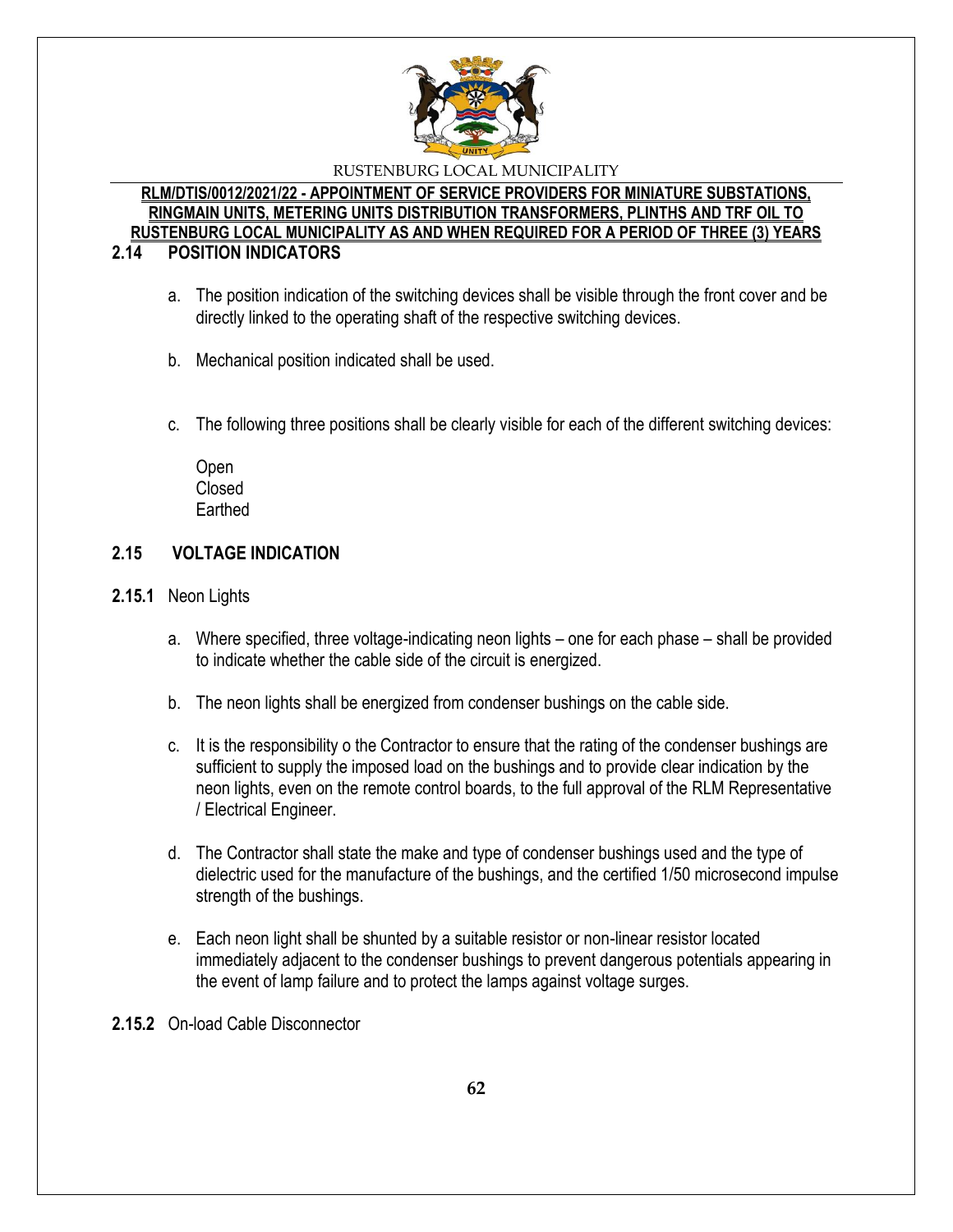## 2.14 POSITION INDICATORS

a. The position indication of the switching devices shall be visible through the front cover and be directly linked to the operating shaft of the respective switching devices.

b. Mechanical position indicated shall be used.

c. The following three positions shall be clearly visible for each of the different switching devices:

Open
Closed
Earthed

## 2.15 VOLTAGE INDICATION

**2.15.1** Neon Lights

a. Where specified, three voltage-indicating neon lights – one for each phase – shall be provided to indicate whether the cable side of the circuit is energized.

b. The neon lights shall be energized from condenser bushings on the cable side.

c. It is the responsibility o the Contractor to ensure that the rating of the condenser bushings are sufficient to supply the imposed load on the bushings and to provide clear indication by the neon lights, even on the remote control boards, to the full approval of the RLM Representative / Electrical Engineer.

d. The Contractor shall state the make and type of condenser bushings used and the type of dielectric used for the manufacture of the bushings, and the certified 1/50 microsecond impulse strength of the bushings.

e. Each neon light shall be shunted by a suitable resistor or non-linear resistor located immediately adjacent to the condenser bushings to prevent dangerous potentials appearing in the event of lamp failure and to protect the lamps against voltage surges.

**2.15.2** On-load Cable Disconnector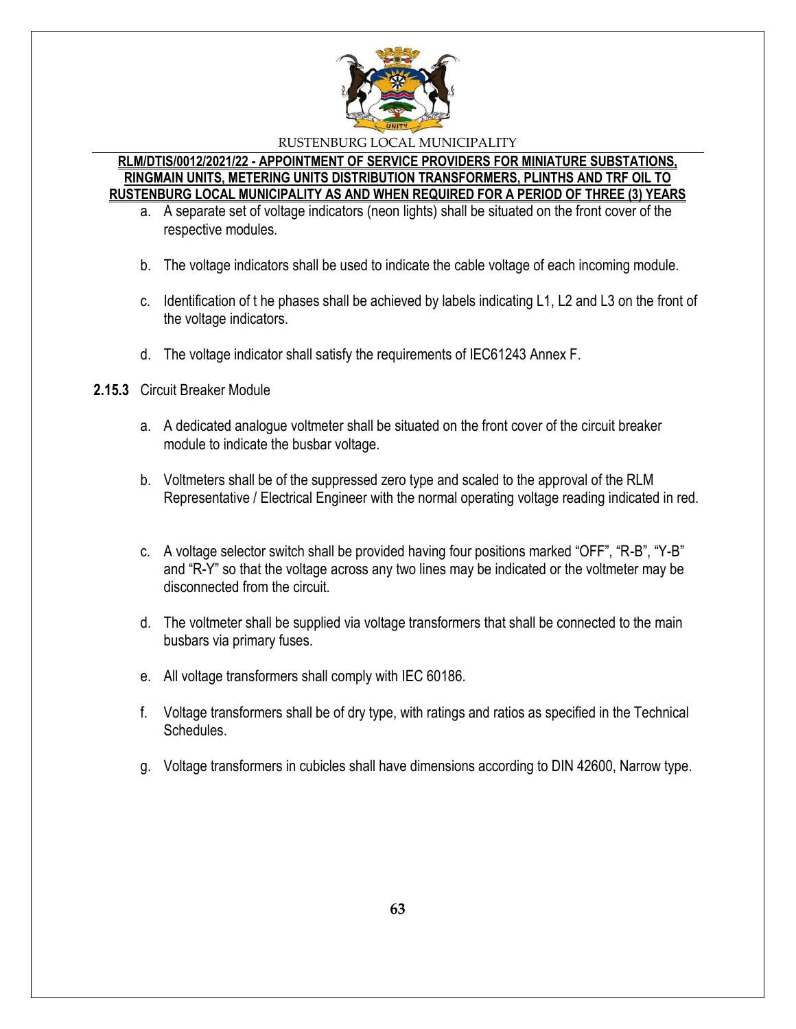a. A separate set of voltage indicators (neon lights) shall be situated on the front cover of the respective modules.

b. The voltage indicators shall be used to indicate the cable voltage of each incoming module.

c. Identification of t he phases shall be achieved by labels indicating L1, L2 and L3 on the front of the voltage indicators.

d. The voltage indicator shall satisfy the requirements of IEC61243 Annex F.

**2.15.3** Circuit Breaker Module

a. A dedicated analogue voltmeter shall be situated on the front cover of the circuit breaker module to indicate the busbar voltage.

b. Voltmeters shall be of the suppressed zero type and scaled to the approval of the RLM Representative / Electrical Engineer with the normal operating voltage reading indicated in red.

c. A voltage selector switch shall be provided having four positions marked "OFF", "R-B", "Y-B" and "R-Y" so that the voltage across any two lines may be indicated or the voltmeter may be disconnected from the circuit.

d. The voltmeter shall be supplied via voltage transformers that shall be connected to the main busbars via primary fuses.

e. All voltage transformers shall comply with IEC 60186.

f. Voltage transformers shall be of dry type, with ratings and ratios as specified in the Technical Schedules.

g. Voltage transformers in cubicles shall have dimensions according to DIN 42600, Narrow type.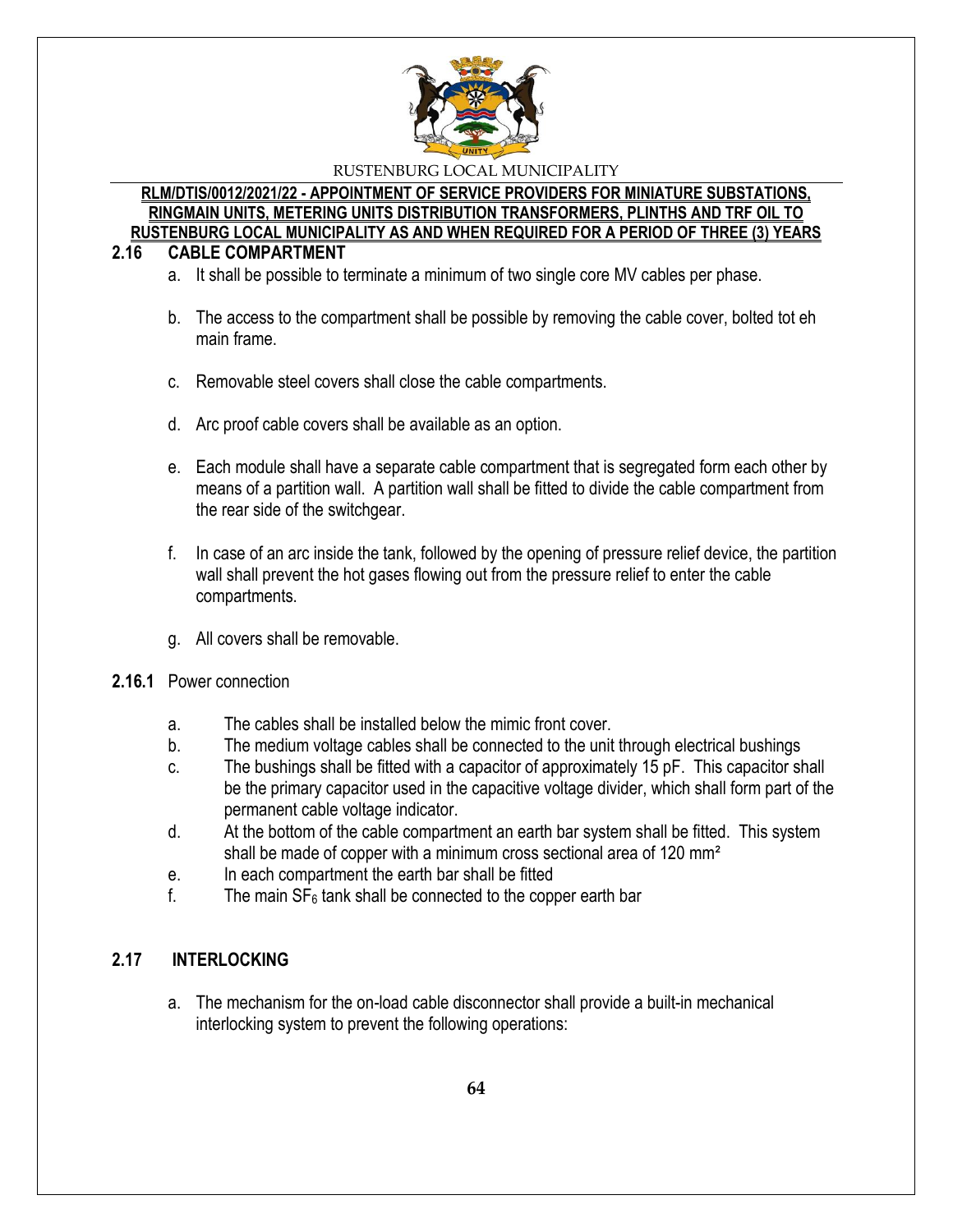## 2.16 CABLE COMPARTMENT

a. It shall be possible to terminate a minimum of two single core MV cables per phase.

b. The access to the compartment shall be possible by removing the cable cover, bolted tot eh main frame.

c. Removable steel covers shall close the cable compartments.

d. Arc proof cable covers shall be available as an option.

e. Each module shall have a separate cable compartment that is segregated form each other by means of a partition wall. A partition wall shall be fitted to divide the cable compartment from the rear side of the switchgear.

f. In case of an arc inside the tank, followed by the opening of pressure relief device, the partition wall shall prevent the hot gases flowing out from the pressure relief to enter the cable compartments.

g. All covers shall be removable.

**2.16.1** Power connection

a. The cables shall be installed below the mimic front cover.
b. The medium voltage cables shall be connected to the unit through electrical bushings
c. The bushings shall be fitted with a capacitor of approximately 15 pF. This capacitor shall be the primary capacitor used in the capacitive voltage divider, which shall form part of the permanent cable voltage indicator.
d. At the bottom of the cable compartment an earth bar system shall be fitted. This system shall be made of copper with a minimum cross sectional area of 120 mm²
e. In each compartment the earth bar shall be fitted
f. The main $SF_6$ tank shall be connected to the copper earth bar

## 2.17 INTERLOCKING

a. The mechanism for the on-load cable disconnector shall provide a built-in mechanical interlocking system to prevent the following operations: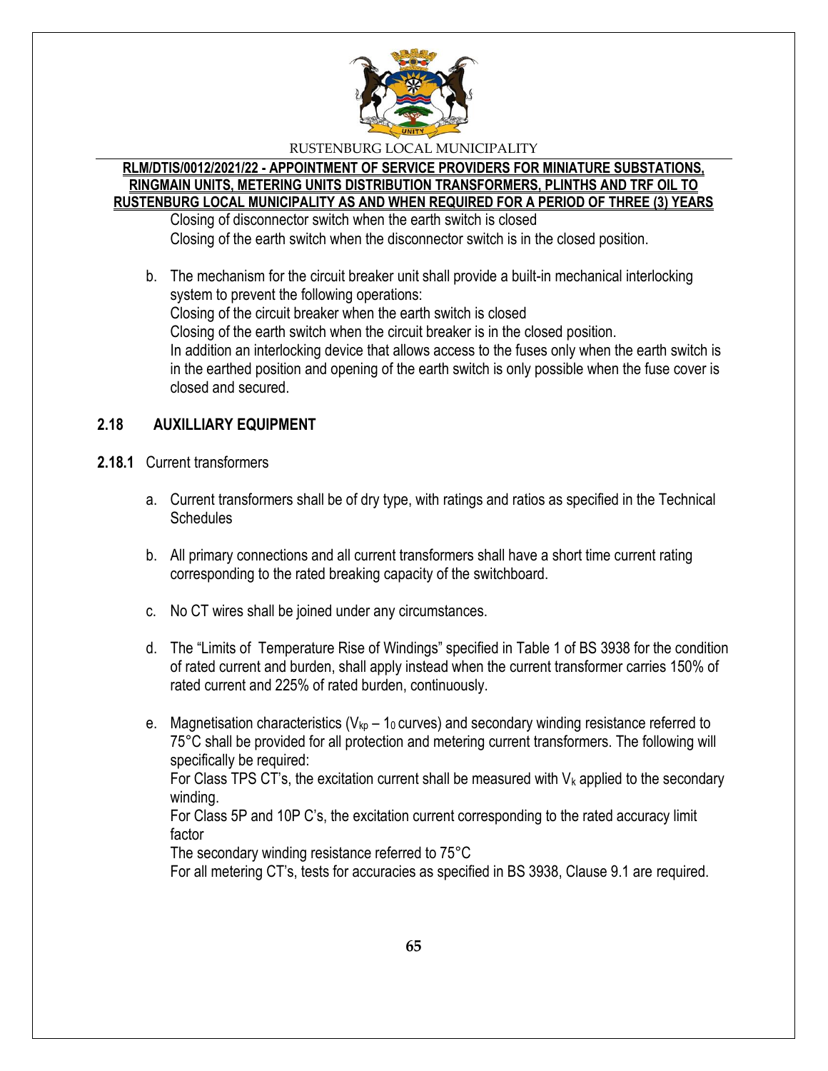Closing of disconnector switch when the earth switch is closed
Closing of the earth switch when the disconnector switch is in the closed position.

b. The mechanism for the circuit breaker unit shall provide a built-in mechanical interlocking system to prevent the following operations:
   Closing of the circuit breaker when the earth switch is closed
   Closing of the earth switch when the circuit breaker is in the closed position.
   In addition an interlocking device that allows access to the fuses only when the earth switch is in the earthed position and opening of the earth switch is only possible when the fuse cover is closed and secured.

## 2.18 AUXILLIARY EQUIPMENT

**2.18.1** Current transformers

a. Current transformers shall be of dry type, with ratings and ratios as specified in the Technical Schedules

b. All primary connections and all current transformers shall have a short time current rating corresponding to the rated breaking capacity of the switchboard.

c. No CT wires shall be joined under any circumstances.

d. The "Limits of Temperature Rise of Windings" specified in Table 1 of BS 3938 for the condition of rated current and burden, shall apply instead when the current transformer carries 150% of rated current and 225% of rated burden, continuously.

e. Magnetisation characteristics ($V_{kp}$ – $1_0$ curves) and secondary winding resistance referred to 75°C shall be provided for all protection and metering current transformers. The following will specifically be required:
   For Class TPS CT's, the excitation current shall be measured with $V_k$ applied to the secondary winding.
   For Class 5P and 10P C's, the excitation current corresponding to the rated accuracy limit factor
   The secondary winding resistance referred to 75°C
   For all metering CT's, tests for accuracies as specified in BS 3938, Clause 9.1 are required.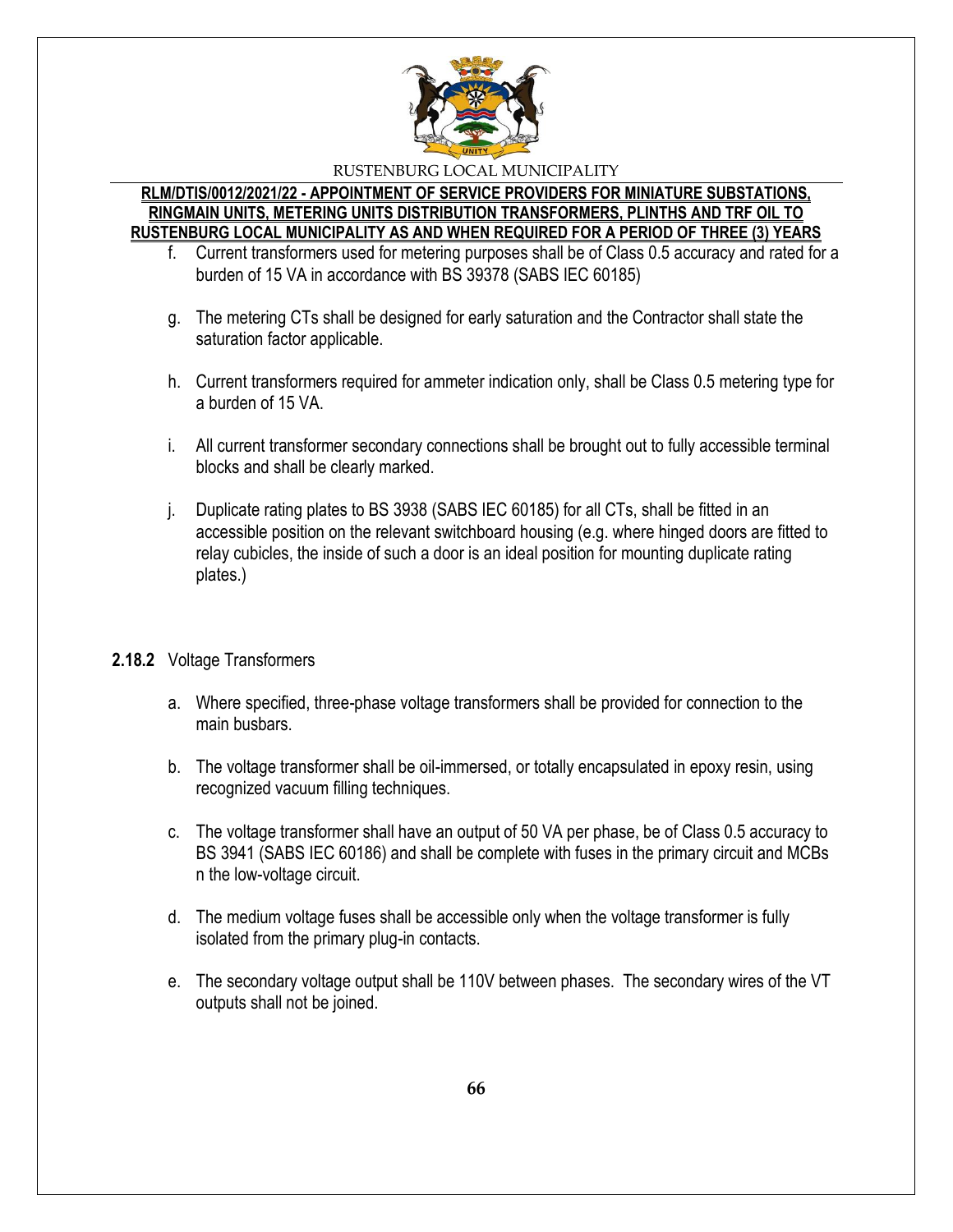f. Current transformers used for metering purposes shall be of Class 0.5 accuracy and rated for a burden of 15 VA in accordance with BS 39378 (SABS IEC 60185)

g. The metering CTs shall be designed for early saturation and the Contractor shall state the saturation factor applicable.

h. Current transformers required for ammeter indication only, shall be Class 0.5 metering type for a burden of 15 VA.

i. All current transformer secondary connections shall be brought out to fully accessible terminal blocks and shall be clearly marked.

j. Duplicate rating plates to BS 3938 (SABS IEC 60185) for all CTs, shall be fitted in an accessible position on the relevant switchboard housing (e.g. where hinged doors are fitted to relay cubicles, the inside of such a door is an ideal position for mounting duplicate rating plates.)

**2.18.2** Voltage Transformers

a. Where specified, three-phase voltage transformers shall be provided for connection to the main busbars.

b. The voltage transformer shall be oil-immersed, or totally encapsulated in epoxy resin, using recognized vacuum filling techniques.

c. The voltage transformer shall have an output of 50 VA per phase, be of Class 0.5 accuracy to BS 3941 (SABS IEC 60186) and shall be complete with fuses in the primary circuit and MCBs n the low-voltage circuit.

d. The medium voltage fuses shall be accessible only when the voltage transformer is fully isolated from the primary plug-in contacts.

e. The secondary voltage output shall be 110V between phases. The secondary wires of the VT outputs shall not be joined.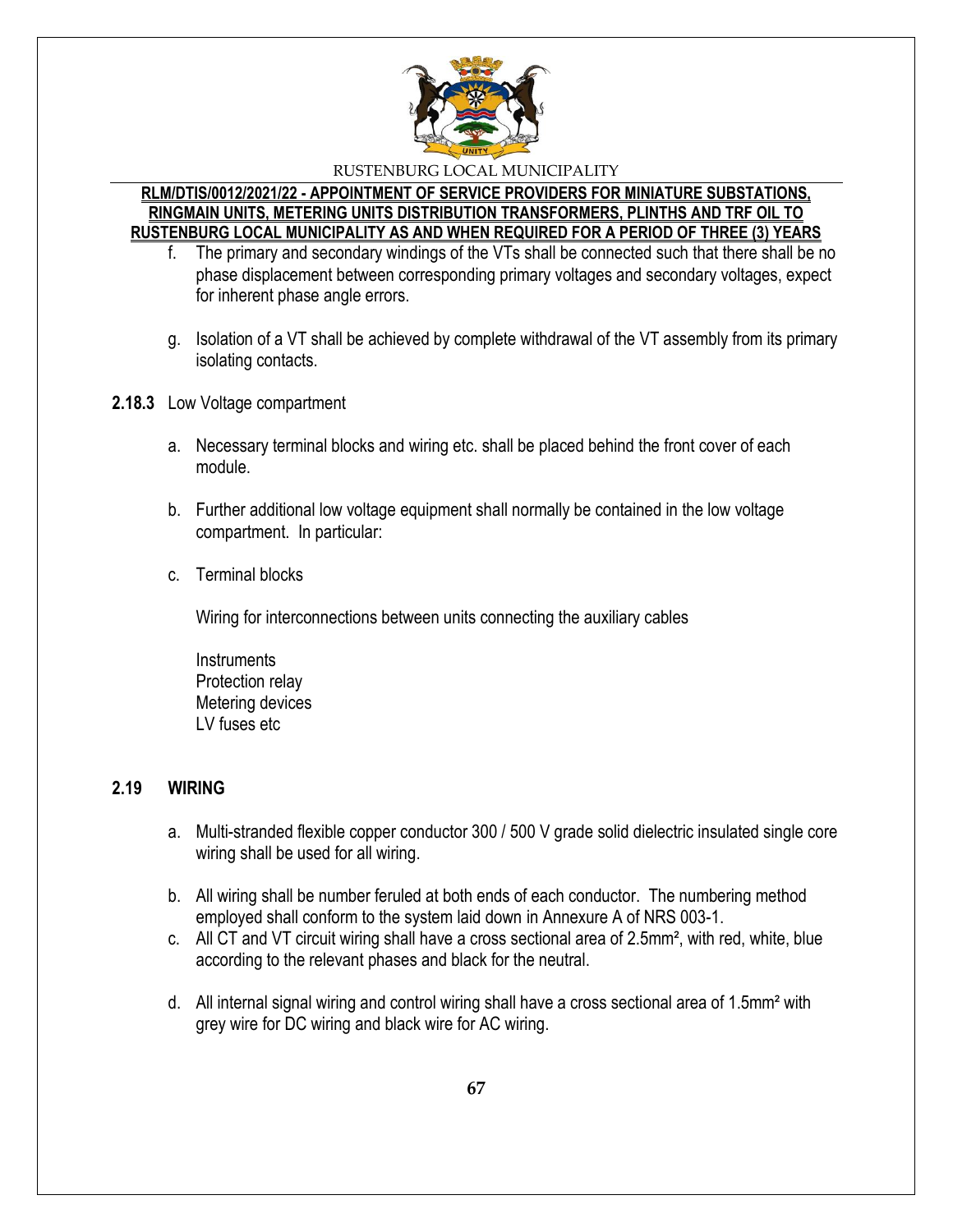f. The primary and secondary windings of the VTs shall be connected such that there shall be no phase displacement between corresponding primary voltages and secondary voltages, expect for inherent phase angle errors.

g. Isolation of a VT shall be achieved by complete withdrawal of the VT assembly from its primary isolating contacts.

**2.18.3** Low Voltage compartment

a. Necessary terminal blocks and wiring etc. shall be placed behind the front cover of each module.

b. Further additional low voltage equipment shall normally be contained in the low voltage compartment. In particular:

c. Terminal blocks

   Wiring for interconnections between units connecting the auxiliary cables

   Instruments
   Protection relay
   Metering devices
   LV fuses etc

## 2.19 WIRING

a. Multi-stranded flexible copper conductor 300 / 500 V grade solid dielectric insulated single core wiring shall be used for all wiring.

b. All wiring shall be number feruled at both ends of each conductor. The numbering method employed shall conform to the system laid down in Annexure A of NRS 003-1.

c. All CT and VT circuit wiring shall have a cross sectional area of 2.5mm², with red, white, blue according to the relevant phases and black for the neutral.

d. All internal signal wiring and control wiring shall have a cross sectional area of 1.5mm² with grey wire for DC wiring and black wire for AC wiring.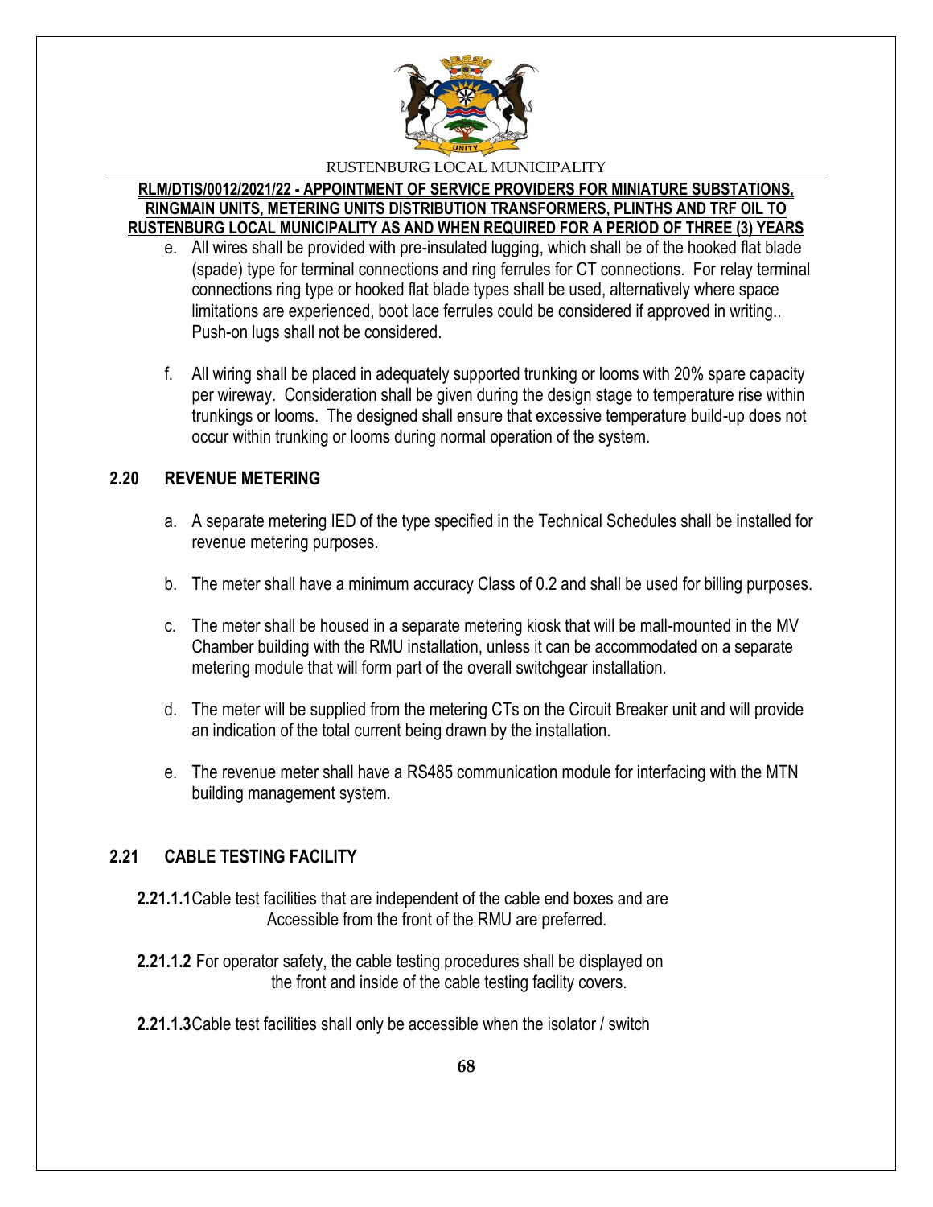e. All wires shall be provided with pre-insulated lugging, which shall be of the hooked flat blade (spade) type for terminal connections and ring ferrules for CT connections. For relay terminal connections ring type or hooked flat blade types shall be used, alternatively where space limitations are experienced, boot lace ferrules could be considered if approved in writing.. Push-on lugs shall not be considered.

f. All wiring shall be placed in adequately supported trunking or looms with 20% spare capacity per wireway. Consideration shall be given during the design stage to temperature rise within trunkings or looms. The designed shall ensure that excessive temperature build-up does not occur within trunking or looms during normal operation of the system.

## 2.20 REVENUE METERING

a. A separate metering IED of the type specified in the Technical Schedules shall be installed for revenue metering purposes.

b. The meter shall have a minimum accuracy Class of 0.2 and shall be used for billing purposes.

c. The meter shall be housed in a separate metering kiosk that will be mall-mounted in the MV Chamber building with the RMU installation, unless it can be accommodated on a separate metering module that will form part of the overall switchgear installation.

d. The meter will be supplied from the metering CTs on the Circuit Breaker unit and will provide an indication of the total current being drawn by the installation.

e. The revenue meter shall have a RS485 communication module for interfacing with the MTN building management system.

## 2.21 CABLE TESTING FACILITY

**2.21.1.1** Cable test facilities that are independent of the cable end boxes and are Accessible from the front of the RMU are preferred.

**2.21.1.2** For operator safety, the cable testing procedures shall be displayed on the front and inside of the cable testing facility covers.

**2.21.1.3** Cable test facilities shall only be accessible when the isolator / switch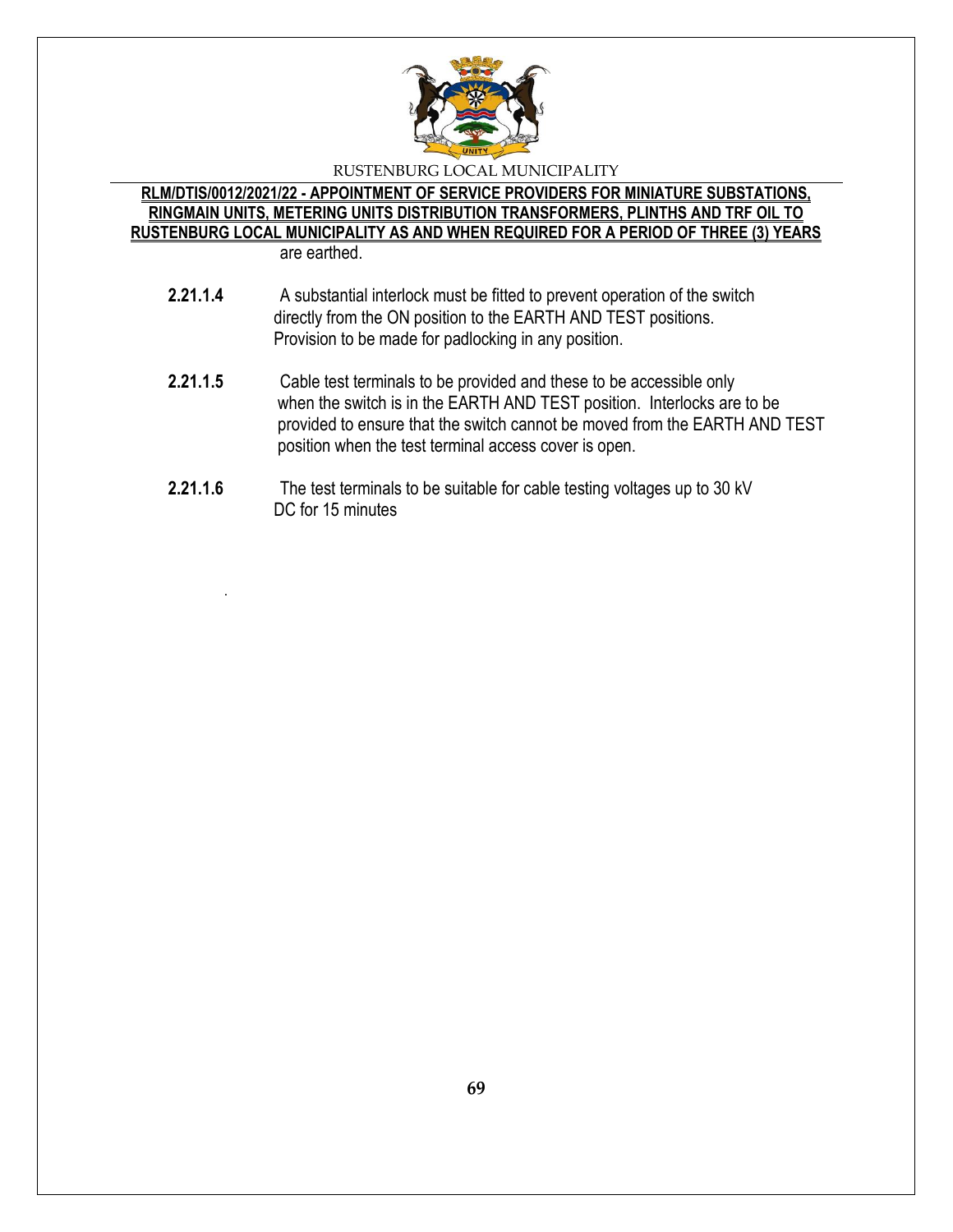are earthed.

**2.21.1.4** A substantial interlock must be fitted to prevent operation of the switch directly from the ON position to the EARTH AND TEST positions. Provision to be made for padlocking in any position.

**2.21.1.5** Cable test terminals to be provided and these to be accessible only when the switch is in the EARTH AND TEST position. Interlocks are to be provided to ensure that the switch cannot be moved from the EARTH AND TEST position when the test terminal access cover is open.

**2.21.1.6** The test terminals to be suitable for cable testing voltages up to 30 kV DC for 15 minutes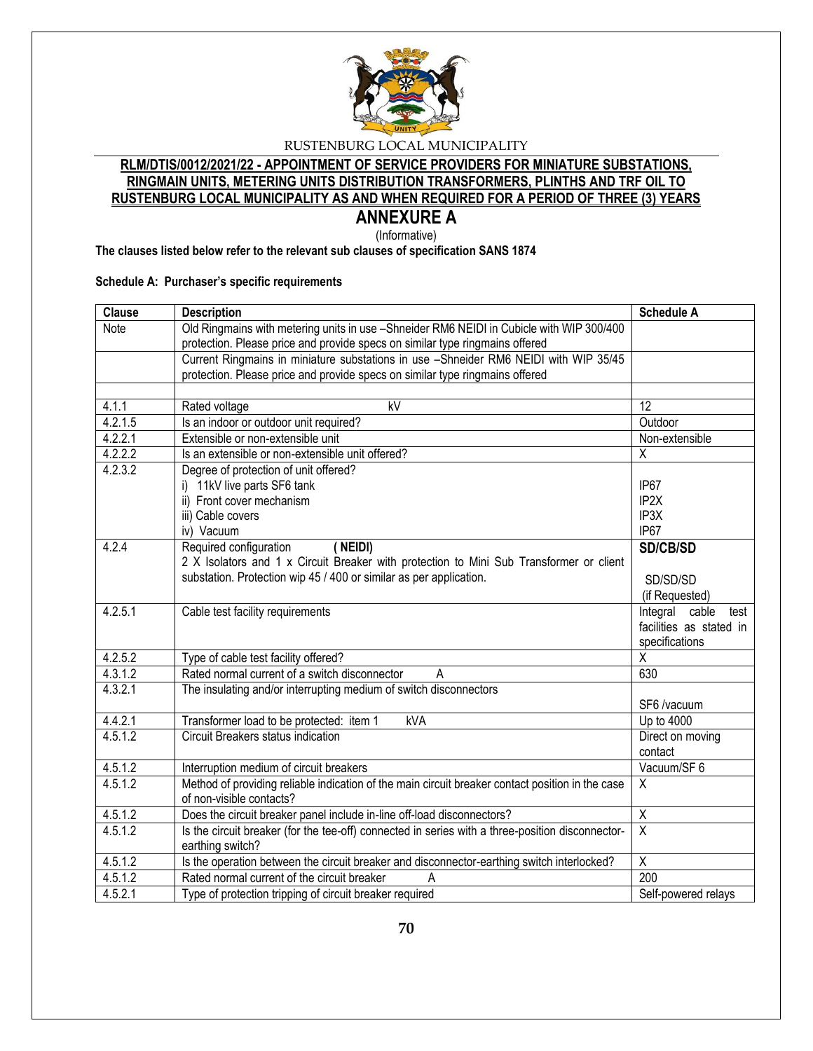RUSTENBURG LOCAL MUNICIPALITY

**RLM/DTIS/0012/2021/22 - APPOINTMENT OF SERVICE PROVIDERS FOR MINIATURE SUBSTATIONS, RINGMAIN UNITS, METERING UNITS DISTRIBUTION TRANSFORMERS, PLINTHS AND TRF OIL TO RUSTENBURG LOCAL MUNICIPALITY AS AND WHEN REQUIRED FOR A PERIOD OF THREE (3) YEARS**

# ANNEXURE A

(Informative)

**The clauses listed below refer to the relevant sub clauses of specification SANS 1874**

**Schedule A: Purchaser's specific requirements**

| Clause | Description | Schedule A |
|---|---|---|
| Note | Old Ringmains with metering units in use –Shneider RM6 NEIDI in Cubicle with WIP 300/400 protection. Please price and provide specs on similar type ringmains offered | |
| | Current Ringmains in miniature substations in use –Shneider RM6 NEIDI with WIP 35/45 protection. Please price and provide specs on similar type ringmains offered | |
| | | |
| 4.1.1 | Rated voltage kV | 12 |
| 4.2.1.5 | Is an indoor or outdoor unit required? | Outdoor |
| 4.2.2.1 | Extensible or non-extensible unit | Non-extensible |
| 4.2.2.2 | Is an extensible or non-extensible unit offered? | X |
| 4.2.3.2 | Degree of protection of unit offered?<br>i) 11kV live parts SF6 tank<br>ii) Front cover mechanism<br>iii) Cable covers<br>iv) Vacuum | <br>IP67<br>IP2X<br>IP3X<br>IP67 |
| 4.2.4 | Required configuration **( NEIDI)**<br>2 X Isolators and 1 x Circuit Breaker with protection to Mini Sub Transformer or client substation. Protection wip 45 / 400 or similar as per application. | **SD/CB/SD**<br><br>SD/SD/SD<br>(if Requested) |
| 4.2.5.1 | Cable test facility requirements | Integral cable test facilities as stated in specifications |
| 4.2.5.2 | Type of cable test facility offered? | X |
| 4.3.1.2 | Rated normal current of a switch disconnector A | 630 |
| 4.3.2.1 | The insulating and/or interrupting medium of switch disconnectors | SF6 /vacuum |
| 4.4.2.1 | Transformer load to be protected: item 1 kVA | Up to 4000 |
| 4.5.1.2 | Circuit Breakers status indication | Direct on moving contact |
| 4.5.1.2 | Interruption medium of circuit breakers | Vacuum/SF 6 |
| 4.5.1.2 | Method of providing reliable indication of the main circuit breaker contact position in the case of non-visible contacts? | X |
| 4.5.1.2 | Does the circuit breaker panel include in-line off-load disconnectors? | X |
| 4.5.1.2 | Is the circuit breaker (for the tee-off) connected in series with a three-position disconnector-earthing switch? | X |
| 4.5.1.2 | Is the operation between the circuit breaker and disconnector-earthing switch interlocked? | X |
| 4.5.1.2 | Rated normal current of the circuit breaker A | 200 |
| 4.5.2.1 | Type of protection tripping of circuit breaker required | Self-powered relays |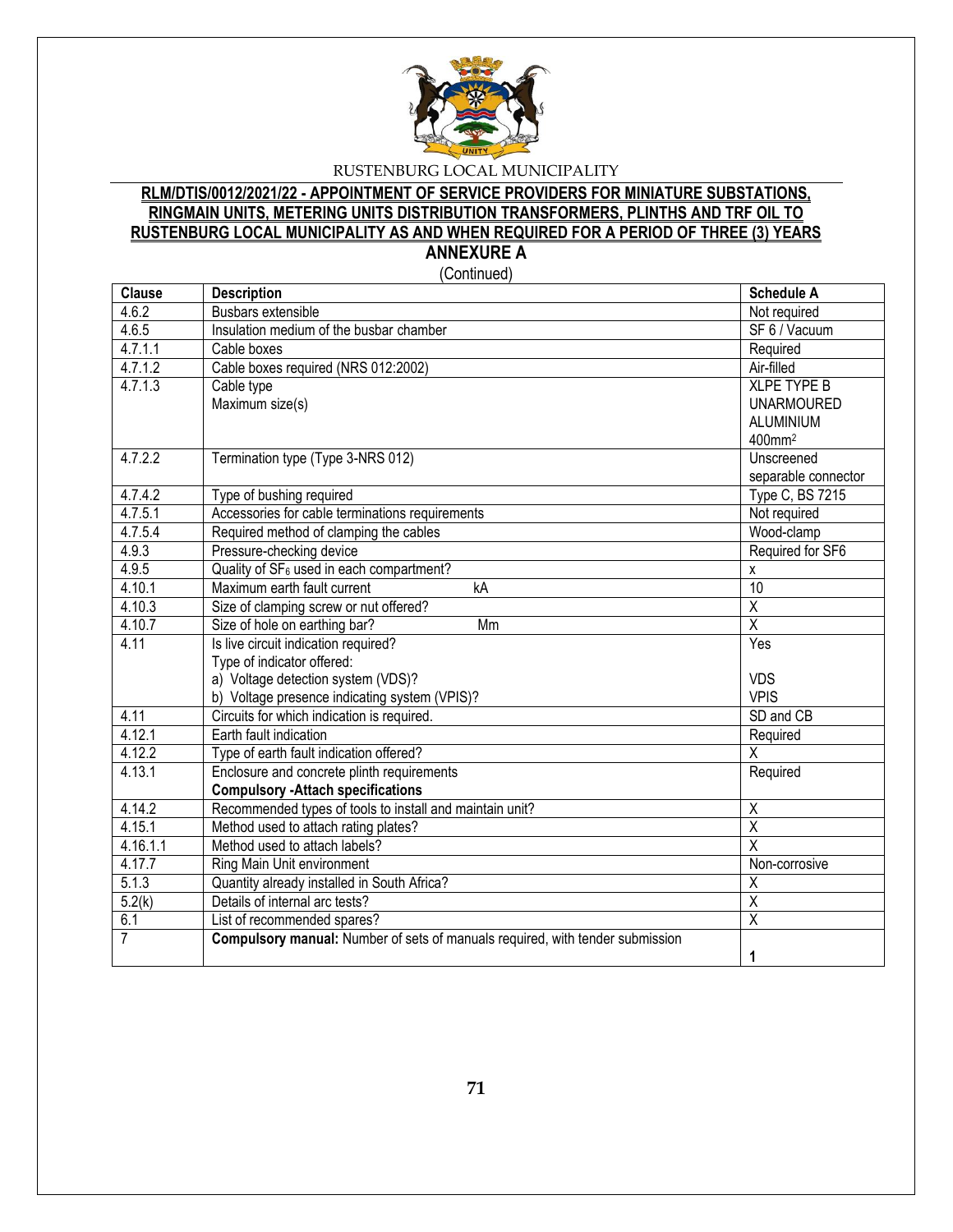RUSTENBURG LOCAL MUNICIPALITY

**RLM/DTIS/0012/2021/22 - APPOINTMENT OF SERVICE PROVIDERS FOR MINIATURE SUBSTATIONS, RINGMAIN UNITS, METERING UNITS DISTRIBUTION TRANSFORMERS, PLINTHS AND TRF OIL TO RUSTENBURG LOCAL MUNICIPALITY AS AND WHEN REQUIRED FOR A PERIOD OF THREE (3) YEARS**

**ANNEXURE A**

(Continued)

| Clause | Description | Schedule A |
|---|---|---|
| 4.6.2 | Busbars extensible | Not required |
| 4.6.5 | Insulation medium of the busbar chamber | SF 6 / Vacuum |
| 4.7.1.1 | Cable boxes | Required |
| 4.7.1.2 | Cable boxes required (NRS 012:2002) | Air-filled |
| 4.7.1.3 | Cable type<br>Maximum size(s) | XLPE TYPE B<br>UNARMOURED<br>ALUMINIUM<br>400mm$^2$ |
| 4.7.2.2 | Termination type (Type 3-NRS 012) | Unscreened separable connector |
| 4.7.4.2 | Type of bushing required | Type C, BS 7215 |
| 4.7.5.1 | Accessories for cable terminations requirements | Not required |
| 4.7.5.4 | Required method of clamping the cables | Wood-clamp |
| 4.9.3 | Pressure-checking device | Required for SF6 |
| 4.9.5 | Quality of $SF_6$ used in each compartment? | x |
| 4.10.1 | Maximum earth fault current kA | 10 |
| 4.10.3 | Size of clamping screw or nut offered? | X |
| 4.10.7 | Size of hole on earthing bar? Mm | X |
| 4.11 | Is live circuit indication required?<br>Type of indicator offered:<br>a) Voltage detection system (VDS)?<br>b) Voltage presence indicating system (VPIS)? | Yes<br><br>VDS<br>VPIS |
| 4.11 | Circuits for which indication is required. | SD and CB |
| 4.12.1 | Earth fault indication | Required |
| 4.12.2 | Type of earth fault indication offered? | X |
| 4.13.1 | Enclosure and concrete plinth requirements<br>**Compulsory -Attach specifications** | Required |
| 4.14.2 | Recommended types of tools to install and maintain unit? | X |
| 4.15.1 | Method used to attach rating plates? | X |
| 4.16.1.1 | Method used to attach labels? | X |
| 4.17.7 | Ring Main Unit environment | Non-corrosive |
| 5.1.3 | Quantity already installed in South Africa? | X |
| 5.2(k) | Details of internal arc tests? | X |
| 6.1 | List of recommended spares? | X |
| 7 | **Compulsory manual:** Number of sets of manuals required, with tender submission | **1** |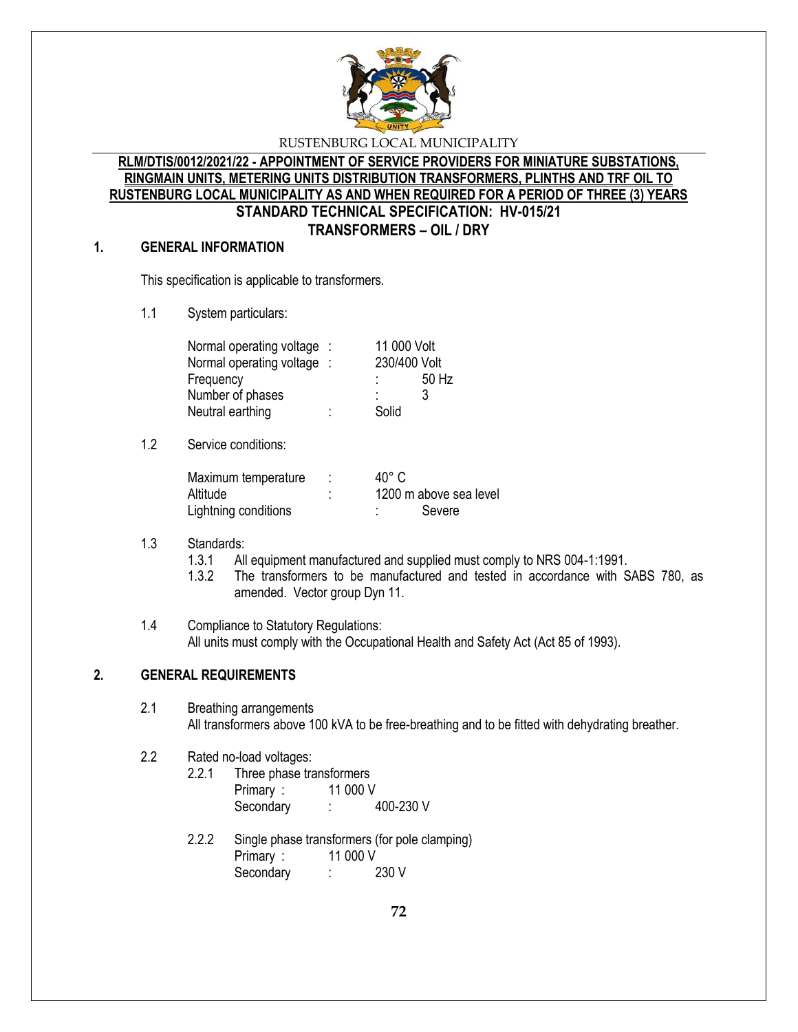RUSTENBURG LOCAL MUNICIPALITY

**RLM/DTIS/0012/2021/22 - APPOINTMENT OF SERVICE PROVIDERS FOR MINIATURE SUBSTATIONS, RINGMAIN UNITS, METERING UNITS DISTRIBUTION TRANSFORMERS, PLINTHS AND TRF OIL TO RUSTENBURG LOCAL MUNICIPALITY AS AND WHEN REQUIRED FOR A PERIOD OF THREE (3) YEARS**

**STANDARD TECHNICAL SPECIFICATION: HV-015/21**

**TRANSFORMERS – OIL / DRY**

## 1. GENERAL INFORMATION

This specification is applicable to transformers.

1.1 System particulars:

| | | |
|---|---|---|
| Normal operating voltage | : | 11 000 Volt |
| Normal operating voltage | : | 230/400 Volt |
| Frequency | : | 50 Hz |
| Number of phases | : | 3 |
| Neutral earthing | : | Solid |

1.2 Service conditions:

| | | |
|---|---|---|
| Maximum temperature | : | 40° C |
| Altitude | : | 1200 m above sea level |
| Lightning conditions | : | Severe |

1.3 Standards:

1.3.1 All equipment manufactured and supplied must comply to NRS 004-1:1991.

1.3.2 The transformers to be manufactured and tested in accordance with SABS 780, as amended. Vector group Dyn 11.

1.4 Compliance to Statutory Regulations:
All units must comply with the Occupational Health and Safety Act (Act 85 of 1993).

## 2. GENERAL REQUIREMENTS

2.1 Breathing arrangements
All transformers above 100 kVA to be free-breathing and to be fitted with dehydrating breather.

2.2 Rated no-load voltages:

2.2.1 Three phase transformers

| | | |
|---|---|---|
| Primary | : | 11 000 V |
| Secondary | : | 400-230 V |

2.2.2 Single phase transformers (for pole clamping)

| | | |
|---|---|---|
| Primary | : | 11 000 V |
| Secondary | : | 230 V |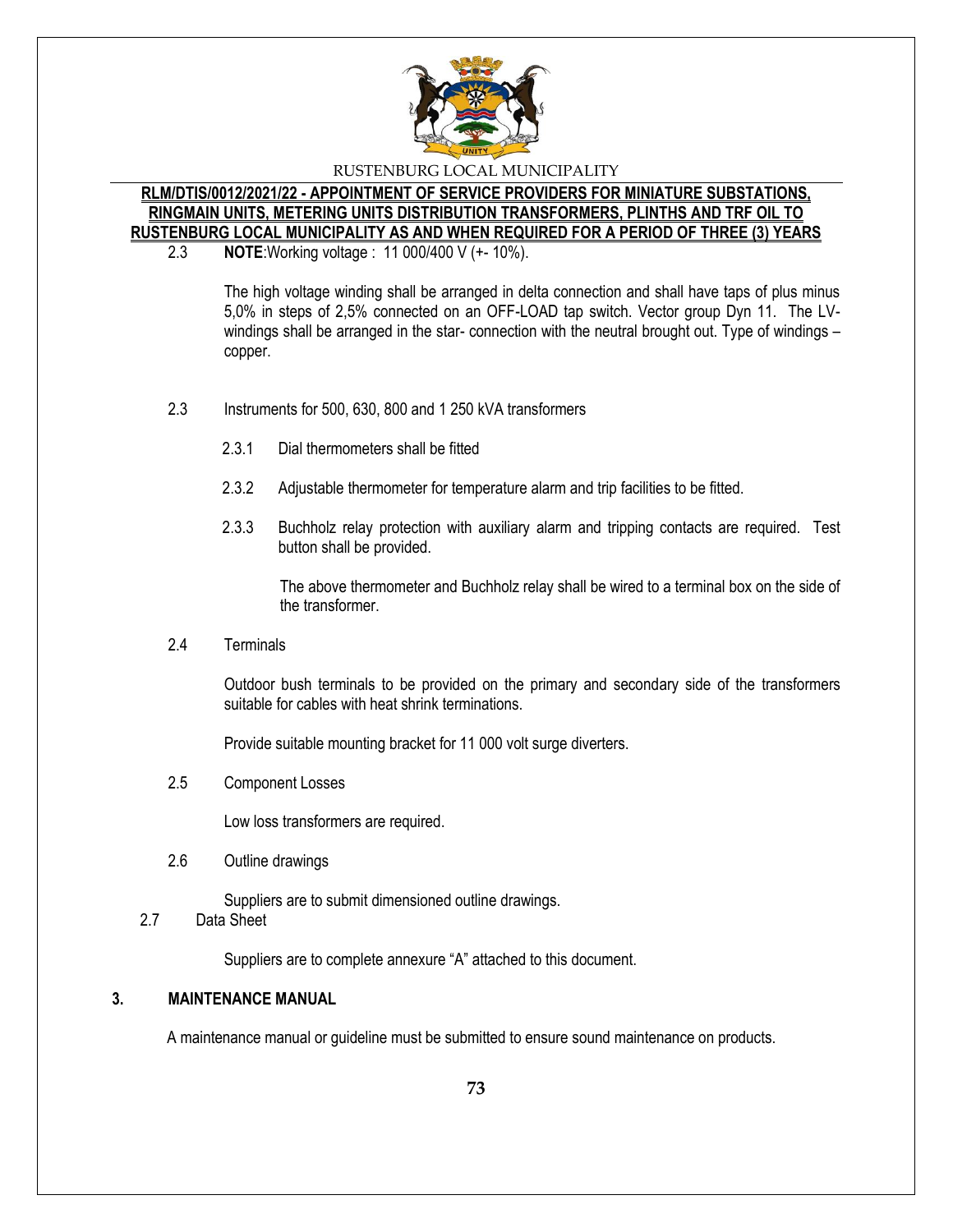2.3 **NOTE**:Working voltage : 11 000/400 V (+- 10%).

The high voltage winding shall be arranged in delta connection and shall have taps of plus minus 5,0% in steps of 2,5% connected on an OFF-LOAD tap switch. Vector group Dyn 11. The LV-windings shall be arranged in the star- connection with the neutral brought out. Type of windings – copper.

2.3 Instruments for 500, 630, 800 and 1 250 kVA transformers

2.3.1 Dial thermometers shall be fitted

2.3.2 Adjustable thermometer for temperature alarm and trip facilities to be fitted.

2.3.3 Buchholz relay protection with auxiliary alarm and tripping contacts are required. Test button shall be provided.

The above thermometer and Buchholz relay shall be wired to a terminal box on the side of the transformer.

2.4 Terminals

Outdoor bush terminals to be provided on the primary and secondary side of the transformers suitable for cables with heat shrink terminations.

Provide suitable mounting bracket for 11 000 volt surge diverters.

2.5 Component Losses

Low loss transformers are required.

2.6 Outline drawings

Suppliers are to submit dimensioned outline drawings.

2.7 Data Sheet

Suppliers are to complete annexure "A" attached to this document.

**3. MAINTENANCE MANUAL**

A maintenance manual or guideline must be submitted to ensure sound maintenance on products.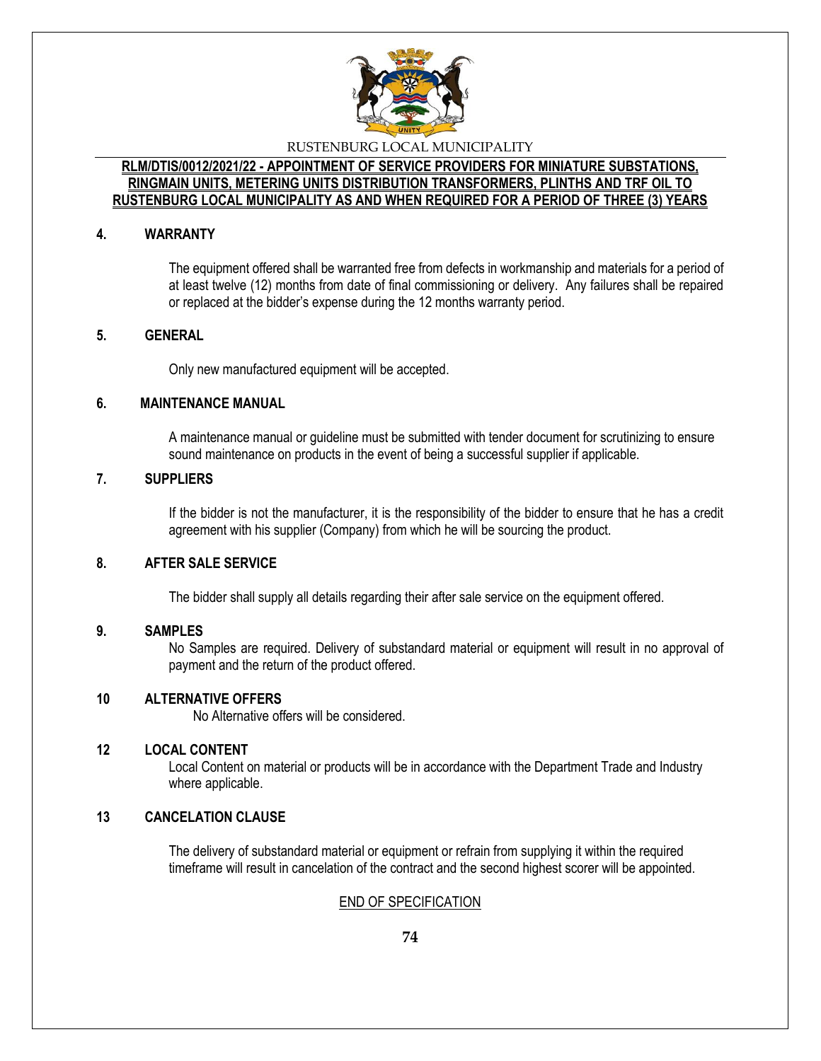## 4. WARRANTY

The equipment offered shall be warranted free from defects in workmanship and materials for a period of at least twelve (12) months from date of final commissioning or delivery. Any failures shall be repaired or replaced at the bidder's expense during the 12 months warranty period.

## 5. GENERAL

Only new manufactured equipment will be accepted.

## 6. MAINTENANCE MANUAL

A maintenance manual or guideline must be submitted with tender document for scrutinizing to ensure sound maintenance on products in the event of being a successful supplier if applicable.

## 7. SUPPLIERS

If the bidder is not the manufacturer, it is the responsibility of the bidder to ensure that he has a credit agreement with his supplier (Company) from which he will be sourcing the product.

## 8. AFTER SALE SERVICE

The bidder shall supply all details regarding their after sale service on the equipment offered.

## 9. SAMPLES

No Samples are required. Delivery of substandard material or equipment will result in no approval of payment and the return of the product offered.

## 10 ALTERNATIVE OFFERS

No Alternative offers will be considered.

## 12 LOCAL CONTENT

Local Content on material or products will be in accordance with the Department Trade and Industry where applicable.

## 13 CANCELATION CLAUSE

The delivery of substandard material or equipment or refrain from supplying it within the required timeframe will result in cancelation of the contract and the second highest scorer will be appointed.

END OF SPECIFICATION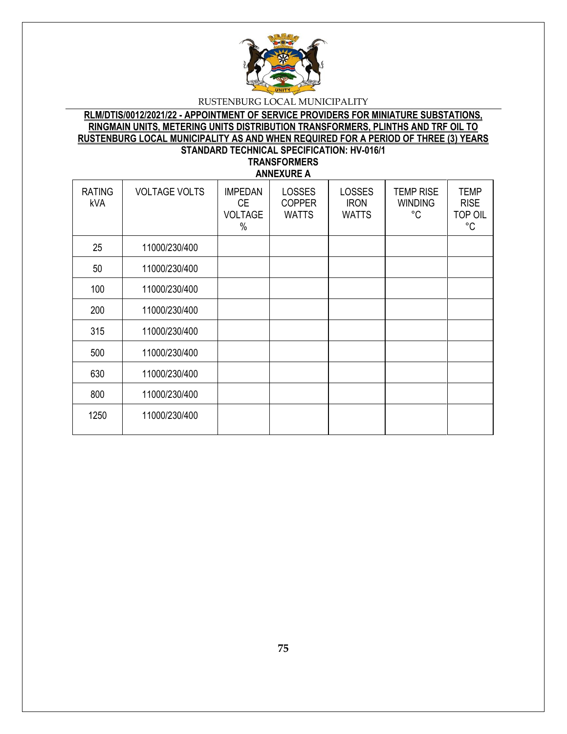RUSTENBURG LOCAL MUNICIPALITY

**RLM/DTIS/0012/2021/22 - APPOINTMENT OF SERVICE PROVIDERS FOR MINIATURE SUBSTATIONS, RINGMAIN UNITS, METERING UNITS DISTRIBUTION TRANSFORMERS, PLINTHS AND TRF OIL TO RUSTENBURG LOCAL MUNICIPALITY AS AND WHEN REQUIRED FOR A PERIOD OF THREE (3) YEARS**

**STANDARD TECHNICAL SPECIFICATION: HV-016/1**

**TRANSFORMERS**

**ANNEXURE A**

| RATING kVA | VOLTAGE VOLTS | IMPEDANCE VOLTAGE % | LOSSES COPPER WATTS | LOSSES IRON WATTS | TEMP RISE WINDING °C | TEMP RISE TOP OIL °C |
|---|---|---|---|---|---|---|
| 25 | 11000/230/400 | | | | | |
| 50 | 11000/230/400 | | | | | |
| 100 | 11000/230/400 | | | | | |
| 200 | 11000/230/400 | | | | | |
| 315 | 11000/230/400 | | | | | |
| 500 | 11000/230/400 | | | | | |
| 630 | 11000/230/400 | | | | | |
| 800 | 11000/230/400 | | | | | |
| 1250 | 11000/230/400 | | | | | |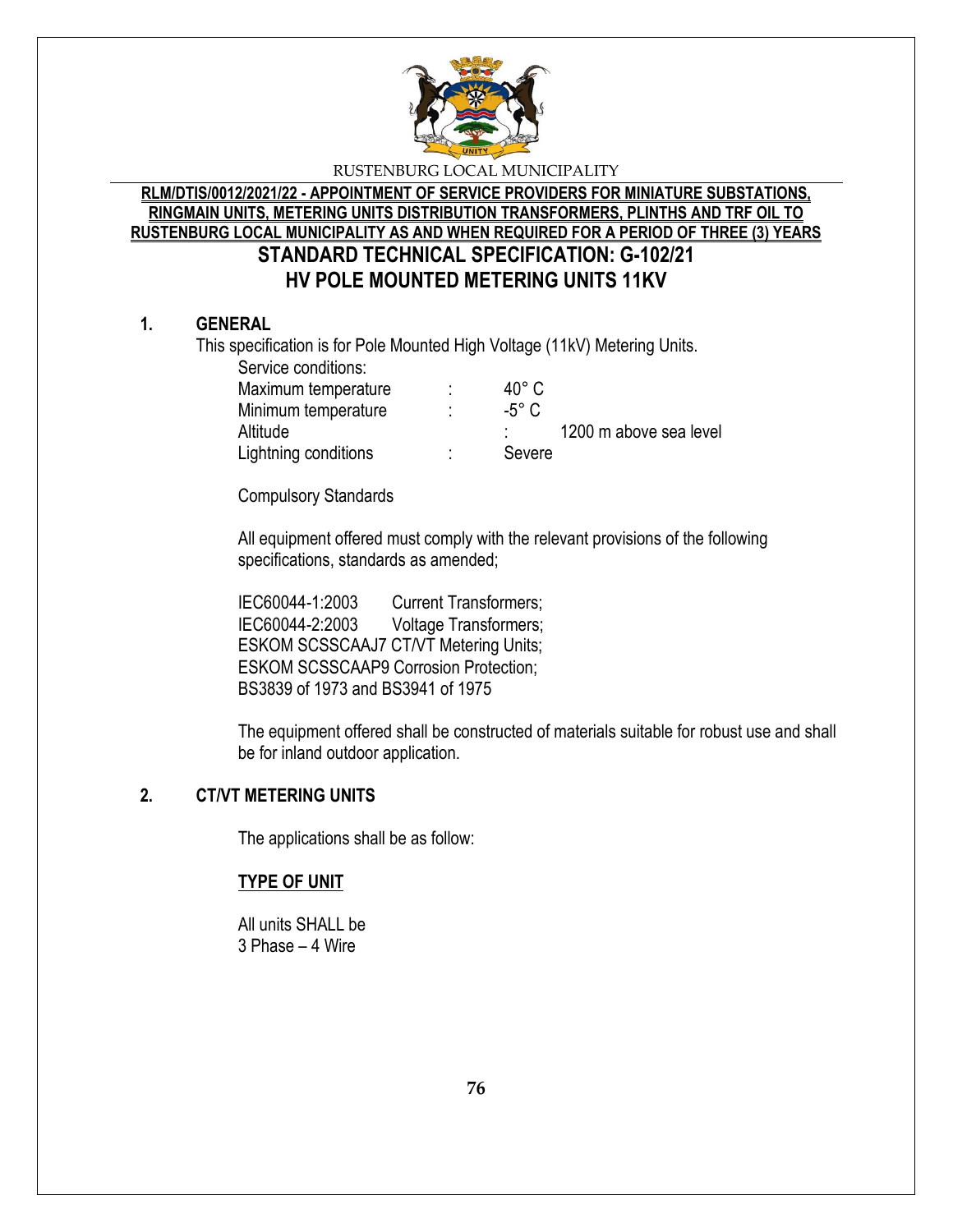RUSTENBURG LOCAL MUNICIPALITY

**RLM/DTIS/0012/2021/22 - APPOINTMENT OF SERVICE PROVIDERS FOR MINIATURE SUBSTATIONS, RINGMAIN UNITS, METERING UNITS DISTRIBUTION TRANSFORMERS, PLINTHS AND TRF OIL TO RUSTENBURG LOCAL MUNICIPALITY AS AND WHEN REQUIRED FOR A PERIOD OF THREE (3) YEARS**

# STANDARD TECHNICAL SPECIFICATION: G-102/21
# HV POLE MOUNTED METERING UNITS 11KV

## 1. GENERAL

This specification is for Pole Mounted High Voltage (11kV) Metering Units.

Service conditions:

| | | |
|---|---|---|
| Maximum temperature | : | 40° C |
| Minimum temperature | : | -5° C |
| Altitude | : | 1200 m above sea level |
| Lightning conditions | : | Severe |

Compulsory Standards

All equipment offered must comply with the relevant provisions of the following specifications, standards as amended;

IEC60044-1:2003 Current Transformers;
IEC60044-2:2003 Voltage Transformers;
ESKOM SCSSCAAJ7 CT/VT Metering Units;
ESKOM SCSSCAAP9 Corrosion Protection;
BS3839 of 1973 and BS3941 of 1975

The equipment offered shall be constructed of materials suitable for robust use and shall be for inland outdoor application.

## 2. CT/VT METERING UNITS

The applications shall be as follow:

**TYPE OF UNIT**

All units SHALL be
3 Phase – 4 Wire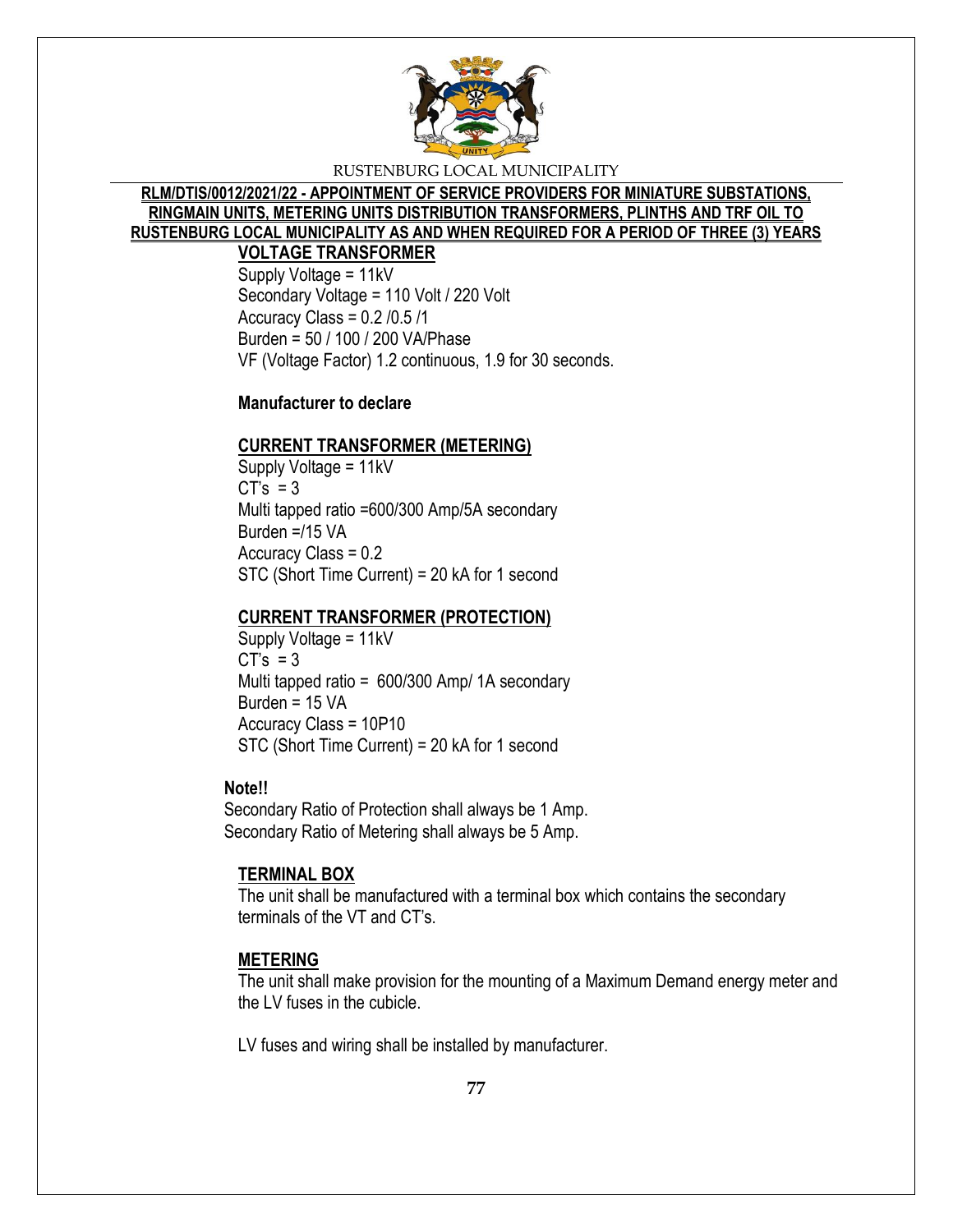**VOLTAGE TRANSFORMER**

Supply Voltage = 11kV
Secondary Voltage = 110 Volt / 220 Volt
Accuracy Class = 0.2 /0.5 /1
Burden = 50 / 100 / 200 VA/Phase
VF (Voltage Factor) 1.2 continuous, 1.9 for 30 seconds.

**Manufacturer to declare**

**CURRENT TRANSFORMER (METERING)**

Supply Voltage = 11kV
CT's = 3
Multi tapped ratio =600/300 Amp/5A secondary
Burden =/15 VA
Accuracy Class = 0.2
STC (Short Time Current) = 20 kA for 1 second

**CURRENT TRANSFORMER (PROTECTION)**

Supply Voltage = 11kV
CT's = 3
Multi tapped ratio = 600/300 Amp/ 1A secondary
Burden = 15 VA
Accuracy Class = 10P10
STC (Short Time Current) = 20 kA for 1 second

**Note!!**

Secondary Ratio of Protection shall always be 1 Amp.
Secondary Ratio of Metering shall always be 5 Amp.

**TERMINAL BOX**

The unit shall be manufactured with a terminal box which contains the secondary terminals of the VT and CT's.

**METERING**

The unit shall make provision for the mounting of a Maximum Demand energy meter and the LV fuses in the cubicle.

LV fuses and wiring shall be installed by manufacturer.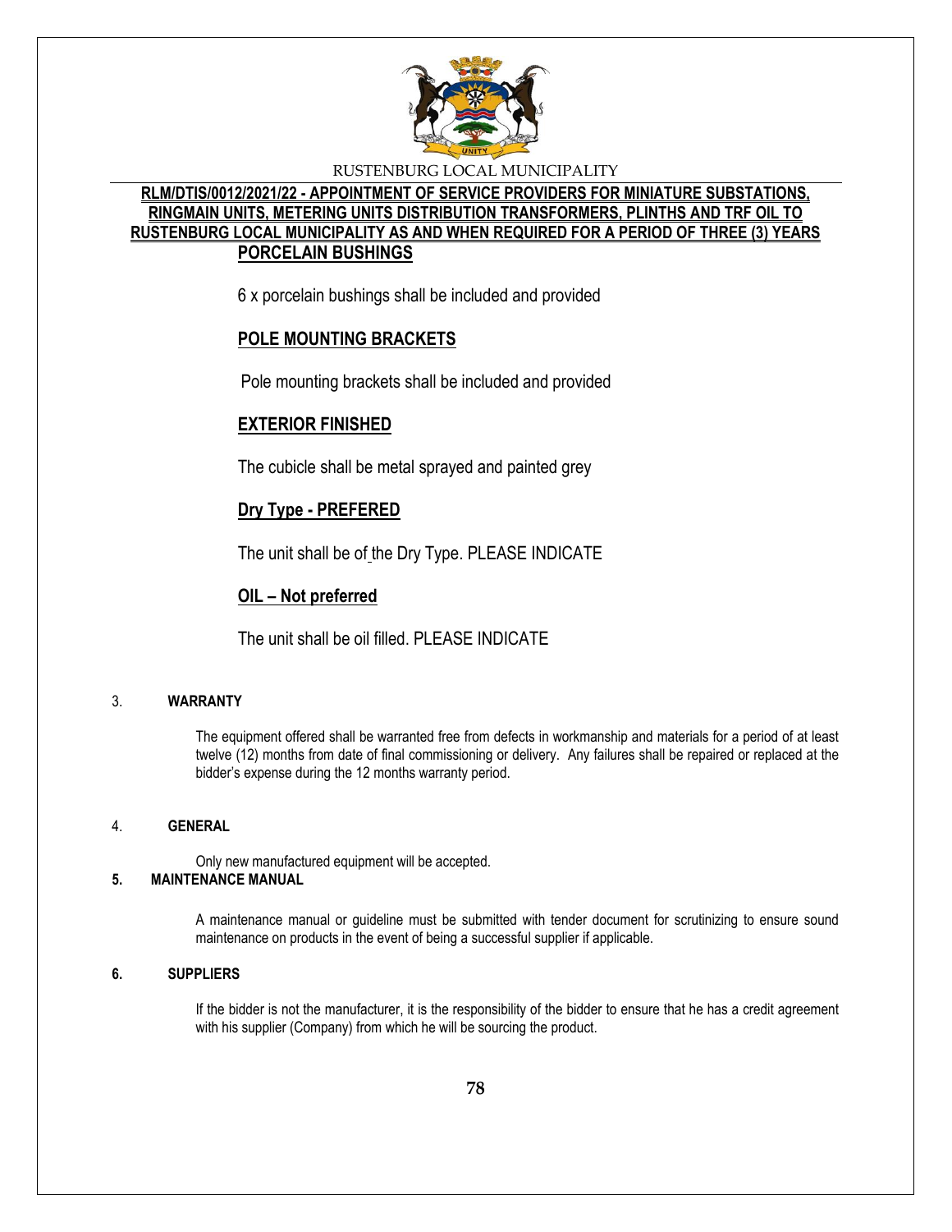**PORCELAIN BUSHINGS**

6 x porcelain bushings shall be included and provided

**POLE MOUNTING BRACKETS**

Pole mounting brackets shall be included and provided

**EXTERIOR FINISHED**

The cubicle shall be metal sprayed and painted grey

**Dry Type - PREFERED**

The unit shall be of the Dry Type. PLEASE INDICATE

**OIL – Not preferred**

The unit shall be oil filled. PLEASE INDICATE

## 3. WARRANTY

The equipment offered shall be warranted free from defects in workmanship and materials for a period of at least twelve (12) months from date of final commissioning or delivery. Any failures shall be repaired or replaced at the bidder's expense during the 12 months warranty period.

## 4. GENERAL

Only new manufactured equipment will be accepted.

## 5. MAINTENANCE MANUAL

A maintenance manual or guideline must be submitted with tender document for scrutinizing to ensure sound maintenance on products in the event of being a successful supplier if applicable.

## 6. SUPPLIERS

If the bidder is not the manufacturer, it is the responsibility of the bidder to ensure that he has a credit agreement with his supplier (Company) from which he will be sourcing the product.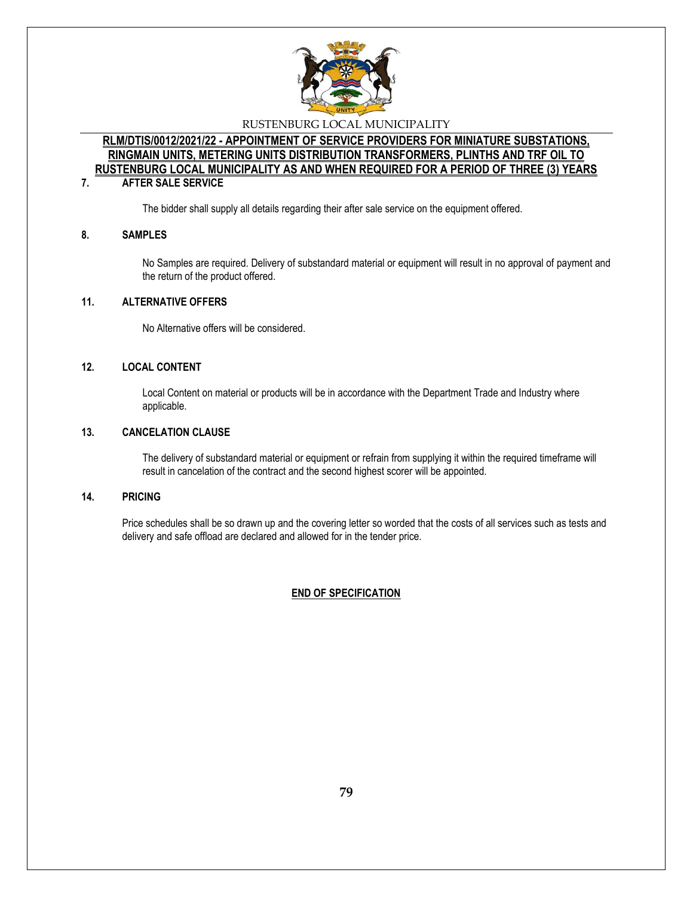## 7. AFTER SALE SERVICE

The bidder shall supply all details regarding their after sale service on the equipment offered.

## 8. SAMPLES

No Samples are required. Delivery of substandard material or equipment will result in no approval of payment and the return of the product offered.

## 11. ALTERNATIVE OFFERS

No Alternative offers will be considered.

## 12. LOCAL CONTENT

Local Content on material or products will be in accordance with the Department Trade and Industry where applicable.

## 13. CANCELATION CLAUSE

The delivery of substandard material or equipment or refrain from supplying it within the required timeframe will result in cancelation of the contract and the second highest scorer will be appointed.

## 14. PRICING

Price schedules shall be so drawn up and the covering letter so worded that the costs of all services such as tests and delivery and safe offload are declared and allowed for in the tender price.

**END OF SPECIFICATION**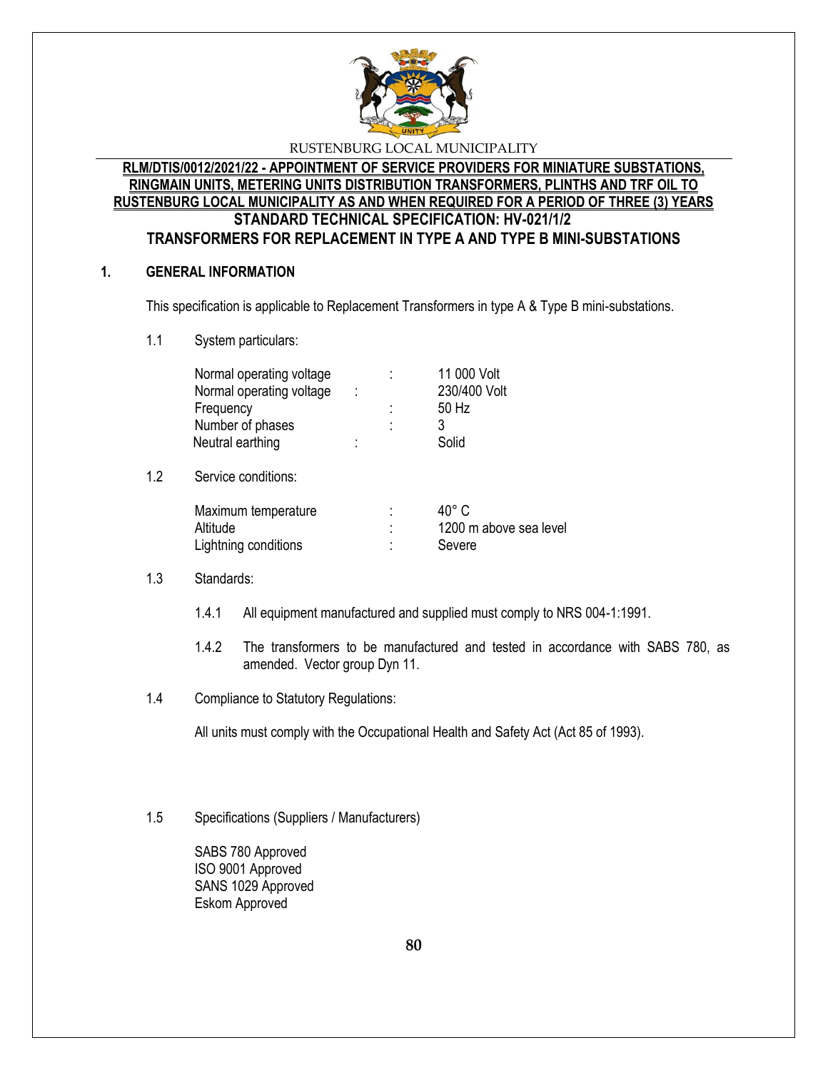RUSTENBURG LOCAL MUNICIPALITY

**RLM/DTIS/0012/2021/22 - APPOINTMENT OF SERVICE PROVIDERS FOR MINIATURE SUBSTATIONS, RINGMAIN UNITS, METERING UNITS DISTRIBUTION TRANSFORMERS, PLINTHS AND TRF OIL TO RUSTENBURG LOCAL MUNICIPALITY AS AND WHEN REQUIRED FOR A PERIOD OF THREE (3) YEARS**

**STANDARD TECHNICAL SPECIFICATION: HV-021/1/2**

**TRANSFORMERS FOR REPLACEMENT IN TYPE A AND TYPE B MINI-SUBSTATIONS**

## 1. GENERAL INFORMATION

This specification is applicable to Replacement Transformers in type A & Type B mini-substations.

1.1 System particulars:

| | | |
|---|---|---|
| Normal operating voltage | : | 11 000 Volt |
| Normal operating voltage | : | 230/400 Volt |
| Frequency | : | 50 Hz |
| Number of phases | : | 3 |
| Neutral earthing | : | Solid |

1.2 Service conditions:

| | | |
|---|---|---|
| Maximum temperature | : | 40° C |
| Altitude | : | 1200 m above sea level |
| Lightning conditions | : | Severe |

1.3 Standards:

1.4.1 All equipment manufactured and supplied must comply to NRS 004-1:1991.

1.4.2 The transformers to be manufactured and tested in accordance with SABS 780, as amended. Vector group Dyn 11.

1.4 Compliance to Statutory Regulations:

All units must comply with the Occupational Health and Safety Act (Act 85 of 1993).

1.5 Specifications (Suppliers / Manufacturers)

SABS 780 Approved
ISO 9001 Approved
SANS 1029 Approved
Eskom Approved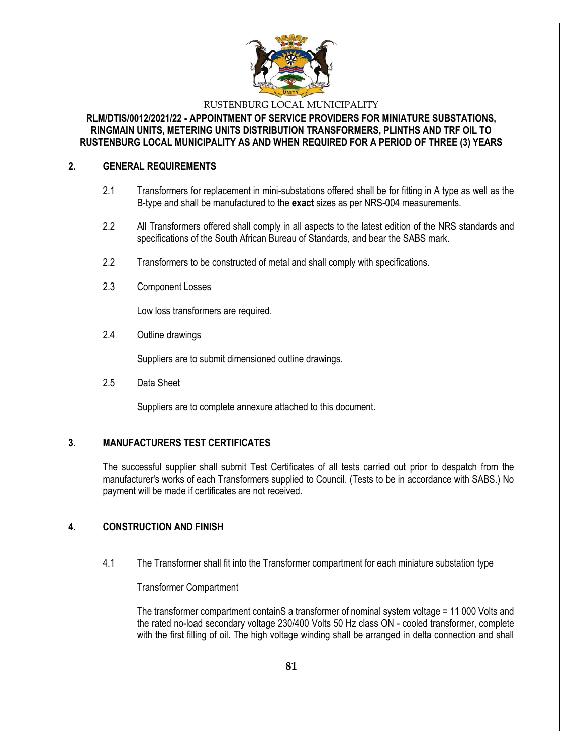RUSTENBURG LOCAL MUNICIPALITY

**RLM/DTIS/0012/2021/22 - APPOINTMENT OF SERVICE PROVIDERS FOR MINIATURE SUBSTATIONS, RINGMAIN UNITS, METERING UNITS DISTRIBUTION TRANSFORMERS, PLINTHS AND TRF OIL TO RUSTENBURG LOCAL MUNICIPALITY AS AND WHEN REQUIRED FOR A PERIOD OF THREE (3) YEARS**

## 2. GENERAL REQUIREMENTS

2.1 Transformers for replacement in mini-substations offered shall be for fitting in A type as well as the B-type and shall be manufactured to the **exact** sizes as per NRS-004 measurements.

2.2 All Transformers offered shall comply in all aspects to the latest edition of the NRS standards and specifications of the South African Bureau of Standards, and bear the SABS mark.

2.2 Transformers to be constructed of metal and shall comply with specifications.

2.3 Component Losses

Low loss transformers are required.

2.4 Outline drawings

Suppliers are to submit dimensioned outline drawings.

2.5 Data Sheet

Suppliers are to complete annexure attached to this document.

## 3. MANUFACTURERS TEST CERTIFICATES

The successful supplier shall submit Test Certificates of all tests carried out prior to despatch from the manufacturer's works of each Transformers supplied to Council. (Tests to be in accordance with SABS.) No payment will be made if certificates are not received.

## 4. CONSTRUCTION AND FINISH

4.1 The Transformer shall fit into the Transformer compartment for each miniature substation type

Transformer Compartment

The transformer compartment containS a transformer of nominal system voltage = 11 000 Volts and the rated no-load secondary voltage 230/400 Volts 50 Hz class ON - cooled transformer, complete with the first filling of oil. The high voltage winding shall be arranged in delta connection and shall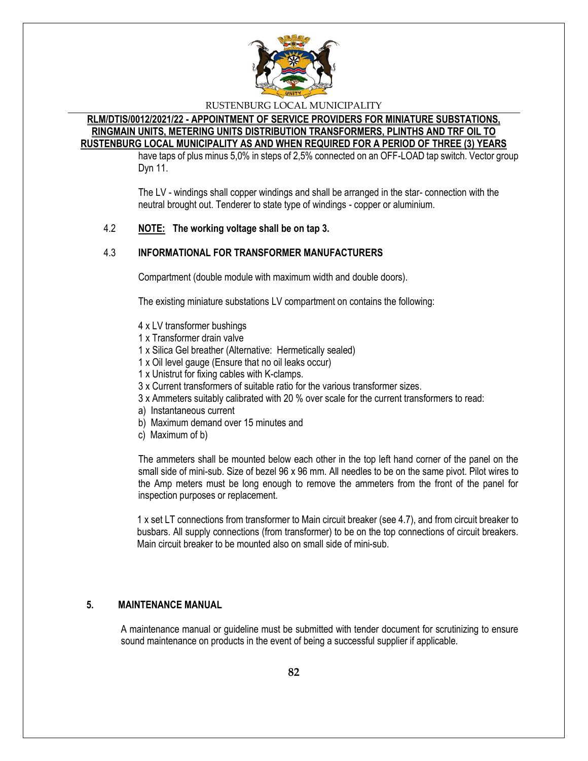have taps of plus minus 5,0% in steps of 2,5% connected on an OFF-LOAD tap switch. Vector group Dyn 11.

The LV - windings shall copper windings and shall be arranged in the star- connection with the neutral brought out. Tenderer to state type of windings - copper or aluminium.

4.2 **NOTE: The working voltage shall be on tap 3.**

4.3 **INFORMATIONAL FOR TRANSFORMER MANUFACTURERS**

Compartment (double module with maximum width and double doors).

The existing miniature substations LV compartment on contains the following:

4 x LV transformer bushings
1 x Transformer drain valve
1 x Silica Gel breather (Alternative: Hermetically sealed)
1 x Oil level gauge (Ensure that no oil leaks occur)
1 x Unistrut for fixing cables with K-clamps.
3 x Current transformers of suitable ratio for the various transformer sizes.
3 x Ammeters suitably calibrated with 20 % over scale for the current transformers to read:
a) Instantaneous current
b) Maximum demand over 15 minutes and
c) Maximum of b)

The ammeters shall be mounted below each other in the top left hand corner of the panel on the small side of mini-sub. Size of bezel 96 x 96 mm. All needles to be on the same pivot. Pilot wires to the Amp meters must be long enough to remove the ammeters from the front of the panel for inspection purposes or replacement.

1 x set LT connections from transformer to Main circuit breaker (see 4.7), and from circuit breaker to busbars. All supply connections (from transformer) to be on the top connections of circuit breakers. Main circuit breaker to be mounted also on small side of mini-sub.

## 5. MAINTENANCE MANUAL

A maintenance manual or guideline must be submitted with tender document for scrutinizing to ensure sound maintenance on products in the event of being a successful supplier if applicable.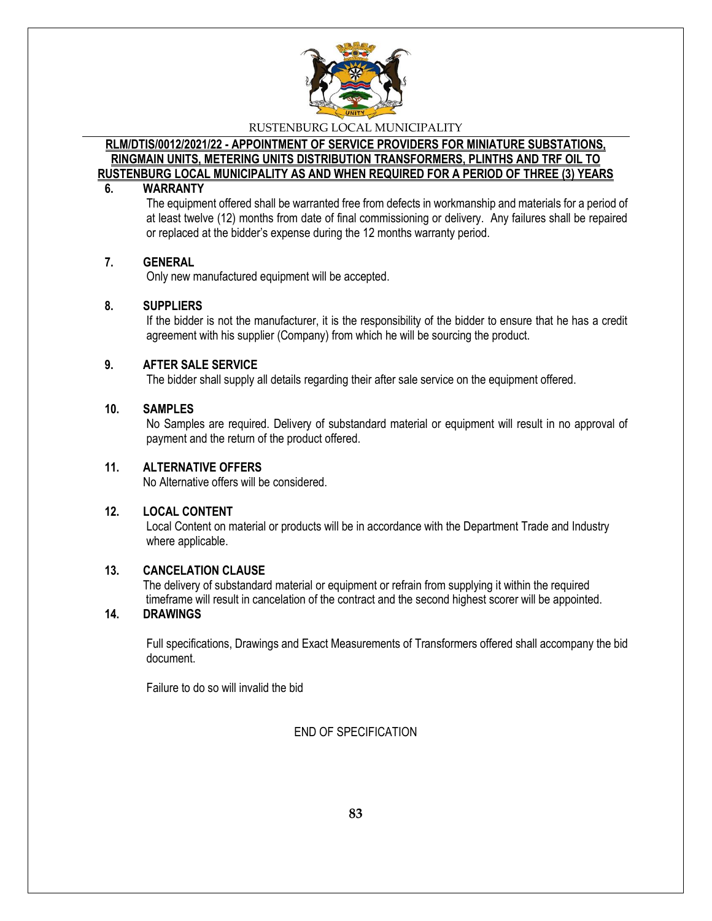**RLM/DTIS/0012/2021/22 - APPOINTMENT OF SERVICE PROVIDERS FOR MINIATURE SUBSTATIONS, RINGMAIN UNITS, METERING UNITS DISTRIBUTION TRANSFORMERS, PLINTHS AND TRF OIL TO RUSTENBURG LOCAL MUNICIPALITY AS AND WHEN REQUIRED FOR A PERIOD OF THREE (3) YEARS**

**6. WARRANTY**

The equipment offered shall be warranted free from defects in workmanship and materials for a period of at least twelve (12) months from date of final commissioning or delivery. Any failures shall be repaired or replaced at the bidder's expense during the 12 months warranty period.

**7. GENERAL**

Only new manufactured equipment will be accepted.

**8. SUPPLIERS**

If the bidder is not the manufacturer, it is the responsibility of the bidder to ensure that he has a credit agreement with his supplier (Company) from which he will be sourcing the product.

**9. AFTER SALE SERVICE**

The bidder shall supply all details regarding their after sale service on the equipment offered.

**10. SAMPLES**

No Samples are required. Delivery of substandard material or equipment will result in no approval of payment and the return of the product offered.

**11. ALTERNATIVE OFFERS**

No Alternative offers will be considered.

**12. LOCAL CONTENT**

Local Content on material or products will be in accordance with the Department Trade and Industry where applicable.

**13. CANCELATION CLAUSE**

The delivery of substandard material or equipment or refrain from supplying it within the required timeframe will result in cancelation of the contract and the second highest scorer will be appointed.

**14. DRAWINGS**

Full specifications, Drawings and Exact Measurements of Transformers offered shall accompany the bid document.

Failure to do so will invalid the bid

END OF SPECIFICATION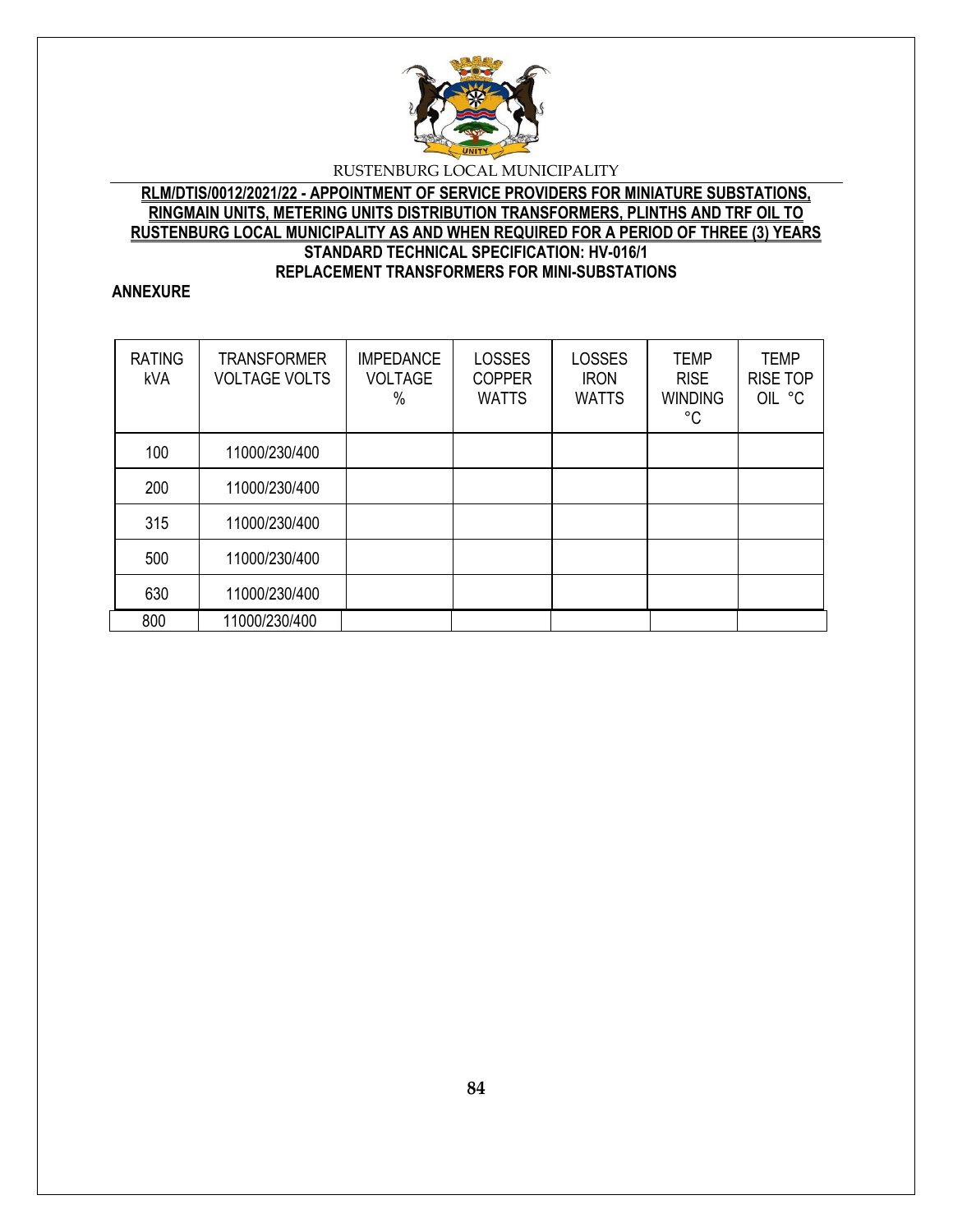**RLM/DTIS/0012/2021/22 - APPOINTMENT OF SERVICE PROVIDERS FOR MINIATURE SUBSTATIONS, RINGMAIN UNITS, METERING UNITS DISTRIBUTION TRANSFORMERS, PLINTHS AND TRF OIL TO RUSTENBURG LOCAL MUNICIPALITY AS AND WHEN REQUIRED FOR A PERIOD OF THREE (3) YEARS**

**STANDARD TECHNICAL SPECIFICATION: HV-016/1**

**REPLACEMENT TRANSFORMERS FOR MINI-SUBSTATIONS**

**ANNEXURE**

| RATING kVA | TRANSFORMER VOLTAGE VOLTS | IMPEDANCE VOLTAGE % | LOSSES COPPER WATTS | LOSSES IRON WATTS | TEMP RISE WINDING °C | TEMP RISE TOP OIL °C |
|---|---|---|---|---|---|---|
| 100 | 11000/230/400 | | | | | |
| 200 | 11000/230/400 | | | | | |
| 315 | 11000/230/400 | | | | | |
| 500 | 11000/230/400 | | | | | |
| 630 | 11000/230/400 | | | | | |
| 800 | 11000/230/400 | | | | | |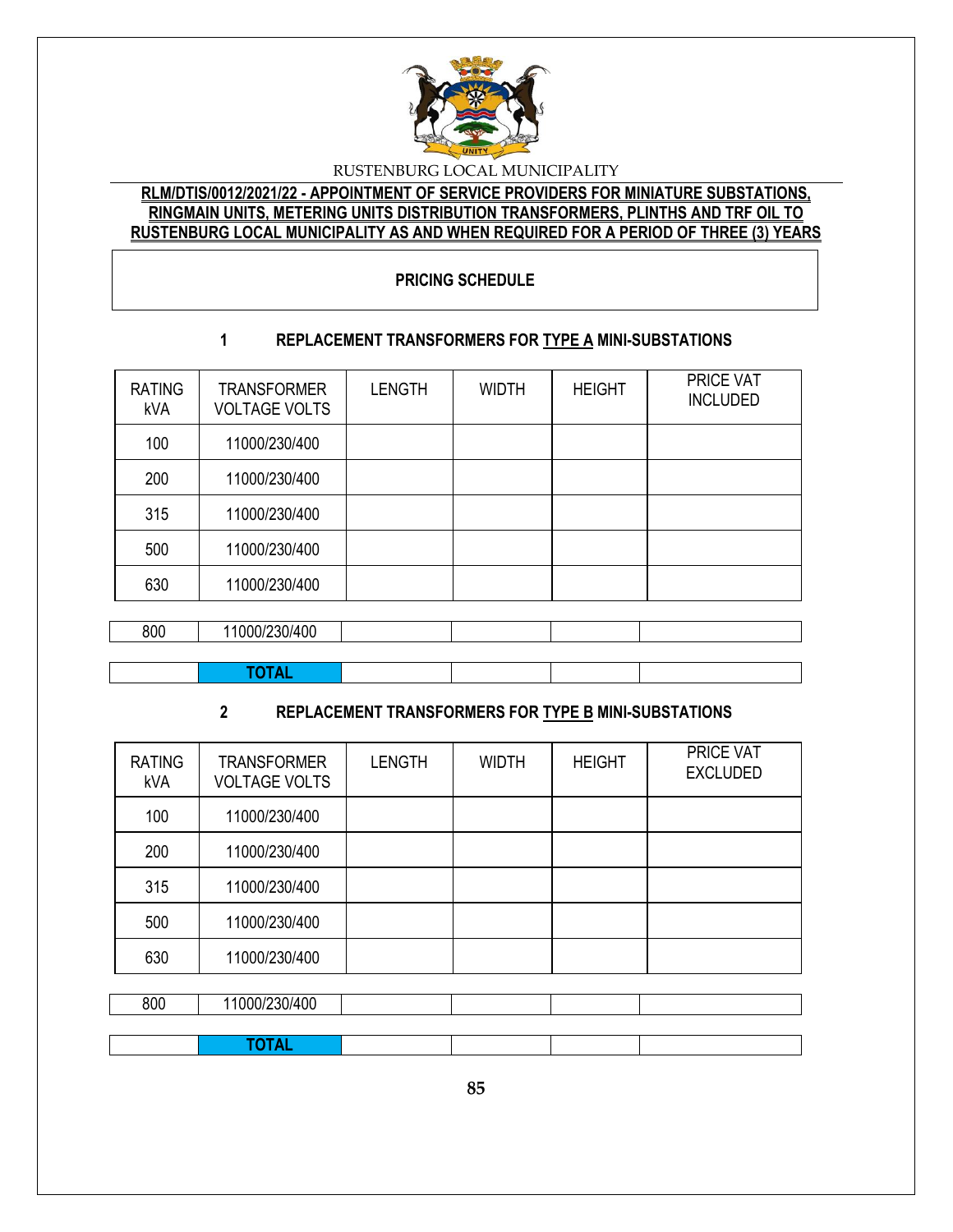RUSTENBURG LOCAL MUNICIPALITY

**RLM/DTIS/0012/2021/22 - APPOINTMENT OF SERVICE PROVIDERS FOR MINIATURE SUBSTATIONS, RINGMAIN UNITS, METERING UNITS DISTRIBUTION TRANSFORMERS, PLINTHS AND TRF OIL TO RUSTENBURG LOCAL MUNICIPALITY AS AND WHEN REQUIRED FOR A PERIOD OF THREE (3) YEARS**

**PRICING SCHEDULE**

**1 REPLACEMENT TRANSFORMERS FOR TYPE A MINI-SUBSTATIONS**

| RATING kVA | TRANSFORMER VOLTAGE VOLTS | LENGTH | WIDTH | HEIGHT | PRICE VAT INCLUDED |
|---|---|---|---|---|---|
| 100 | 11000/230/400 | | | | |
| 200 | 11000/230/400 | | | | |
| 315 | 11000/230/400 | | | | |
| 500 | 11000/230/400 | | | | |
| 630 | 11000/230/400 | | | | |
| 800 | 11000/230/400 | | | | |
| | **TOTAL** | | | | |

**2 REPLACEMENT TRANSFORMERS FOR TYPE B MINI-SUBSTATIONS**

| RATING kVA | TRANSFORMER VOLTAGE VOLTS | LENGTH | WIDTH | HEIGHT | PRICE VAT EXCLUDED |
|---|---|---|---|---|---|
| 100 | 11000/230/400 | | | | |
| 200 | 11000/230/400 | | | | |
| 315 | 11000/230/400 | | | | |
| 500 | 11000/230/400 | | | | |
| 630 | 11000/230/400 | | | | |
| 800 | 11000/230/400 | | | | |
| | **TOTAL** | | | | |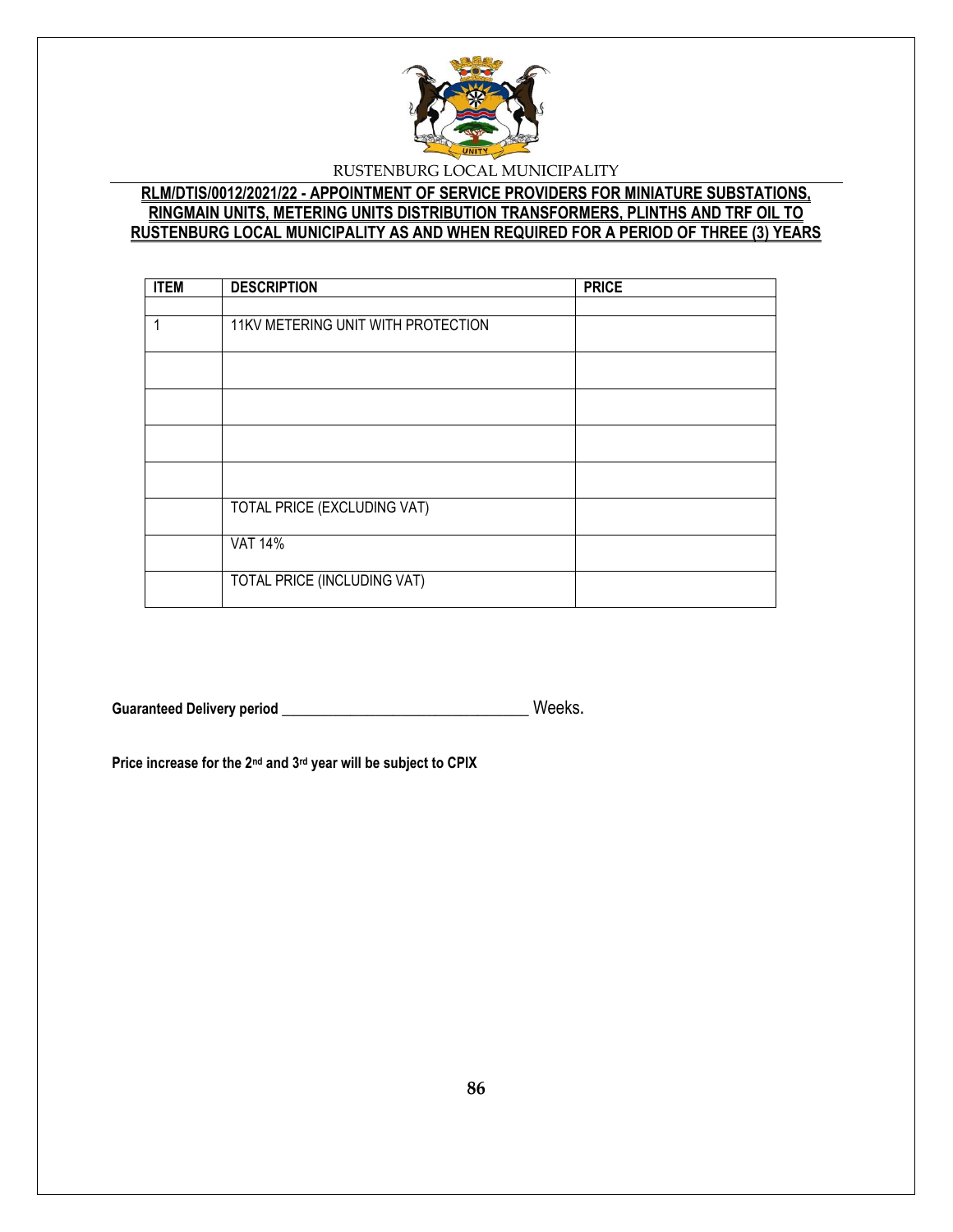RUSTENBURG LOCAL MUNICIPALITY

**RLM/DTIS/0012/2021/22 - APPOINTMENT OF SERVICE PROVIDERS FOR MINIATURE SUBSTATIONS, RINGMAIN UNITS, METERING UNITS DISTRIBUTION TRANSFORMERS, PLINTHS AND TRF OIL TO RUSTENBURG LOCAL MUNICIPALITY AS AND WHEN REQUIRED FOR A PERIOD OF THREE (3) YEARS**

| ITEM | DESCRIPTION | PRICE |
|---|---|---|
| | | |
| 1 | 11KV METERING UNIT WITH PROTECTION | |
| | | |
| | | |
| | | |
| | | |
| | TOTAL PRICE (EXCLUDING VAT) | |
| | VAT 14% | |
| | TOTAL PRICE (INCLUDING VAT) | |

**Guaranteed Delivery period** ________________________________ Weeks.

**Price increase for the 2nd and 3rd year will be subject to CPIX**